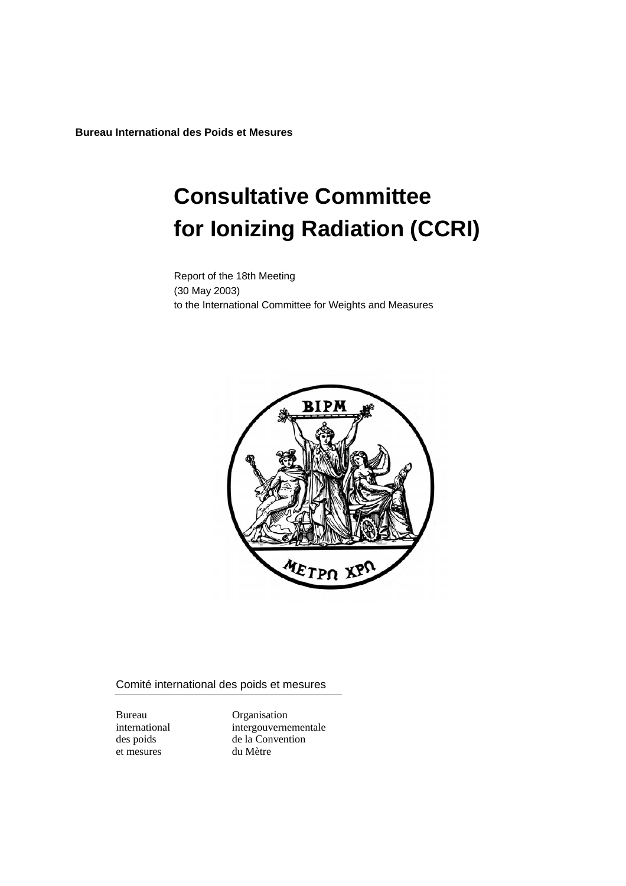**Bureau International des Poids et Mesures**

# Consultative Committee for Ionizing Radiation (CCRI)

Report of the 18th Meeting
(30 May 2003)
to the International Committee for Weights and Measures

Comité international des poids et mesures

Bureau international des poids et mesures

Organisation intergouvernementale de la Convention du Mètre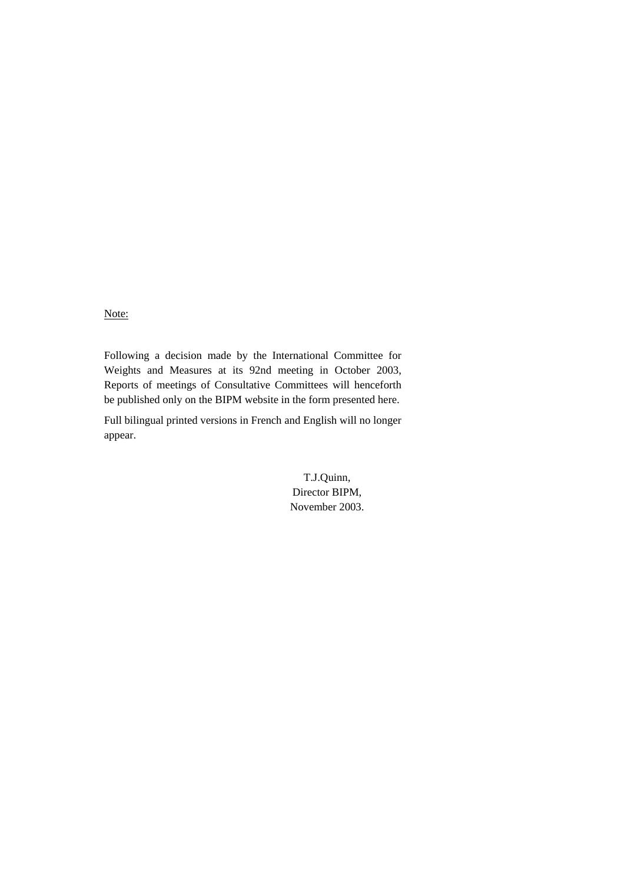Note:

Following a decision made by the International Committee for Weights and Measures at its 92nd meeting in October 2003, Reports of meetings of Consultative Committees will henceforth be published only on the BIPM website in the form presented here.

Full bilingual printed versions in French and English will no longer appear.

T.J.Quinn,  
Director BIPM,  
November 2003.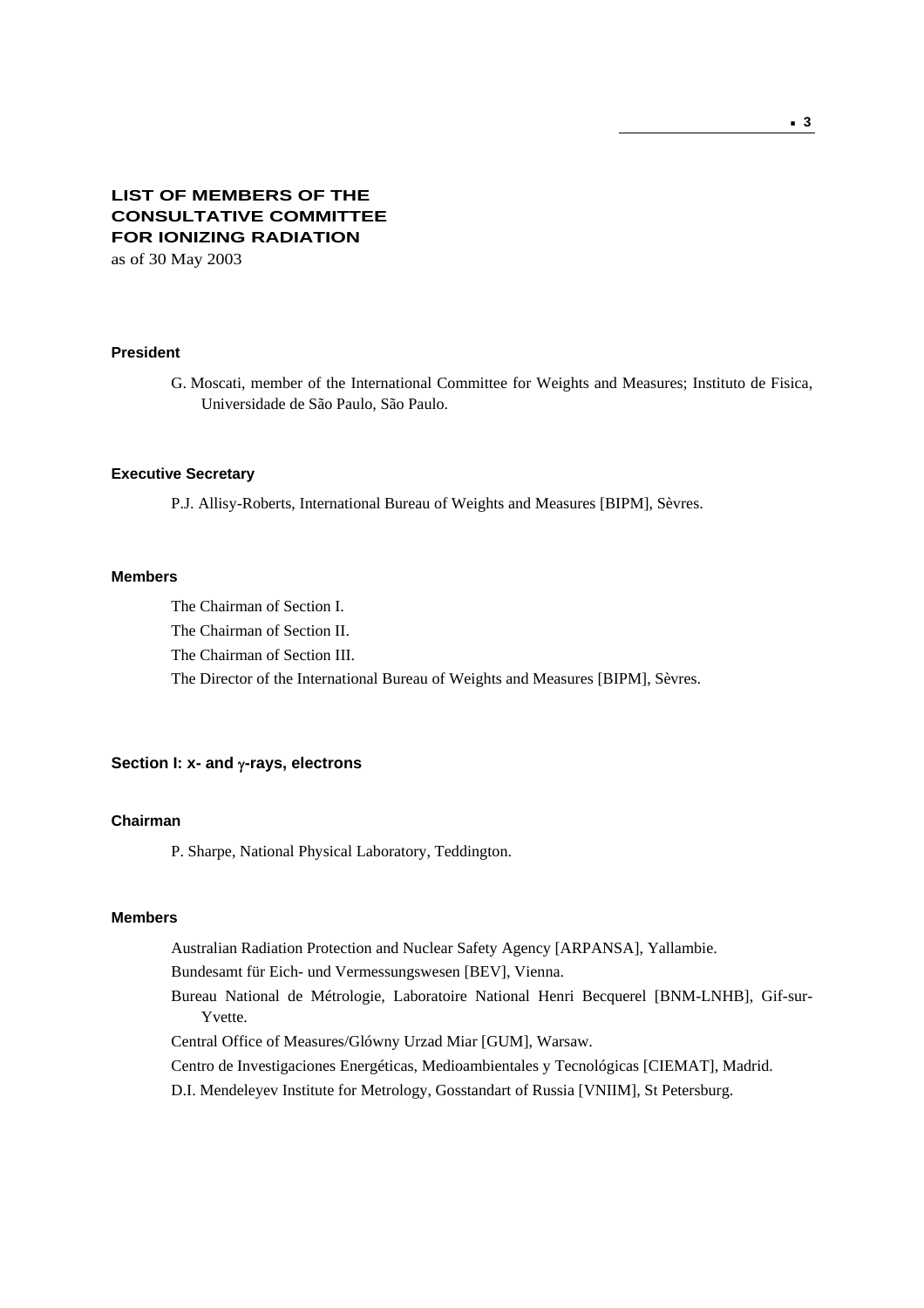# LIST OF MEMBERS OF THE CONSULTATIVE COMMITTEE FOR IONIZING RADIATION

as of 30 May 2003

### President

G. Moscati, member of the International Committee for Weights and Measures; Instituto de Fisica, Universidade de São Paulo, São Paulo.

### Executive Secretary

P.J. Allisy-Roberts, International Bureau of Weights and Measures [BIPM], Sèvres.

### Members

The Chairman of Section I.

The Chairman of Section II.

The Chairman of Section III.

The Director of the International Bureau of Weights and Measures [BIPM], Sèvres.

## Section I: x- and $\gamma$-rays, electrons

### Chairman

P. Sharpe, National Physical Laboratory, Teddington.

### Members

Australian Radiation Protection and Nuclear Safety Agency [ARPANSA], Yallambie.

Bundesamt für Eich- und Vermessungswesen [BEV], Vienna.

Bureau National de Métrologie, Laboratoire National Henri Becquerel [BNM-LNHB], Gif-sur-Yvette.

Central Office of Measures/Glówny Urzad Miar [GUM], Warsaw.

Centro de Investigaciones Energéticas, Medioambientales y Tecnológicas [CIEMAT], Madrid.

D.I. Mendeleyev Institute for Metrology, Gosstandart of Russia [VNIIM], St Petersburg.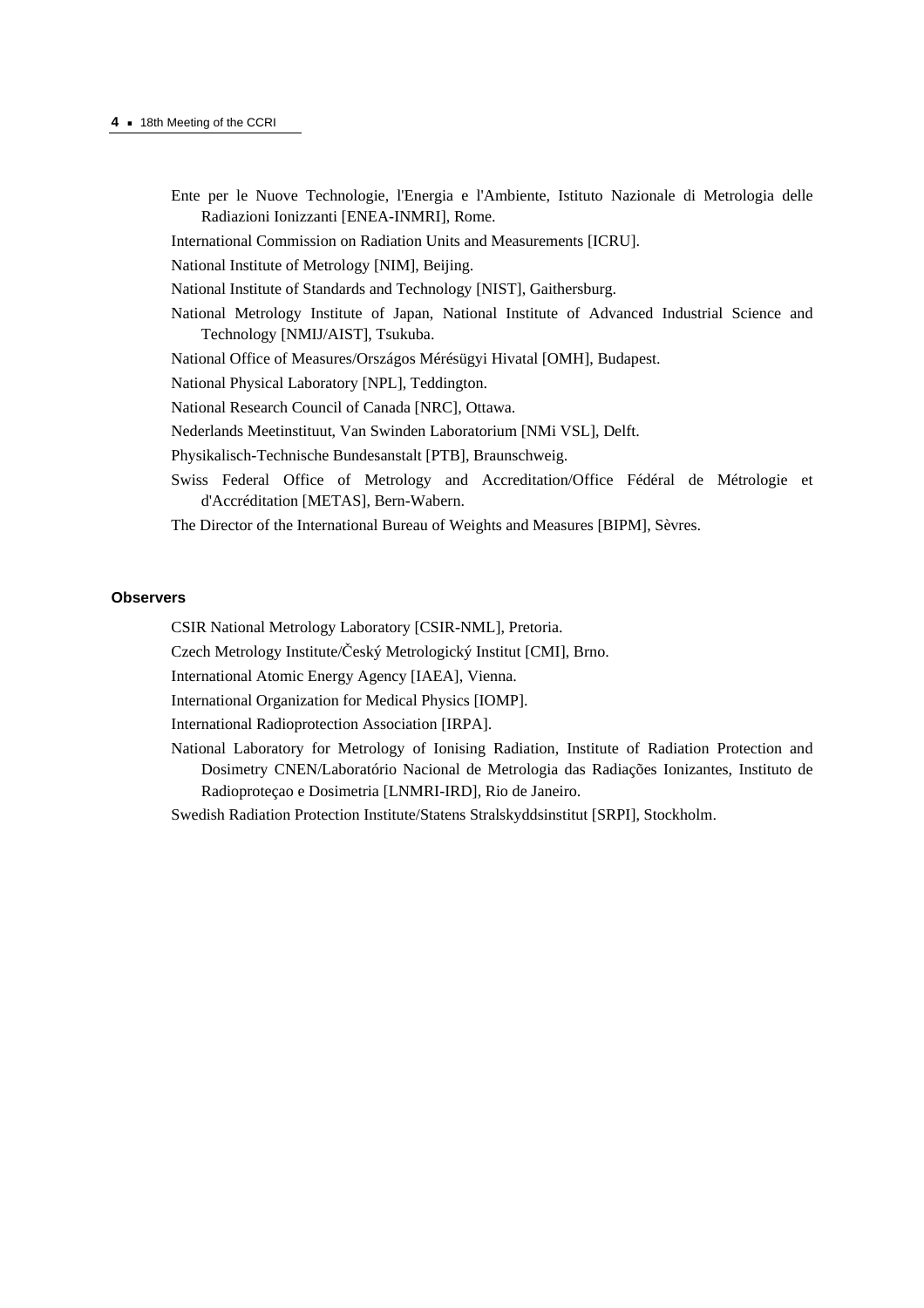Ente per le Nuove Technologie, l'Energia e l'Ambiente, Istituto Nazionale di Metrologia delle Radiazioni Ionizzanti [ENEA-INMRI], Rome.

International Commission on Radiation Units and Measurements [ICRU].

National Institute of Metrology [NIM], Beijing.

National Institute of Standards and Technology [NIST], Gaithersburg.

National Metrology Institute of Japan, National Institute of Advanced Industrial Science and Technology [NMIJ/AIST], Tsukuba.

National Office of Measures/Országos Mérésügyi Hivatal [OMH], Budapest.

National Physical Laboratory [NPL], Teddington.

National Research Council of Canada [NRC], Ottawa.

Nederlands Meetinstituut, Van Swinden Laboratorium [NMi VSL], Delft.

Physikalisch-Technische Bundesanstalt [PTB], Braunschweig.

Swiss Federal Office of Metrology and Accreditation/Office Fédéral de Métrologie et d'Accréditation [METAS], Bern-Wabern.

The Director of the International Bureau of Weights and Measures [BIPM], Sèvres.

**Observers**

CSIR National Metrology Laboratory [CSIR-NML], Pretoria.

Czech Metrology Institute/Český Metrologický Institut [CMI], Brno.

International Atomic Energy Agency [IAEA], Vienna.

International Organization for Medical Physics [IOMP].

International Radioprotection Association [IRPA].

National Laboratory for Metrology of Ionising Radiation, Institute of Radiation Protection and Dosimetry CNEN/Laboratório Nacional de Metrologia das Radiações Ionizantes, Instituto de Radioproteçao e Dosimetria [LNMRI-IRD], Rio de Janeiro.

Swedish Radiation Protection Institute/Statens Stralskyddsinstitut [SRPI], Stockholm.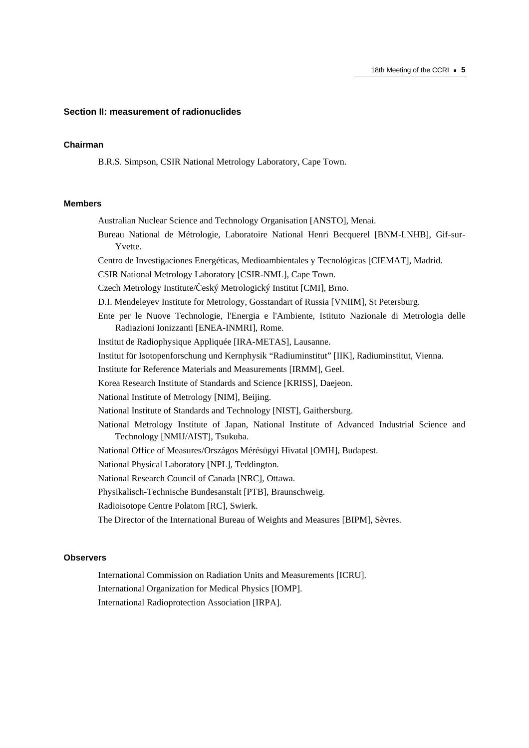## Section II: measurement of radionuclides

### Chairman

B.R.S. Simpson, CSIR National Metrology Laboratory, Cape Town.

### Members

Australian Nuclear Science and Technology Organisation [ANSTO], Menai.

Bureau National de Métrologie, Laboratoire National Henri Becquerel [BNM-LNHB], Gif-sur-Yvette.

Centro de Investigaciones Energéticas, Medioambientales y Tecnológicas [CIEMAT], Madrid.

CSIR National Metrology Laboratory [CSIR-NML], Cape Town.

Czech Metrology Institute/Český Metrologický Institut [CMI], Brno.

D.I. Mendeleyev Institute for Metrology, Gosstandart of Russia [VNIIM], St Petersburg.

Ente per le Nuove Technologie, l'Energia e l'Ambiente, Istituto Nazionale di Metrologia delle Radiazioni Ionizzanti [ENEA-INMRI], Rome.

Institut de Radiophysique Appliquée [IRA-METAS], Lausanne.

Institut für Isotopenforschung und Kernphysik “Radiuminstitut” [IIK], Radiuminstitut, Vienna.

Institute for Reference Materials and Measurements [IRMM], Geel.

Korea Research Institute of Standards and Science [KRISS], Daejeon.

National Institute of Metrology [NIM], Beijing.

National Institute of Standards and Technology [NIST], Gaithersburg.

National Metrology Institute of Japan, National Institute of Advanced Industrial Science and Technology [NMIJ/AIST], Tsukuba.

National Office of Measures/Országos Mérésügyi Hivatal [OMH], Budapest.

National Physical Laboratory [NPL], Teddington.

National Research Council of Canada [NRC], Ottawa.

Physikalisch-Technische Bundesanstalt [PTB], Braunschweig.

Radioisotope Centre Polatom [RC], Swierk.

The Director of the International Bureau of Weights and Measures [BIPM], Sèvres.

### Observers

International Commission on Radiation Units and Measurements [ICRU].

International Organization for Medical Physics [IOMP].

International Radioprotection Association [IRPA].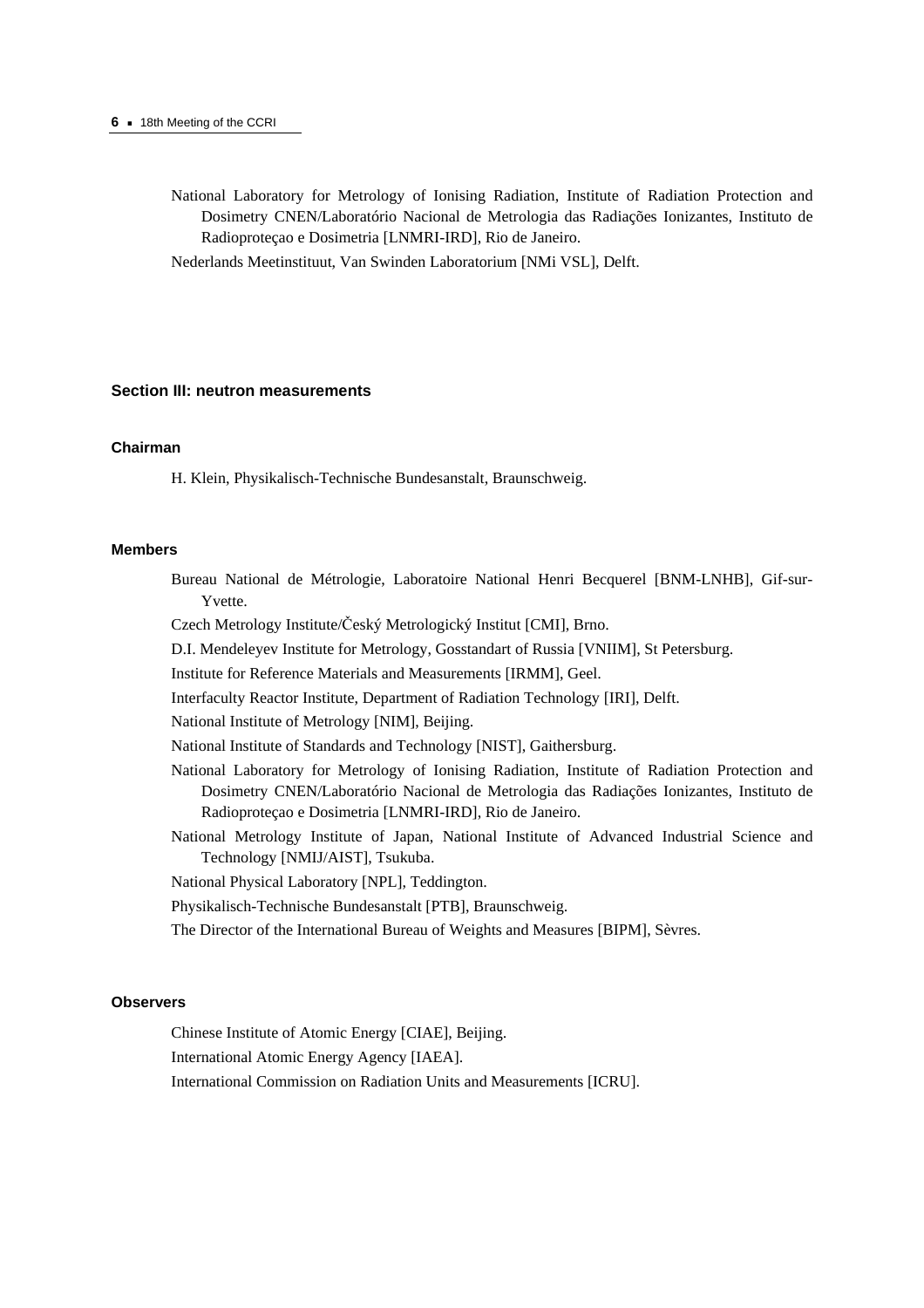National Laboratory for Metrology of Ionising Radiation, Institute of Radiation Protection and Dosimetry CNEN/Laboratório Nacional de Metrologia das Radiações Ionizantes, Instituto de Radioproteçao e Dosimetria [LNMRI-IRD], Rio de Janeiro.

Nederlands Meetinstituut, Van Swinden Laboratorium [NMi VSL], Delft.

### Section III: neutron measurements

#### Chairman

H. Klein, Physikalisch-Technische Bundesanstalt, Braunschweig.

#### Members

Bureau National de Métrologie, Laboratoire National Henri Becquerel [BNM-LNHB], Gif-sur-Yvette.

Czech Metrology Institute/Český Metrologický Institut [CMI], Brno.

D.I. Mendeleyev Institute for Metrology, Gosstandart of Russia [VNIIM], St Petersburg.

Institute for Reference Materials and Measurements [IRMM], Geel.

Interfaculty Reactor Institute, Department of Radiation Technology [IRI], Delft.

National Institute of Metrology [NIM], Beijing.

National Institute of Standards and Technology [NIST], Gaithersburg.

National Laboratory for Metrology of Ionising Radiation, Institute of Radiation Protection and Dosimetry CNEN/Laboratório Nacional de Metrologia das Radiações Ionizantes, Instituto de Radioproteçao e Dosimetria [LNMRI-IRD], Rio de Janeiro.

National Metrology Institute of Japan, National Institute of Advanced Industrial Science and Technology [NMIJ/AIST], Tsukuba.

National Physical Laboratory [NPL], Teddington.

Physikalisch-Technische Bundesanstalt [PTB], Braunschweig.

The Director of the International Bureau of Weights and Measures [BIPM], Sèvres.

#### Observers

Chinese Institute of Atomic Energy [CIAE], Beijing.

International Atomic Energy Agency [IAEA].

International Commission on Radiation Units and Measurements [ICRU].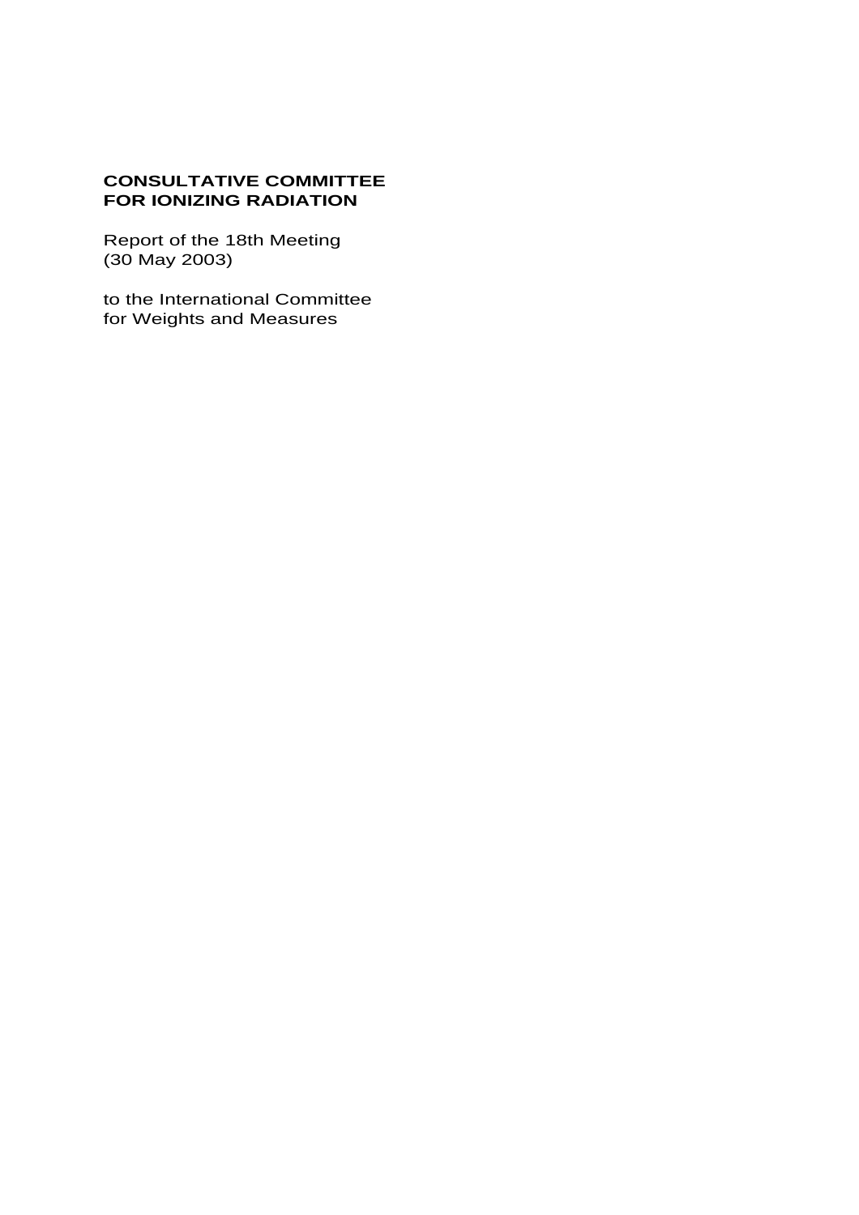**CONSULTATIVE COMMITTEE FOR IONIZING RADIATION**

Report of the 18th Meeting (30 May 2003)

to the International Committee for Weights and Measures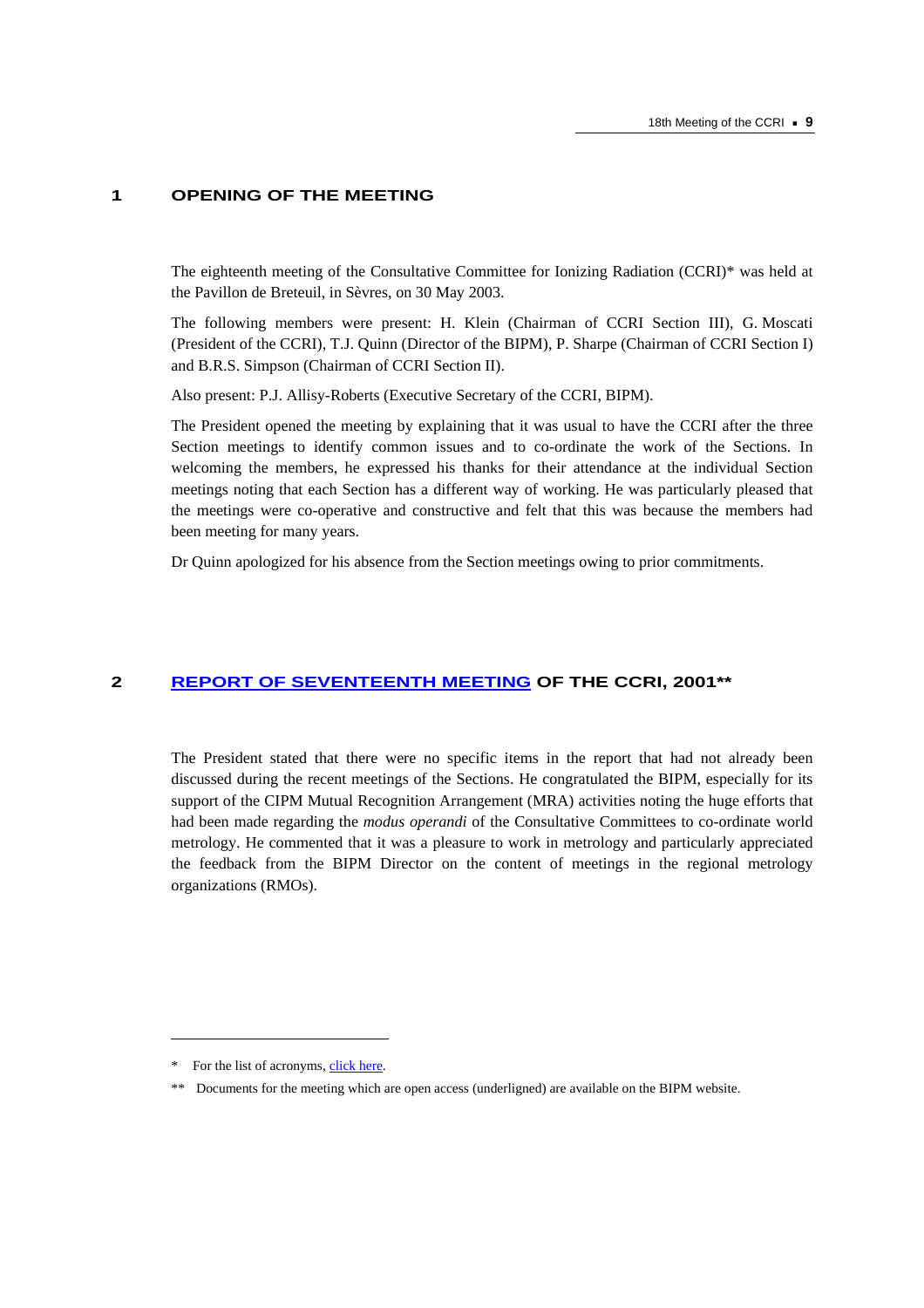## 1 OPENING OF THE MEETING

The eighteenth meeting of the Consultative Committee for Ionizing Radiation (CCRI)* was held at the Pavillon de Breteuil, in Sèvres, on 30 May 2003.

The following members were present: H. Klein (Chairman of CCRI Section III), G. Moscati (President of the CCRI), T.J. Quinn (Director of the BIPM), P. Sharpe (Chairman of CCRI Section I) and B.R.S. Simpson (Chairman of CCRI Section II).

Also present: P.J. Allisy-Roberts (Executive Secretary of the CCRI, BIPM).

The President opened the meeting by explaining that it was usual to have the CCRI after the three Section meetings to identify common issues and to co-ordinate the work of the Sections. In welcoming the members, he expressed his thanks for their attendance at the individual Section meetings noting that each Section has a different way of working. He was particularly pleased that the meetings were co-operative and constructive and felt that this was because the members had been meeting for many years.

Dr Quinn apologized for his absence from the Section meetings owing to prior commitments.

## 2 REPORT OF SEVENTEENTH MEETING OF THE CCRI, 2001**

The President stated that there were no specific items in the report that had not already been discussed during the recent meetings of the Sections. He congratulated the BIPM, especially for its support of the CIPM Mutual Recognition Arrangement (MRA) activities noting the huge efforts that had been made regarding the *modus operandi* of the Consultative Committees to co-ordinate world metrology. He commented that it was a pleasure to work in metrology and particularly appreciated the feedback from the BIPM Director on the content of meetings in the regional metrology organizations (RMOs).

---

* For the list of acronyms, click here.

** Documents for the meeting which are open access (underligned) are available on the BIPM website.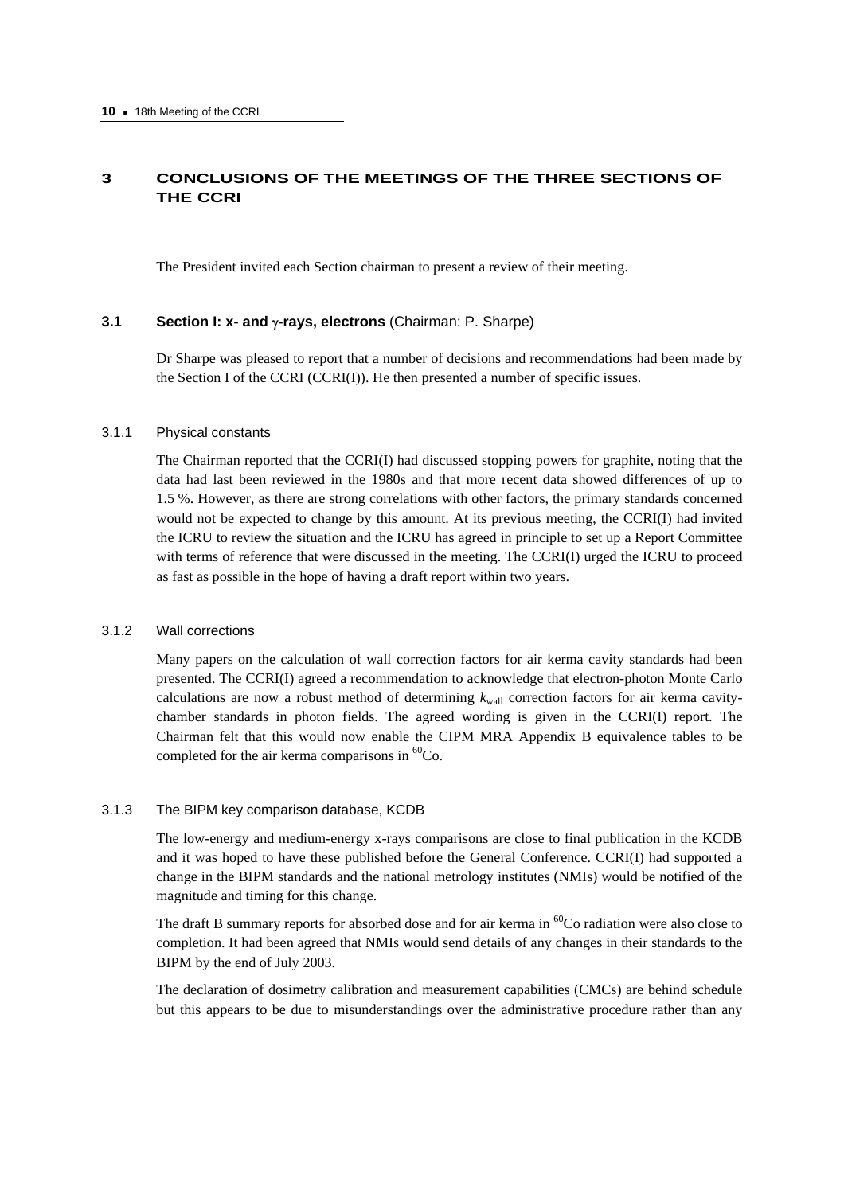# 3 CONCLUSIONS OF THE MEETINGS OF THE THREE SECTIONS OF THE CCRI

The President invited each Section chairman to present a review of their meeting.

## 3.1 Section I: x- and $\gamma$-rays, electrons (Chairman: P. Sharpe)

Dr Sharpe was pleased to report that a number of decisions and recommendations had been made by the Section I of the CCRI (CCRI(I)). He then presented a number of specific issues.

### 3.1.1 Physical constants

The Chairman reported that the CCRI(I) had discussed stopping powers for graphite, noting that the data had last been reviewed in the 1980s and that more recent data showed differences of up to 1.5 %. However, as there are strong correlations with other factors, the primary standards concerned would not be expected to change by this amount. At its previous meeting, the CCRI(I) had invited the ICRU to review the situation and the ICRU has agreed in principle to set up a Report Committee with terms of reference that were discussed in the meeting. The CCRI(I) urged the ICRU to proceed as fast as possible in the hope of having a draft report within two years.

### 3.1.2 Wall corrections

Many papers on the calculation of wall correction factors for air kerma cavity standards had been presented. The CCRI(I) agreed a recommendation to acknowledge that electron-photon Monte Carlo calculations are now a robust method of determining $k_{\mathrm{wall}}$ correction factors for air kerma cavity-chamber standards in photon fields. The agreed wording is given in the CCRI(I) report. The Chairman felt that this would now enable the CIPM MRA Appendix B equivalence tables to be completed for the air kerma comparisons in $^{60}$Co.

### 3.1.3 The BIPM key comparison database, KCDB

The low-energy and medium-energy x-rays comparisons are close to final publication in the KCDB and it was hoped to have these published before the General Conference. CCRI(I) had supported a change in the BIPM standards and the national metrology institutes (NMIs) would be notified of the magnitude and timing for this change.

The draft B summary reports for absorbed dose and for air kerma in $^{60}$Co radiation were also close to completion. It had been agreed that NMIs would send details of any changes in their standards to the BIPM by the end of July 2003.

The declaration of dosimetry calibration and measurement capabilities (CMCs) are behind schedule but this appears to be due to misunderstandings over the administrative procedure rather than any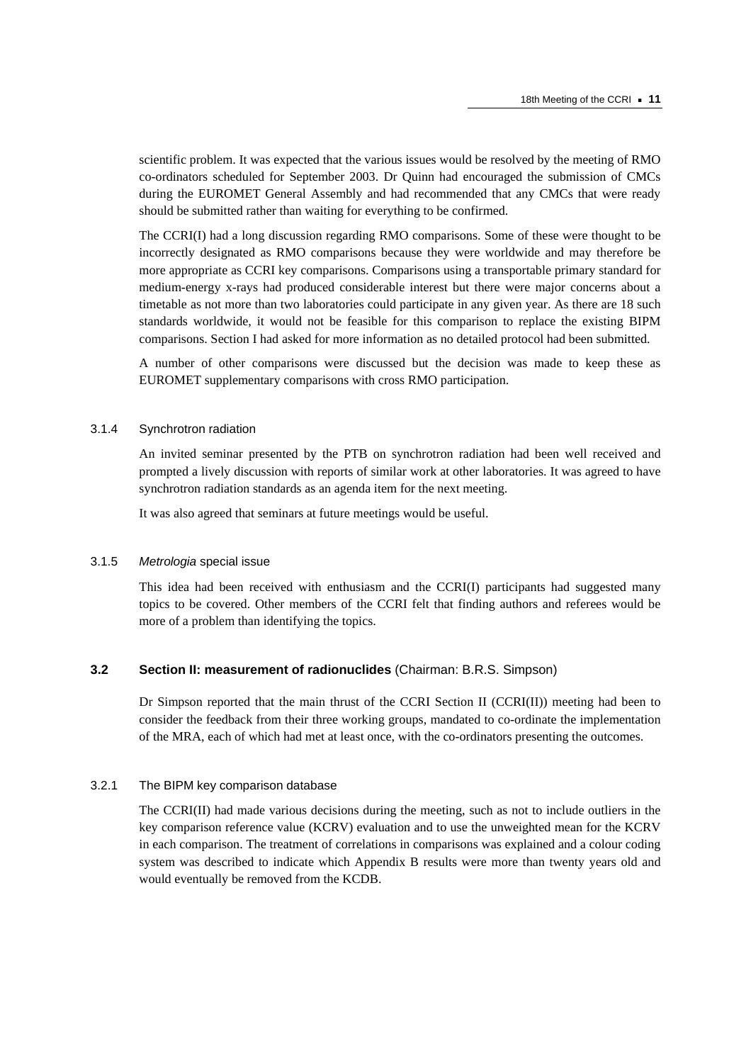scientific problem. It was expected that the various issues would be resolved by the meeting of RMO co-ordinators scheduled for September 2003. Dr Quinn had encouraged the submission of CMCs during the EUROMET General Assembly and had recommended that any CMCs that were ready should be submitted rather than waiting for everything to be confirmed.

The CCRI(I) had a long discussion regarding RMO comparisons. Some of these were thought to be incorrectly designated as RMO comparisons because they were worldwide and may therefore be more appropriate as CCRI key comparisons. Comparisons using a transportable primary standard for medium-energy x-rays had produced considerable interest but there were major concerns about a timetable as not more than two laboratories could participate in any given year. As there are 18 such standards worldwide, it would not be feasible for this comparison to replace the existing BIPM comparisons. Section I had asked for more information as no detailed protocol had been submitted.

A number of other comparisons were discussed but the decision was made to keep these as EUROMET supplementary comparisons with cross RMO participation.

#### 3.1.4 Synchrotron radiation

An invited seminar presented by the PTB on synchrotron radiation had been well received and prompted a lively discussion with reports of similar work at other laboratories. It was agreed to have synchrotron radiation standards as an agenda item for the next meeting.

It was also agreed that seminars at future meetings would be useful.

#### 3.1.5 *Metrologia* special issue

This idea had been received with enthusiasm and the CCRI(I) participants had suggested many topics to be covered. Other members of the CCRI felt that finding authors and referees would be more of a problem than identifying the topics.

### 3.2 **Section II: measurement of radionuclides** (Chairman: B.R.S. Simpson)

Dr Simpson reported that the main thrust of the CCRI Section II (CCRI(II)) meeting had been to consider the feedback from their three working groups, mandated to co-ordinate the implementation of the MRA, each of which had met at least once, with the co-ordinators presenting the outcomes.

#### 3.2.1 The BIPM key comparison database

The CCRI(II) had made various decisions during the meeting, such as not to include outliers in the key comparison reference value (KCRV) evaluation and to use the unweighted mean for the KCRV in each comparison. The treatment of correlations in comparisons was explained and a colour coding system was described to indicate which Appendix B results were more than twenty years old and would eventually be removed from the KCDB.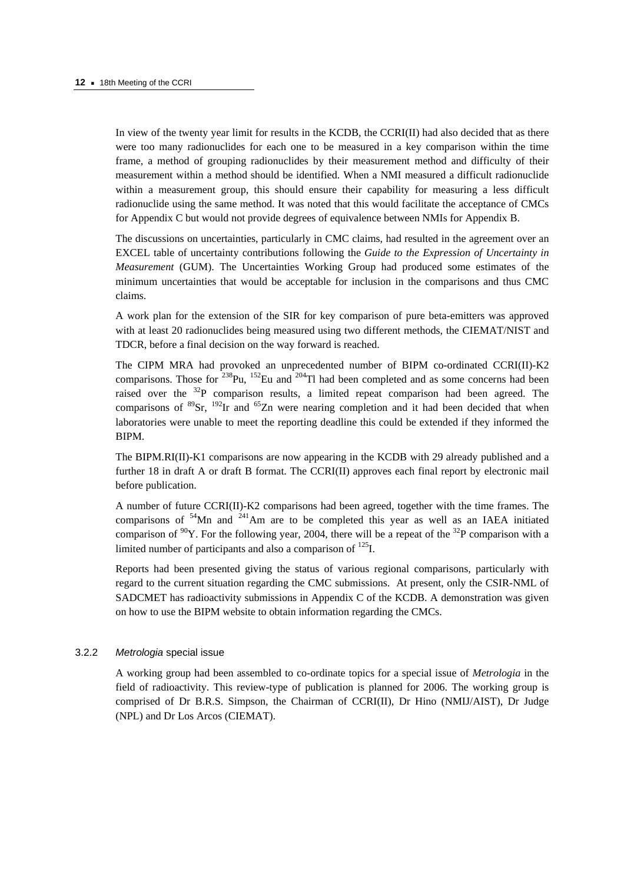In view of the twenty year limit for results in the KCDB, the CCRI(II) had also decided that as there were too many radionuclides for each one to be measured in a key comparison within the time frame, a method of grouping radionuclides by their measurement method and difficulty of their measurement within a method should be identified. When a NMI measured a difficult radionuclide within a measurement group, this should ensure their capability for measuring a less difficult radionuclide using the same method. It was noted that this would facilitate the acceptance of CMCs for Appendix C but would not provide degrees of equivalence between NMIs for Appendix B.

The discussions on uncertainties, particularly in CMC claims, had resulted in the agreement over an EXCEL table of uncertainty contributions following the *Guide to the Expression of Uncertainty in Measurement* (GUM). The Uncertainties Working Group had produced some estimates of the minimum uncertainties that would be acceptable for inclusion in the comparisons and thus CMC claims.

A work plan for the extension of the SIR for key comparison of pure beta-emitters was approved with at least 20 radionuclides being measured using two different methods, the CIEMAT/NIST and TDCR, before a final decision on the way forward is reached.

The CIPM MRA had provoked an unprecedented number of BIPM co-ordinated CCRI(II)-K2 comparisons. Those for $^{238}$Pu, $^{152}$Eu and $^{204}$Tl had been completed and as some concerns had been raised over the $^{32}$P comparison results, a limited repeat comparison had been agreed. The comparisons of $^{89}$Sr, $^{192}$Ir and $^{65}$Zn were nearing completion and it had been decided that when laboratories were unable to meet the reporting deadline this could be extended if they informed the BIPM.

The BIPM.RI(II)-K1 comparisons are now appearing in the KCDB with 29 already published and a further 18 in draft A or draft B format. The CCRI(II) approves each final report by electronic mail before publication.

A number of future CCRI(II)-K2 comparisons had been agreed, together with the time frames. The comparisons of $^{54}$Mn and $^{241}$Am are to be completed this year as well as an IAEA initiated comparison of $^{90}$Y. For the following year, 2004, there will be a repeat of the $^{32}$P comparison with a limited number of participants and also a comparison of $^{125}$I.

Reports had been presented giving the status of various regional comparisons, particularly with regard to the current situation regarding the CMC submissions. At present, only the CSIR-NML of SADCMET has radioactivity submissions in Appendix C of the KCDB. A demonstration was given on how to use the BIPM website to obtain information regarding the CMCs.

### 3.2.2 *Metrologia* special issue

A working group had been assembled to co-ordinate topics for a special issue of *Metrologia* in the field of radioactivity. This review-type of publication is planned for 2006. The working group is comprised of Dr B.R.S. Simpson, the Chairman of CCRI(II), Dr Hino (NMIJ/AIST), Dr Judge (NPL) and Dr Los Arcos (CIEMAT).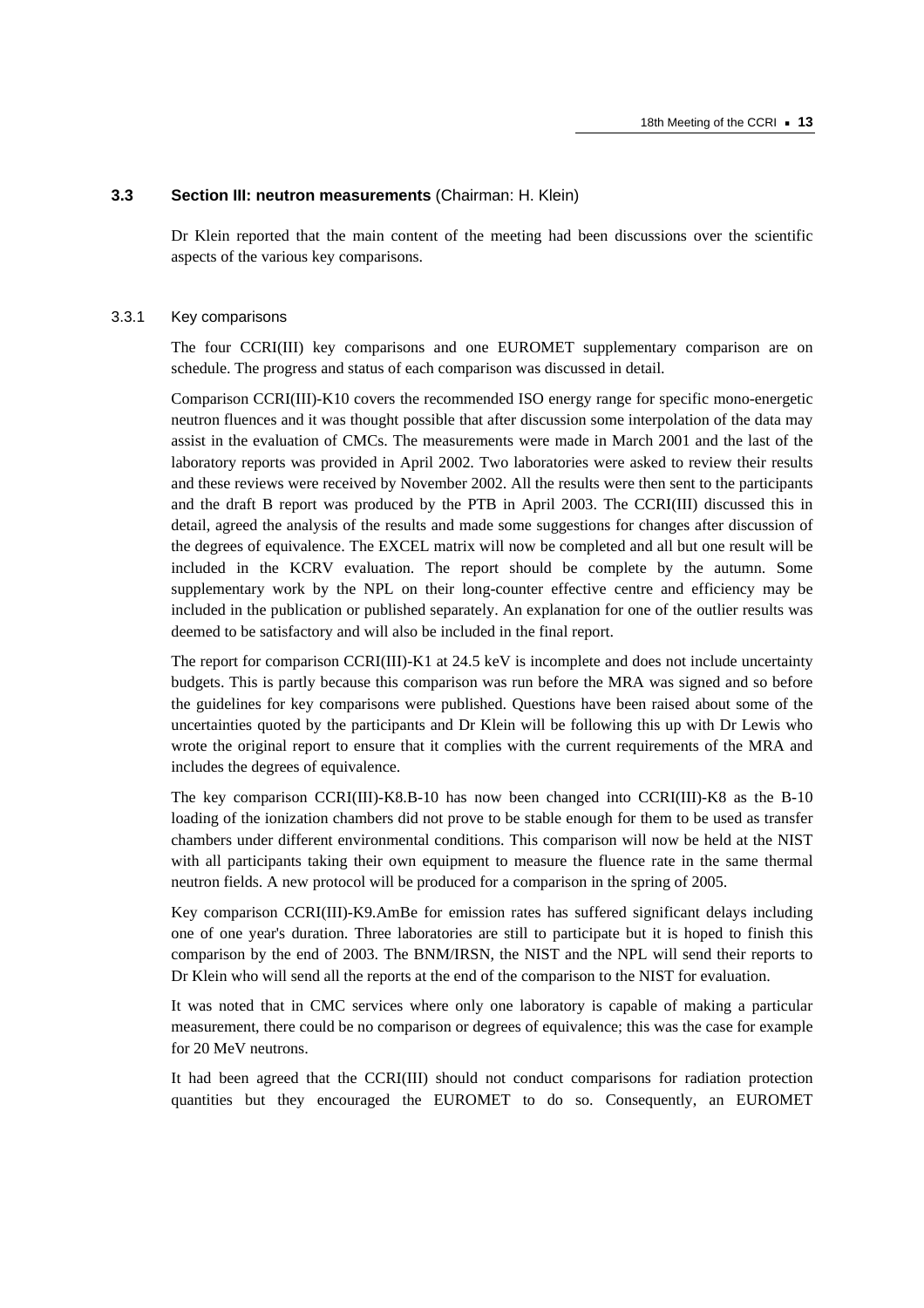## 3.3 Section III: neutron measurements (Chairman: H. Klein)

Dr Klein reported that the main content of the meeting had been discussions over the scientific aspects of the various key comparisons.

### 3.3.1 Key comparisons

The four CCRI(III) key comparisons and one EUROMET supplementary comparison are on schedule. The progress and status of each comparison was discussed in detail.

Comparison CCRI(III)-K10 covers the recommended ISO energy range for specific mono-energetic neutron fluences and it was thought possible that after discussion some interpolation of the data may assist in the evaluation of CMCs. The measurements were made in March 2001 and the last of the laboratory reports was provided in April 2002. Two laboratories were asked to review their results and these reviews were received by November 2002. All the results were then sent to the participants and the draft B report was produced by the PTB in April 2003. The CCRI(III) discussed this in detail, agreed the analysis of the results and made some suggestions for changes after discussion of the degrees of equivalence. The EXCEL matrix will now be completed and all but one result will be included in the KCRV evaluation. The report should be complete by the autumn. Some supplementary work by the NPL on their long-counter effective centre and efficiency may be included in the publication or published separately. An explanation for one of the outlier results was deemed to be satisfactory and will also be included in the final report.

The report for comparison CCRI(III)-K1 at 24.5 keV is incomplete and does not include uncertainty budgets. This is partly because this comparison was run before the MRA was signed and so before the guidelines for key comparisons were published. Questions have been raised about some of the uncertainties quoted by the participants and Dr Klein will be following this up with Dr Lewis who wrote the original report to ensure that it complies with the current requirements of the MRA and includes the degrees of equivalence.

The key comparison CCRI(III)-K8.B-10 has now been changed into CCRI(III)-K8 as the B-10 loading of the ionization chambers did not prove to be stable enough for them to be used as transfer chambers under different environmental conditions. This comparison will now be held at the NIST with all participants taking their own equipment to measure the fluence rate in the same thermal neutron fields. A new protocol will be produced for a comparison in the spring of 2005.

Key comparison CCRI(III)-K9.AmBe for emission rates has suffered significant delays including one of one year's duration. Three laboratories are still to participate but it is hoped to finish this comparison by the end of 2003. The BNM/IRSN, the NIST and the NPL will send their reports to Dr Klein who will send all the reports at the end of the comparison to the NIST for evaluation.

It was noted that in CMC services where only one laboratory is capable of making a particular measurement, there could be no comparison or degrees of equivalence; this was the case for example for 20 MeV neutrons.

It had been agreed that the CCRI(III) should not conduct comparisons for radiation protection quantities but they encouraged the EUROMET to do so. Consequently, an EUROMET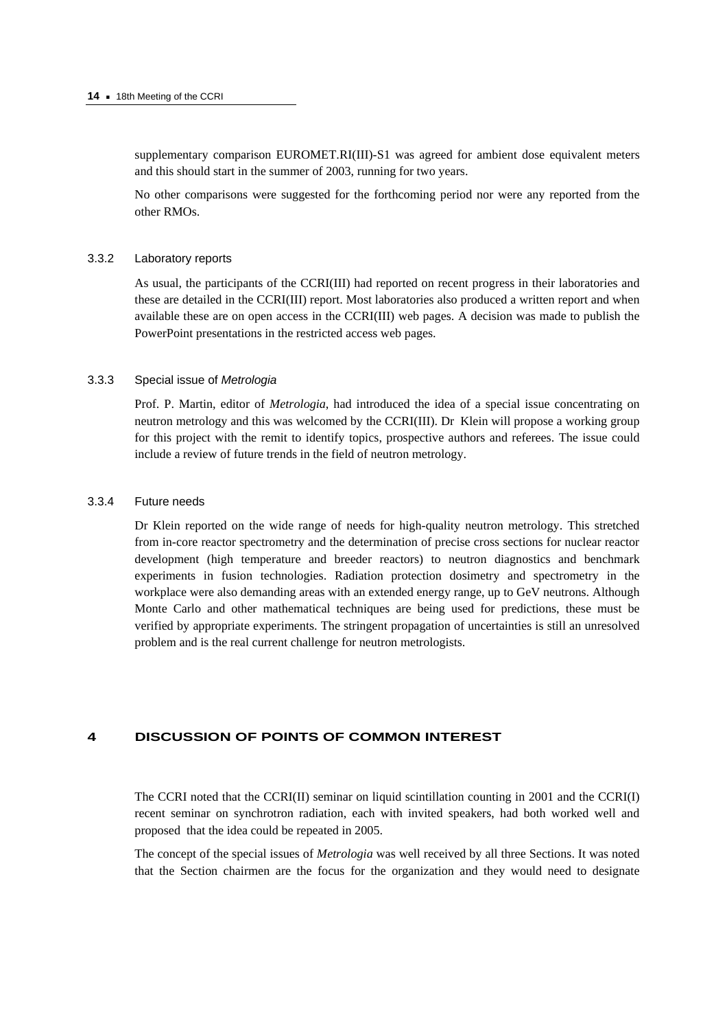supplementary comparison EUROMET.RI(III)-S1 was agreed for ambient dose equivalent meters and this should start in the summer of 2003, running for two years.

No other comparisons were suggested for the forthcoming period nor were any reported from the other RMOs.

#### 3.3.2 Laboratory reports

As usual, the participants of the CCRI(III) had reported on recent progress in their laboratories and these are detailed in the CCRI(III) report. Most laboratories also produced a written report and when available these are on open access in the CCRI(III) web pages. A decision was made to publish the PowerPoint presentations in the restricted access web pages.

#### 3.3.3 Special issue of *Metrologia*

Prof. P. Martin, editor of *Metrologia*, had introduced the idea of a special issue concentrating on neutron metrology and this was welcomed by the CCRI(III). Dr Klein will propose a working group for this project with the remit to identify topics, prospective authors and referees. The issue could include a review of future trends in the field of neutron metrology.

#### 3.3.4 Future needs

Dr Klein reported on the wide range of needs for high-quality neutron metrology. This stretched from in-core reactor spectrometry and the determination of precise cross sections for nuclear reactor development (high temperature and breeder reactors) to neutron diagnostics and benchmark experiments in fusion technologies. Radiation protection dosimetry and spectrometry in the workplace were also demanding areas with an extended energy range, up to GeV neutrons. Although Monte Carlo and other mathematical techniques are being used for predictions, these must be verified by appropriate experiments. The stringent propagation of uncertainties is still an unresolved problem and is the real current challenge for neutron metrologists.

## 4 DISCUSSION OF POINTS OF COMMON INTEREST

The CCRI noted that the CCRI(II) seminar on liquid scintillation counting in 2001 and the CCRI(I) recent seminar on synchrotron radiation, each with invited speakers, had both worked well and proposed that the idea could be repeated in 2005.

The concept of the special issues of *Metrologia* was well received by all three Sections. It was noted that the Section chairmen are the focus for the organization and they would need to designate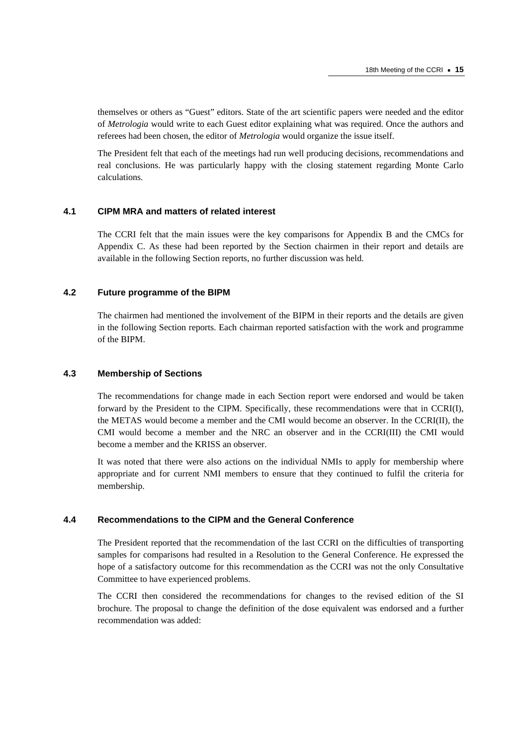themselves or others as "Guest" editors. State of the art scientific papers were needed and the editor of *Metrologia* would write to each Guest editor explaining what was required. Once the authors and referees had been chosen, the editor of *Metrologia* would organize the issue itself.

The President felt that each of the meetings had run well producing decisions, recommendations and real conclusions. He was particularly happy with the closing statement regarding Monte Carlo calculations.

### 4.1 CIPM MRA and matters of related interest

The CCRI felt that the main issues were the key comparisons for Appendix B and the CMCs for Appendix C. As these had been reported by the Section chairmen in their report and details are available in the following Section reports, no further discussion was held.

### 4.2 Future programme of the BIPM

The chairmen had mentioned the involvement of the BIPM in their reports and the details are given in the following Section reports. Each chairman reported satisfaction with the work and programme of the BIPM.

### 4.3 Membership of Sections

The recommendations for change made in each Section report were endorsed and would be taken forward by the President to the CIPM. Specifically, these recommendations were that in CCRI(I), the METAS would become a member and the CMI would become an observer. In the CCRI(II), the CMI would become a member and the NRC an observer and in the CCRI(III) the CMI would become a member and the KRISS an observer.

It was noted that there were also actions on the individual NMIs to apply for membership where appropriate and for current NMI members to ensure that they continued to fulfil the criteria for membership.

### 4.4 Recommendations to the CIPM and the General Conference

The President reported that the recommendation of the last CCRI on the difficulties of transporting samples for comparisons had resulted in a Resolution to the General Conference. He expressed the hope of a satisfactory outcome for this recommendation as the CCRI was not the only Consultative Committee to have experienced problems.

The CCRI then considered the recommendations for changes to the revised edition of the SI brochure. The proposal to change the definition of the dose equivalent was endorsed and a further recommendation was added: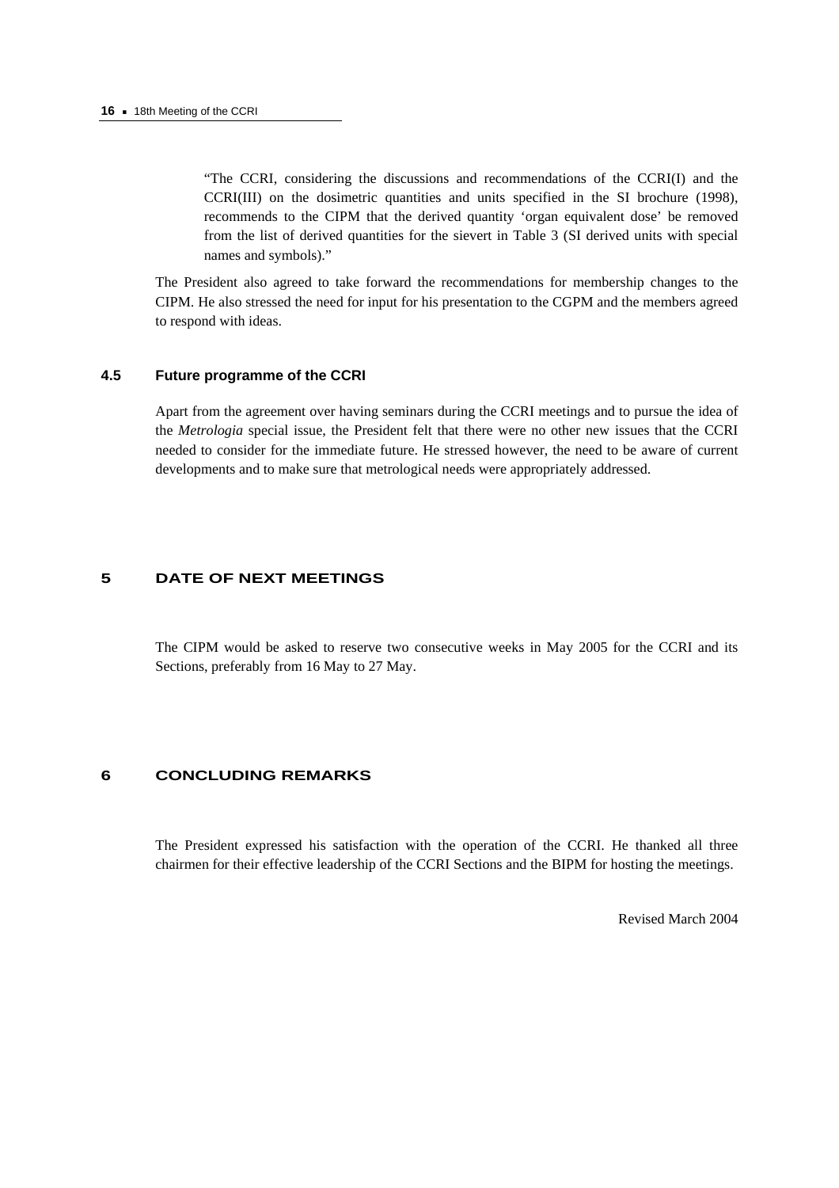"The CCRI, considering the discussions and recommendations of the CCRI(I) and the CCRI(III) on the dosimetric quantities and units specified in the SI brochure (1998), recommends to the CIPM that the derived quantity 'organ equivalent dose' be removed from the list of derived quantities for the sievert in Table 3 (SI derived units with special names and symbols)."

The President also agreed to take forward the recommendations for membership changes to the CIPM. He also stressed the need for input for his presentation to the CGPM and the members agreed to respond with ideas.

### 4.5 Future programme of the CCRI

Apart from the agreement over having seminars during the CCRI meetings and to pursue the idea of the *Metrologia* special issue, the President felt that there were no other new issues that the CCRI needed to consider for the immediate future. He stressed however, the need to be aware of current developments and to make sure that metrological needs were appropriately addressed.

## 5 DATE OF NEXT MEETINGS

The CIPM would be asked to reserve two consecutive weeks in May 2005 for the CCRI and its Sections, preferably from 16 May to 27 May.

## 6 CONCLUDING REMARKS

The President expressed his satisfaction with the operation of the CCRI. He thanked all three chairmen for their effective leadership of the CCRI Sections and the BIPM for hosting the meetings.

Revised March 2004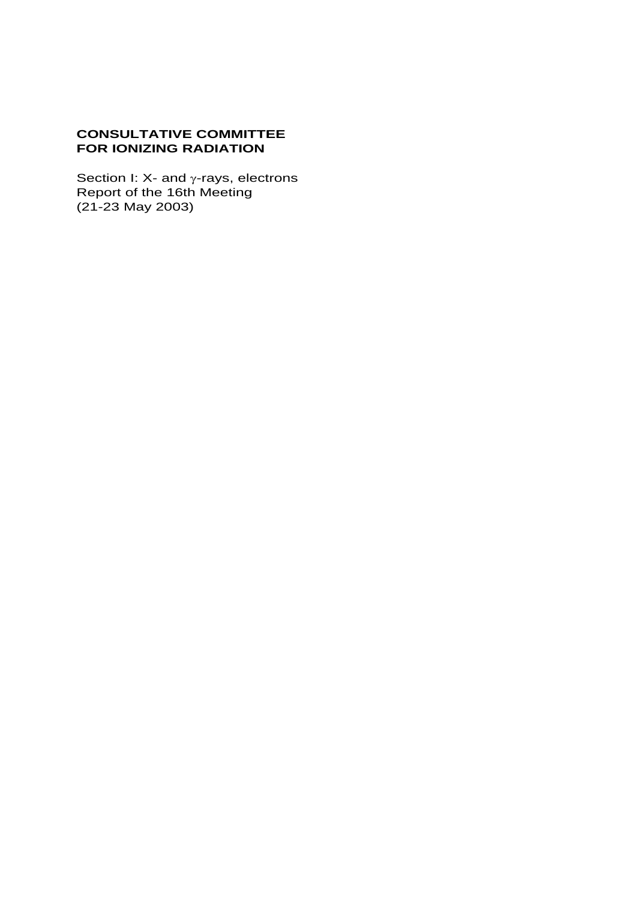**CONSULTATIVE COMMITTEE FOR IONIZING RADIATION**

Section I: X- and $\gamma$-rays, electrons
Report of the 16th Meeting
(21-23 May 2003)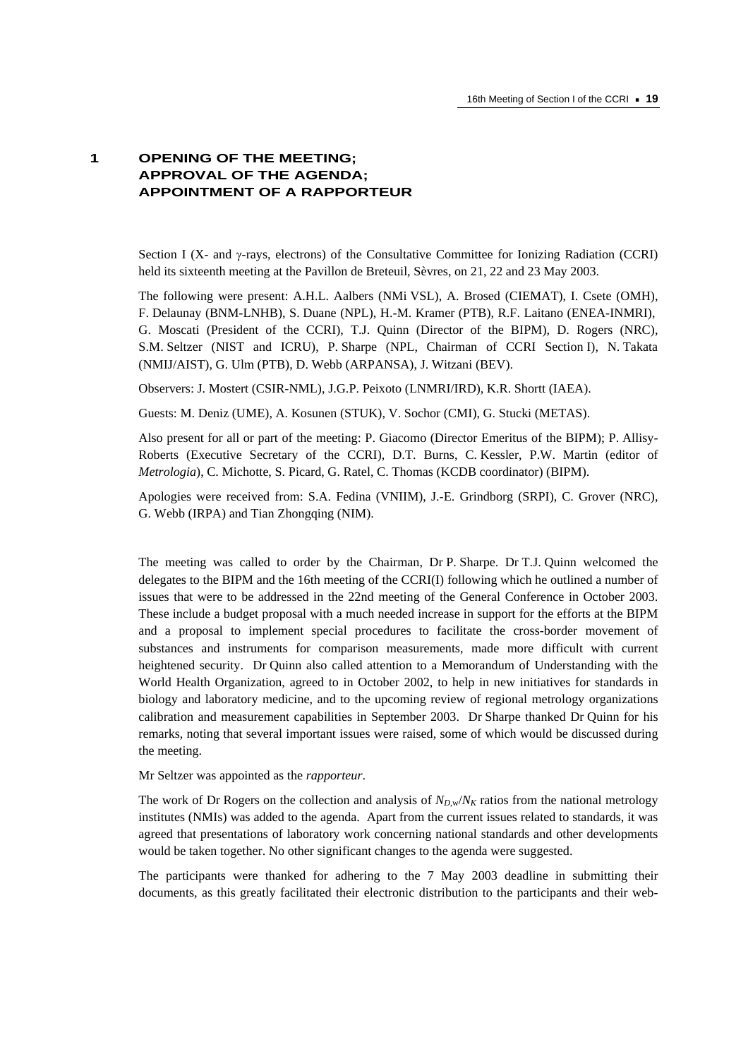# 1 OPENING OF THE MEETING; APPROVAL OF THE AGENDA; APPOINTMENT OF A RAPPORTEUR

Section I (X- and γ-rays, electrons) of the Consultative Committee for Ionizing Radiation (CCRI) held its sixteenth meeting at the Pavillon de Breteuil, Sèvres, on 21, 22 and 23 May 2003.

The following were present: A.H.L. Aalbers (NMi VSL), A. Brosed (CIEMAT), I. Csete (OMH), F. Delaunay (BNM-LNHB), S. Duane (NPL), H.-M. Kramer (PTB), R.F. Laitano (ENEA-INMRI), G. Moscati (President of the CCRI), T.J. Quinn (Director of the BIPM), D. Rogers (NRC), S.M. Seltzer (NIST and ICRU), P. Sharpe (NPL, Chairman of CCRI Section I), N. Takata (NMIJ/AIST), G. Ulm (PTB), D. Webb (ARPANSA), J. Witzani (BEV).

Observers: J. Mostert (CSIR-NML), J.G.P. Peixoto (LNMRI/IRD), K.R. Shortt (IAEA).

Guests: M. Deniz (UME), A. Kosunen (STUK), V. Sochor (CMI), G. Stucki (METAS).

Also present for all or part of the meeting: P. Giacomo (Director Emeritus of the BIPM); P. Allisy-Roberts (Executive Secretary of the CCRI), D.T. Burns, C. Kessler, P.W. Martin (editor of *Metrologia*), C. Michotte, S. Picard, G. Ratel, C. Thomas (KCDB coordinator) (BIPM).

Apologies were received from: S.A. Fedina (VNIIM), J.-E. Grindborg (SRPI), C. Grover (NRC), G. Webb (IRPA) and Tian Zhongqing (NIM).

The meeting was called to order by the Chairman, Dr P. Sharpe. Dr T.J. Quinn welcomed the delegates to the BIPM and the 16th meeting of the CCRI(I) following which he outlined a number of issues that were to be addressed in the 22nd meeting of the General Conference in October 2003. These include a budget proposal with a much needed increase in support for the efforts at the BIPM and a proposal to implement special procedures to facilitate the cross-border movement of substances and instruments for comparison measurements, made more difficult with current heightened security. Dr Quinn also called attention to a Memorandum of Understanding with the World Health Organization, agreed to in October 2002, to help in new initiatives for standards in biology and laboratory medicine, and to the upcoming review of regional metrology organizations calibration and measurement capabilities in September 2003. Dr Sharpe thanked Dr Quinn for his remarks, noting that several important issues were raised, some of which would be discussed during the meeting.

Mr Seltzer was appointed as the *rapporteur*.

The work of Dr Rogers on the collection and analysis of $N_{D,\mathrm{w}}/N_K$ ratios from the national metrology institutes (NMIs) was added to the agenda. Apart from the current issues related to standards, it was agreed that presentations of laboratory work concerning national standards and other developments would be taken together. No other significant changes to the agenda were suggested.

The participants were thanked for adhering to the 7 May 2003 deadline in submitting their documents, as this greatly facilitated their electronic distribution to the participants and their web-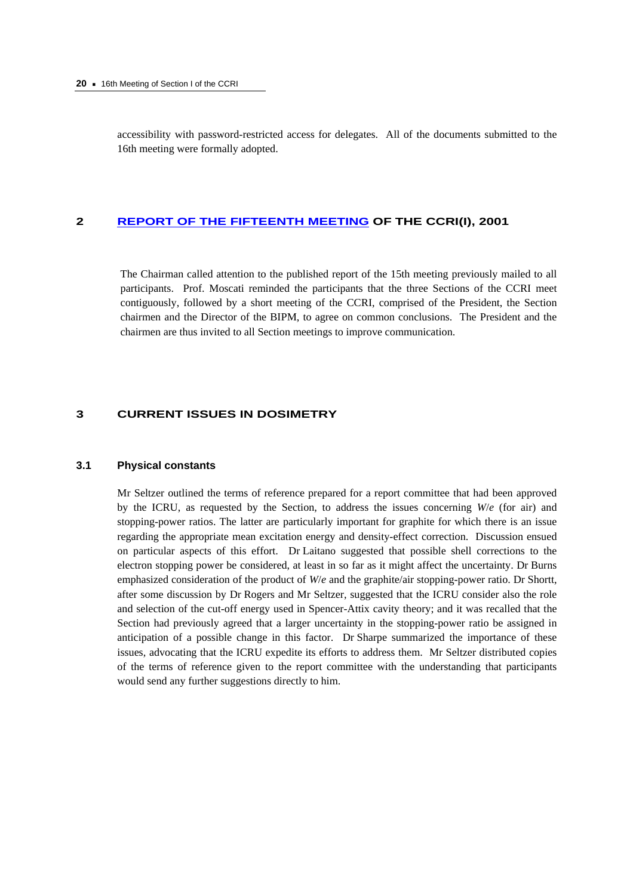accessibility with password-restricted access for delegates. All of the documents submitted to the 16th meeting were formally adopted.

## 2 REPORT OF THE FIFTEENTH MEETING OF THE CCRI(I), 2001

The Chairman called attention to the published report of the 15th meeting previously mailed to all participants. Prof. Moscati reminded the participants that the three Sections of the CCRI meet contiguously, followed by a short meeting of the CCRI, comprised of the President, the Section chairmen and the Director of the BIPM, to agree on common conclusions. The President and the chairmen are thus invited to all Section meetings to improve communication.

## 3 CURRENT ISSUES IN DOSIMETRY

### 3.1 Physical constants

Mr Seltzer outlined the terms of reference prepared for a report committee that had been approved by the ICRU, as requested by the Section, to address the issues concerning $W/e$ (for air) and stopping-power ratios. The latter are particularly important for graphite for which there is an issue regarding the appropriate mean excitation energy and density-effect correction. Discussion ensued on particular aspects of this effort. Dr Laitano suggested that possible shell corrections to the electron stopping power be considered, at least in so far as it might affect the uncertainty. Dr Burns emphasized consideration of the product of $W/e$ and the graphite/air stopping-power ratio. Dr Shortt, after some discussion by Dr Rogers and Mr Seltzer, suggested that the ICRU consider also the role and selection of the cut-off energy used in Spencer-Attix cavity theory; and it was recalled that the Section had previously agreed that a larger uncertainty in the stopping-power ratio be assigned in anticipation of a possible change in this factor. Dr Sharpe summarized the importance of these issues, advocating that the ICRU expedite its efforts to address them. Mr Seltzer distributed copies of the terms of reference given to the report committee with the understanding that participants would send any further suggestions directly to him.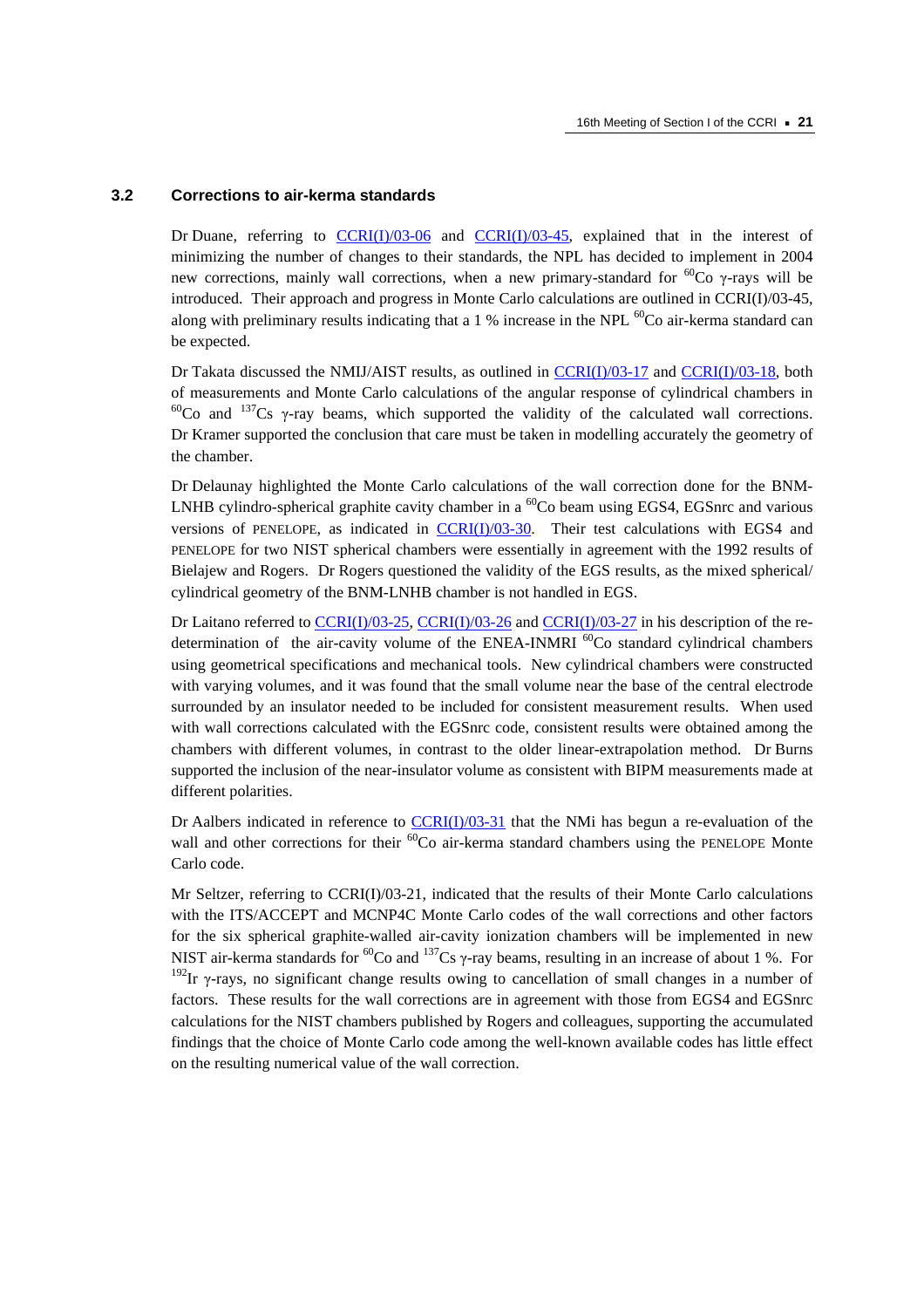### 3.2 Corrections to air-kerma standards

Dr Duane, referring to CCRI(I)/03-06 and CCRI(I)/03-45, explained that in the interest of minimizing the number of changes to their standards, the NPL has decided to implement in 2004 new corrections, mainly wall corrections, when a new primary-standard for $^{60}$Co γ-rays will be introduced. Their approach and progress in Monte Carlo calculations are outlined in CCRI(I)/03-45, along with preliminary results indicating that a 1 % increase in the NPL $^{60}$Co air-kerma standard can be expected.

Dr Takata discussed the NMIJ/AIST results, as outlined in CCRI(I)/03-17 and CCRI(I)/03-18, both of measurements and Monte Carlo calculations of the angular response of cylindrical chambers in $^{60}$Co and $^{137}$Cs γ-ray beams, which supported the validity of the calculated wall corrections. Dr Kramer supported the conclusion that care must be taken in modelling accurately the geometry of the chamber.

Dr Delaunay highlighted the Monte Carlo calculations of the wall correction done for the BNM-LNHB cylindro-spherical graphite cavity chamber in a $^{60}$Co beam using EGS4, EGSnrc and various versions of PENELOPE, as indicated in CCRI(I)/03-30. Their test calculations with EGS4 and PENELOPE for two NIST spherical chambers were essentially in agreement with the 1992 results of Bielajew and Rogers. Dr Rogers questioned the validity of the EGS results, as the mixed spherical/cylindrical geometry of the BNM-LNHB chamber is not handled in EGS.

Dr Laitano referred to CCRI(I)/03-25, CCRI(I)/03-26 and CCRI(I)/03-27 in his description of the re-determination of the air-cavity volume of the ENEA-INMRI $^{60}$Co standard cylindrical chambers using geometrical specifications and mechanical tools. New cylindrical chambers were constructed with varying volumes, and it was found that the small volume near the base of the central electrode surrounded by an insulator needed to be included for consistent measurement results. When used with wall corrections calculated with the EGSnrc code, consistent results were obtained among the chambers with different volumes, in contrast to the older linear-extrapolation method. Dr Burns supported the inclusion of the near-insulator volume as consistent with BIPM measurements made at different polarities.

Dr Aalbers indicated in reference to CCRI(I)/03-31 that the NMi has begun a re-evaluation of the wall and other corrections for their $^{60}$Co air-kerma standard chambers using the PENELOPE Monte Carlo code.

Mr Seltzer, referring to CCRI(I)/03-21, indicated that the results of their Monte Carlo calculations with the ITS/ACCEPT and MCNP4C Monte Carlo codes of the wall corrections and other factors for the six spherical graphite-walled air-cavity ionization chambers will be implemented in new NIST air-kerma standards for $^{60}$Co and $^{137}$Cs γ-ray beams, resulting in an increase of about 1 %. For $^{192}$Ir γ-rays, no significant change results owing to cancellation of small changes in a number of factors. These results for the wall corrections are in agreement with those from EGS4 and EGSnrc calculations for the NIST chambers published by Rogers and colleagues, supporting the accumulated findings that the choice of Monte Carlo code among the well-known available codes has little effect on the resulting numerical value of the wall correction.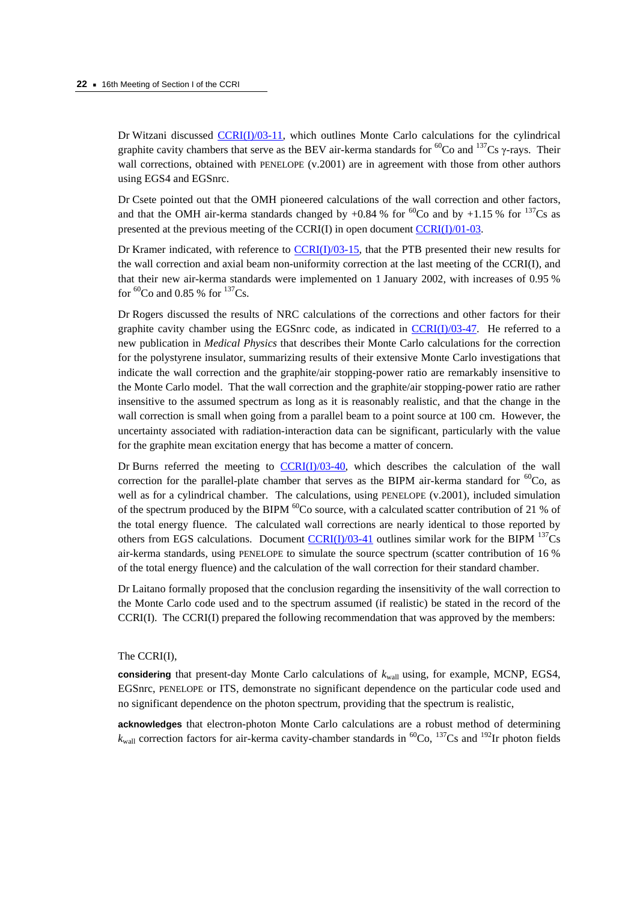Dr Witzani discussed [CCRI(I)/03-11](CCRI(I)/03-11), which outlines Monte Carlo calculations for the cylindrical graphite cavity chambers that serve as the BEV air-kerma standards for $^{60}$Co and $^{137}$Cs γ-rays. Their wall corrections, obtained with PENELOPE (v.2001) are in agreement with those from other authors using EGS4 and EGSnrc.

Dr Csete pointed out that the OMH pioneered calculations of the wall correction and other factors, and that the OMH air-kerma standards changed by +0.84 % for $^{60}$Co and by +1.15 % for $^{137}$Cs as presented at the previous meeting of the CCRI(I) in open document [CCRI(I)/01-03](CCRI(I)/01-03).

Dr Kramer indicated, with reference to [CCRI(I)/03-15](CCRI(I)/03-15), that the PTB presented their new results for the wall correction and axial beam non-uniformity correction at the last meeting of the CCRI(I), and that their new air-kerma standards were implemented on 1 January 2002, with increases of 0.95 % for $^{60}$Co and 0.85 % for $^{137}$Cs.

Dr Rogers discussed the results of NRC calculations of the corrections and other factors for their graphite cavity chamber using the EGSnrc code, as indicated in [CCRI(I)/03-47](CCRI(I)/03-47). He referred to a new publication in *Medical Physics* that describes their Monte Carlo calculations for the correction for the polystyrene insulator, summarizing results of their extensive Monte Carlo investigations that indicate the wall correction and the graphite/air stopping-power ratio are remarkably insensitive to the Monte Carlo model. That the wall correction and the graphite/air stopping-power ratio are rather insensitive to the assumed spectrum as long as it is reasonably realistic, and that the change in the wall correction is small when going from a parallel beam to a point source at 100 cm. However, the uncertainty associated with radiation-interaction data can be significant, particularly with the value for the graphite mean excitation energy that has become a matter of concern.

Dr Burns referred the meeting to [CCRI(I)/03-40](CCRI(I)/03-40), which describes the calculation of the wall correction for the parallel-plate chamber that serves as the BIPM air-kerma standard for $^{60}$Co, as well as for a cylindrical chamber. The calculations, using PENELOPE (v.2001), included simulation of the spectrum produced by the BIPM $^{60}$Co source, with a calculated scatter contribution of 21 % of the total energy fluence. The calculated wall corrections are nearly identical to those reported by others from EGS calculations. Document [CCRI(I)/03-41](CCRI(I)/03-41) outlines similar work for the BIPM $^{137}$Cs air-kerma standards, using PENELOPE to simulate the source spectrum (scatter contribution of 16 % of the total energy fluence) and the calculation of the wall correction for their standard chamber.

Dr Laitano formally proposed that the conclusion regarding the insensitivity of the wall correction to the Monte Carlo code used and to the spectrum assumed (if realistic) be stated in the record of the CCRI(I). The CCRI(I) prepared the following recommendation that was approved by the members:

The CCRI(I),

**considering** that present-day Monte Carlo calculations of $k_{\text{wall}}$ using, for example, MCNP, EGS4, EGSnrc, PENELOPE or ITS, demonstrate no significant dependence on the particular code used and no significant dependence on the photon spectrum, providing that the spectrum is realistic,

**acknowledges** that electron-photon Monte Carlo calculations are a robust method of determining $k_{\text{wall}}$ correction factors for air-kerma cavity-chamber standards in $^{60}$Co, $^{137}$Cs and $^{192}$Ir photon fields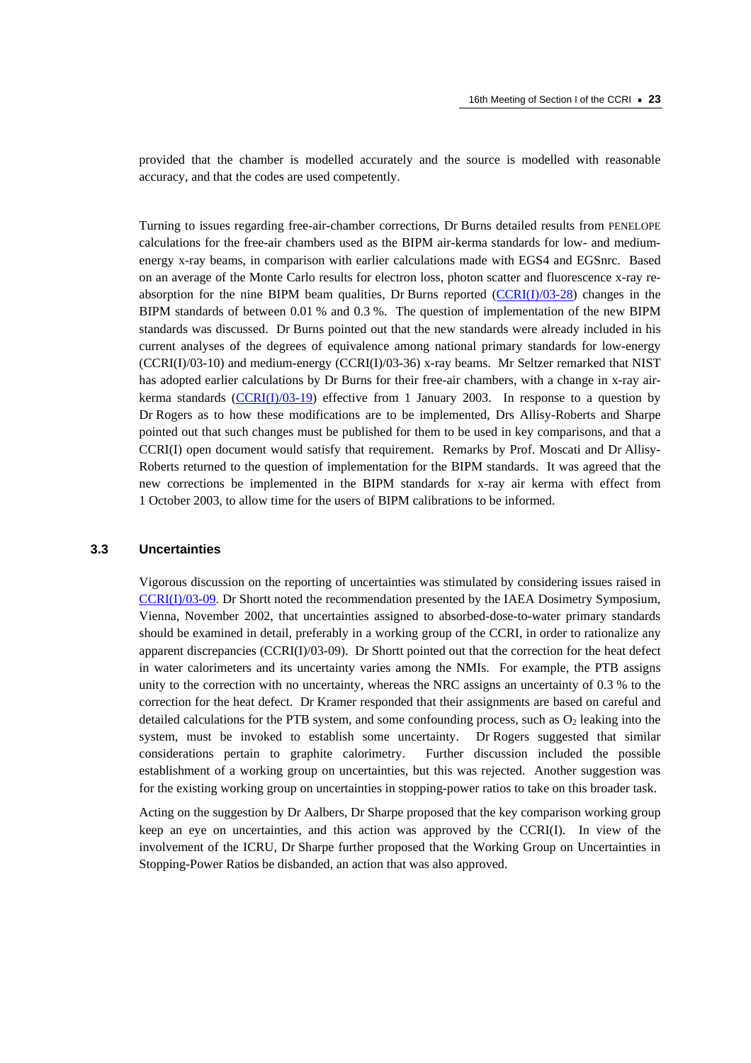provided that the chamber is modelled accurately and the source is modelled with reasonable accuracy, and that the codes are used competently.

Turning to issues regarding free-air-chamber corrections, Dr Burns detailed results from PENELOPE calculations for the free-air chambers used as the BIPM air-kerma standards for low- and medium-energy x-ray beams, in comparison with earlier calculations made with EGS4 and EGSnrc. Based on an average of the Monte Carlo results for electron loss, photon scatter and fluorescence x-ray re-absorption for the nine BIPM beam qualities, Dr Burns reported (CCRI(I)/03-28) changes in the BIPM standards of between 0.01 % and 0.3 %. The question of implementation of the new BIPM standards was discussed. Dr Burns pointed out that the new standards were already included in his current analyses of the degrees of equivalence among national primary standards for low-energy (CCRI(I)/03-10) and medium-energy (CCRI(I)/03-36) x-ray beams. Mr Seltzer remarked that NIST has adopted earlier calculations by Dr Burns for their free-air chambers, with a change in x-ray air-kerma standards (CCRI(I)/03-19) effective from 1 January 2003. In response to a question by Dr Rogers as to how these modifications are to be implemented, Drs Allisy-Roberts and Sharpe pointed out that such changes must be published for them to be used in key comparisons, and that a CCRI(I) open document would satisfy that requirement. Remarks by Prof. Moscati and Dr Allisy-Roberts returned to the question of implementation for the BIPM standards. It was agreed that the new corrections be implemented in the BIPM standards for x-ray air kerma with effect from 1 October 2003, to allow time for the users of BIPM calibrations to be informed.

### 3.3 Uncertainties

Vigorous discussion on the reporting of uncertainties was stimulated by considering issues raised in CCRI(I)/03-09. Dr Shortt noted the recommendation presented by the IAEA Dosimetry Symposium, Vienna, November 2002, that uncertainties assigned to absorbed-dose-to-water primary standards should be examined in detail, preferably in a working group of the CCRI, in order to rationalize any apparent discrepancies (CCRI(I)/03-09). Dr Shortt pointed out that the correction for the heat defect in water calorimeters and its uncertainty varies among the NMIs. For example, the PTB assigns unity to the correction with no uncertainty, whereas the NRC assigns an uncertainty of 0.3 % to the correction for the heat defect. Dr Kramer responded that their assignments are based on careful and detailed calculations for the PTB system, and some confounding process, such as $O_2$ leaking into the system, must be invoked to establish some uncertainty. Dr Rogers suggested that similar considerations pertain to graphite calorimetry. Further discussion included the possible establishment of a working group on uncertainties, but this was rejected. Another suggestion was for the existing working group on uncertainties in stopping-power ratios to take on this broader task.

Acting on the suggestion by Dr Aalbers, Dr Sharpe proposed that the key comparison working group keep an eye on uncertainties, and this action was approved by the CCRI(I). In view of the involvement of the ICRU, Dr Sharpe further proposed that the Working Group on Uncertainties in Stopping-Power Ratios be disbanded, an action that was also approved.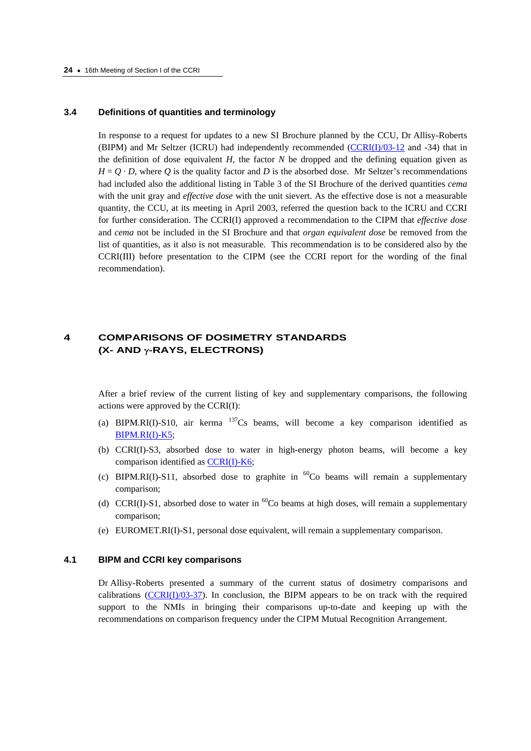### 3.4 Definitions of quantities and terminology

In response to a request for updates to a new SI Brochure planned by the CCU, Dr Allisy-Roberts (BIPM) and Mr Seltzer (ICRU) had independently recommended (CCRI(I)/03-12 and -34) that in the definition of dose equivalent $H$, the factor $N$ be dropped and the defining equation given as $H = Q \cdot D$, where $Q$ is the quality factor and $D$ is the absorbed dose. Mr Seltzer's recommendations had included also the additional listing in Table 3 of the SI Brochure of the derived quantities *cema* with the unit gray and *effective dose* with the unit sievert. As the effective dose is not a measurable quantity, the CCU, at its meeting in April 2003, referred the question back to the ICRU and CCRI for further consideration. The CCRI(I) approved a recommendation to the CIPM that *effective dose* and *cema* not be included in the SI Brochure and that *organ equivalent dose* be removed from the list of quantities, as it also is not measurable. This recommendation is to be considered also by the CCRI(III) before presentation to the CIPM (see the CCRI report for the wording of the final recommendation).

# 4 COMPARISONS OF DOSIMETRY STANDARDS (X- AND $\gamma$-RAYS, ELECTRONS)

After a brief review of the current listing of key and supplementary comparisons, the following actions were approved by the CCRI(I):

(a) BIPM.RI(I)-S10, air kerma $^{137}$Cs beams, will become a key comparison identified as BIPM.RI(I)-K5;

(b) CCRI(I)-S3, absorbed dose to water in high-energy photon beams, will become a key comparison identified as CCRI(I)-K6;

(c) BIPM.RI(I)-S11, absorbed dose to graphite in $^{60}$Co beams will remain a supplementary comparison;

(d) CCRI(I)-S1, absorbed dose to water in $^{60}$Co beams at high doses, will remain a supplementary comparison;

(e) EUROMET.RI(I)-S1, personal dose equivalent, will remain a supplementary comparison.

### 4.1 BIPM and CCRI key comparisons

Dr Allisy-Roberts presented a summary of the current status of dosimetry comparisons and calibrations (CCRI(I)/03-37). In conclusion, the BIPM appears to be on track with the required support to the NMIs in bringing their comparisons up-to-date and keeping up with the recommendations on comparison frequency under the CIPM Mutual Recognition Arrangement.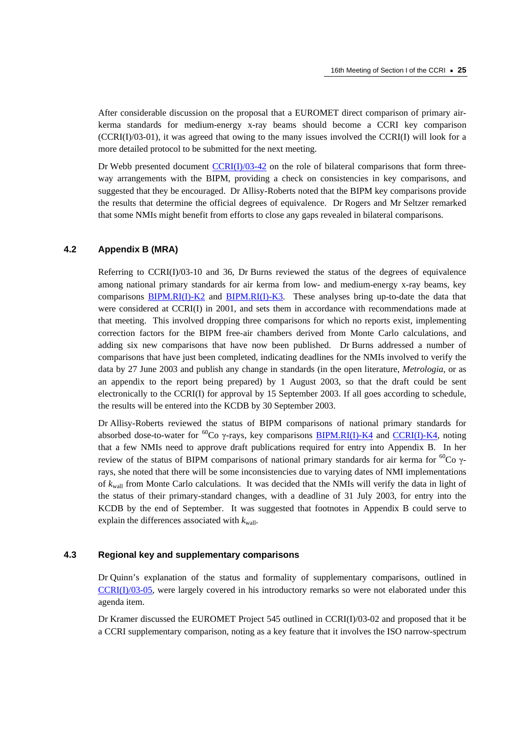After considerable discussion on the proposal that a EUROMET direct comparison of primary air-kerma standards for medium-energy x-ray beams should become a CCRI key comparison (CCRI(I)/03-01), it was agreed that owing to the many issues involved the CCRI(I) will look for a more detailed protocol to be submitted for the next meeting.

Dr Webb presented document CCRI(I)/03-42 on the role of bilateral comparisons that form three-way arrangements with the BIPM, providing a check on consistencies in key comparisons, and suggested that they be encouraged. Dr Allisy-Roberts noted that the BIPM key comparisons provide the results that determine the official degrees of equivalence. Dr Rogers and Mr Seltzer remarked that some NMIs might benefit from efforts to close any gaps revealed in bilateral comparisons.

### 4.2 Appendix B (MRA)

Referring to CCRI(I)/03-10 and 36, Dr Burns reviewed the status of the degrees of equivalence among national primary standards for air kerma from low- and medium-energy x-ray beams, key comparisons BIPM.RI(I)-K2 and BIPM.RI(I)-K3. These analyses bring up-to-date the data that were considered at CCRI(I) in 2001, and sets them in accordance with recommendations made at that meeting. This involved dropping three comparisons for which no reports exist, implementing correction factors for the BIPM free-air chambers derived from Monte Carlo calculations, and adding six new comparisons that have now been published. Dr Burns addressed a number of comparisons that have just been completed, indicating deadlines for the NMIs involved to verify the data by 27 June 2003 and publish any change in standards (in the open literature, *Metrologia*, or as an appendix to the report being prepared) by 1 August 2003, so that the draft could be sent electronically to the CCRI(I) for approval by 15 September 2003. If all goes according to schedule, the results will be entered into the KCDB by 30 September 2003.

Dr Allisy-Roberts reviewed the status of BIPM comparisons of national primary standards for absorbed dose-to-water for $^{60}$Co γ-rays, key comparisons BIPM.RI(I)-K4 and CCRI(I)-K4, noting that a few NMIs need to approve draft publications required for entry into Appendix B. In her review of the status of BIPM comparisons of national primary standards for air kerma for $^{60}$Co γ-rays, she noted that there will be some inconsistencies due to varying dates of NMI implementations of $k_{wall}$ from Monte Carlo calculations. It was decided that the NMIs will verify the data in light of the status of their primary-standard changes, with a deadline of 31 July 2003, for entry into the KCDB by the end of September. It was suggested that footnotes in Appendix B could serve to explain the differences associated with $k_{wall}$.

### 4.3 Regional key and supplementary comparisons

Dr Quinn's explanation of the status and formality of supplementary comparisons, outlined in CCRI(I)/03-05, were largely covered in his introductory remarks so were not elaborated under this agenda item.

Dr Kramer discussed the EUROMET Project 545 outlined in CCRI(I)/03-02 and proposed that it be a CCRI supplementary comparison, noting as a key feature that it involves the ISO narrow-spectrum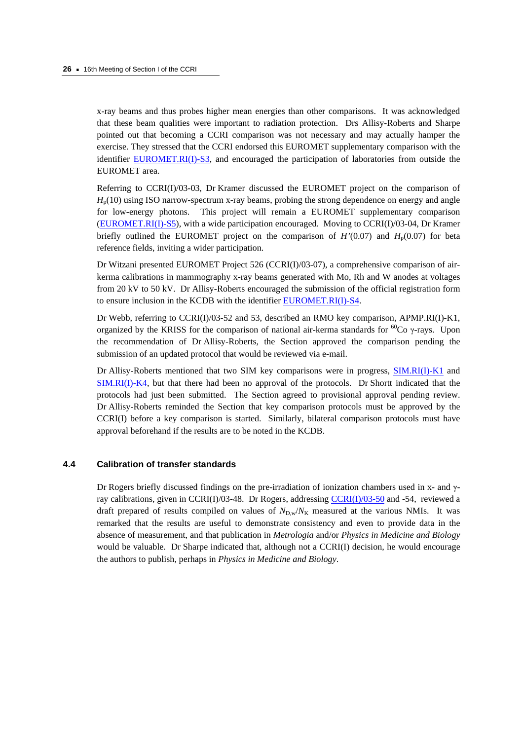x-ray beams and thus probes higher mean energies than other comparisons. It was acknowledged that these beam qualities were important to radiation protection. Drs Allisy-Roberts and Sharpe pointed out that becoming a CCRI comparison was not necessary and may actually hamper the exercise. They stressed that the CCRI endorsed this EUROMET supplementary comparison with the identifier EUROMET.RI(I)-S3, and encouraged the participation of laboratories from outside the EUROMET area.

Referring to CCRI(I)/03-03, Dr Kramer discussed the EUROMET project on the comparison of $H_p(10)$ using ISO narrow-spectrum x-ray beams, probing the strong dependence on energy and angle for low-energy photons. This project will remain a EUROMET supplementary comparison (EUROMET.RI(I)-S5), with a wide participation encouraged. Moving to CCRI(I)/03-04, Dr Kramer briefly outlined the EUROMET project on the comparison of $H'(0.07)$ and $H_p(0.07)$ for beta reference fields, inviting a wider participation.

Dr Witzani presented EUROMET Project 526 (CCRI(I)/03-07), a comprehensive comparison of air-kerma calibrations in mammography x-ray beams generated with Mo, Rh and W anodes at voltages from 20 kV to 50 kV. Dr Allisy-Roberts encouraged the submission of the official registration form to ensure inclusion in the KCDB with the identifier EUROMET.RI(I)-S4.

Dr Webb, referring to CCRI(I)/03-52 and 53, described an RMO key comparison, APMP.RI(I)-K1, organized by the KRISS for the comparison of national air-kerma standards for $^{60}$Co $\gamma$-rays. Upon the recommendation of Dr Allisy-Roberts, the Section approved the comparison pending the submission of an updated protocol that would be reviewed via e-mail.

Dr Allisy-Roberts mentioned that two SIM key comparisons were in progress, SIM.RI(I)-K1 and SIM.RI(I)-K4, but that there had been no approval of the protocols. Dr Shortt indicated that the protocols had just been submitted. The Section agreed to provisional approval pending review. Dr Allisy-Roberts reminded the Section that key comparison protocols must be approved by the CCRI(I) before a key comparison is started. Similarly, bilateral comparison protocols must have approval beforehand if the results are to be noted in the KCDB.

### 4.4 Calibration of transfer standards

Dr Rogers briefly discussed findings on the pre-irradiation of ionization chambers used in x- and $\gamma$-ray calibrations, given in CCRI(I)/03-48. Dr Rogers, addressing CCRI(I)/03-50 and -54, reviewed a draft prepared of results compiled on values of $N_{D,w}/N_K$ measured at the various NMIs. It was remarked that the results are useful to demonstrate consistency and even to provide data in the absence of measurement, and that publication in *Metrologia* and/or *Physics in Medicine and Biology* would be valuable. Dr Sharpe indicated that, although not a CCRI(I) decision, he would encourage the authors to publish, perhaps in *Physics in Medicine and Biology*.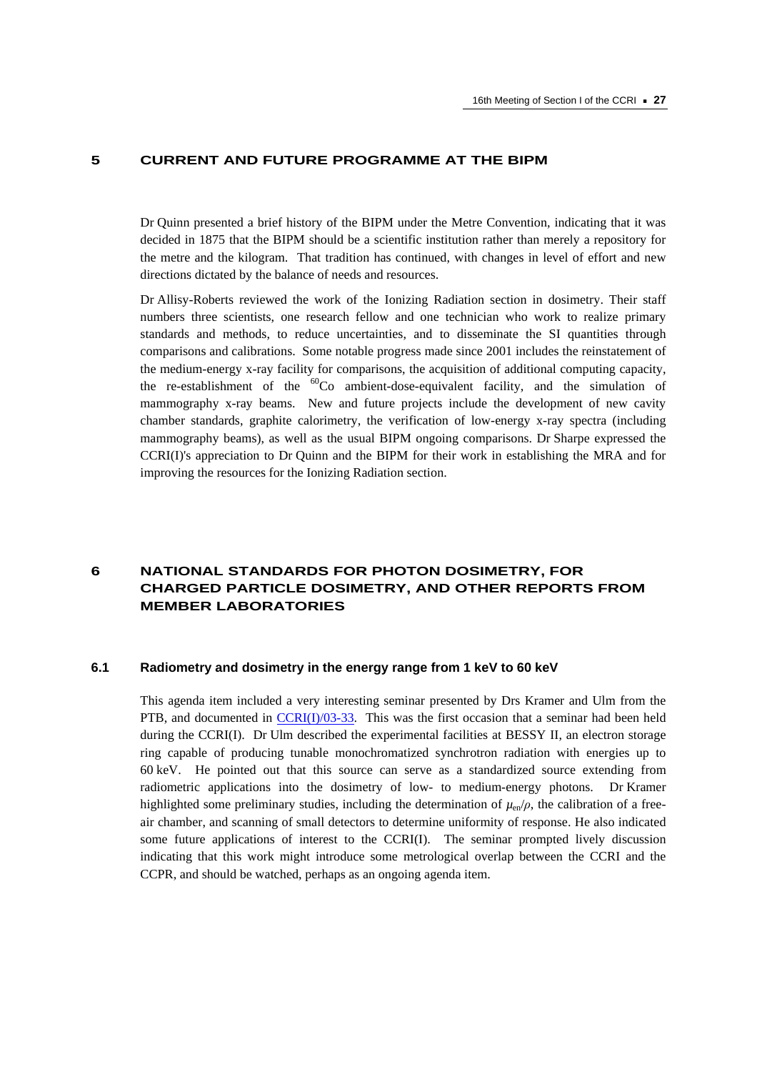## 5 CURRENT AND FUTURE PROGRAMME AT THE BIPM

Dr Quinn presented a brief history of the BIPM under the Metre Convention, indicating that it was decided in 1875 that the BIPM should be a scientific institution rather than merely a repository for the metre and the kilogram. That tradition has continued, with changes in level of effort and new directions dictated by the balance of needs and resources.

Dr Allisy-Roberts reviewed the work of the Ionizing Radiation section in dosimetry. Their staff numbers three scientists, one research fellow and one technician who work to realize primary standards and methods, to reduce uncertainties, and to disseminate the SI quantities through comparisons and calibrations. Some notable progress made since 2001 includes the reinstatement of the medium-energy x-ray facility for comparisons, the acquisition of additional computing capacity, the re-establishment of the $^{60}Co$ ambient-dose-equivalent facility, and the simulation of mammography x-ray beams. New and future projects include the development of new cavity chamber standards, graphite calorimetry, the verification of low-energy x-ray spectra (including mammography beams), as well as the usual BIPM ongoing comparisons. Dr Sharpe expressed the CCRI(I)'s appreciation to Dr Quinn and the BIPM for their work in establishing the MRA and for improving the resources for the Ionizing Radiation section.

## 6 NATIONAL STANDARDS FOR PHOTON DOSIMETRY, FOR CHARGED PARTICLE DOSIMETRY, AND OTHER REPORTS FROM MEMBER LABORATORIES

### 6.1 Radiometry and dosimetry in the energy range from 1 keV to 60 keV

This agenda item included a very interesting seminar presented by Drs Kramer and Ulm from the PTB, and documented in CCRI(I)/03-33. This was the first occasion that a seminar had been held during the CCRI(I). Dr Ulm described the experimental facilities at BESSY II, an electron storage ring capable of producing tunable monochromatized synchrotron radiation with energies up to 60 keV. He pointed out that this source can serve as a standardized source extending from radiometric applications into the dosimetry of low- to medium-energy photons. Dr Kramer highlighted some preliminary studies, including the determination of $\mu_{en}/\rho$, the calibration of a free-air chamber, and scanning of small detectors to determine uniformity of response. He also indicated some future applications of interest to the CCRI(I). The seminar prompted lively discussion indicating that this work might introduce some metrological overlap between the CCRI and the CCPR, and should be watched, perhaps as an ongoing agenda item.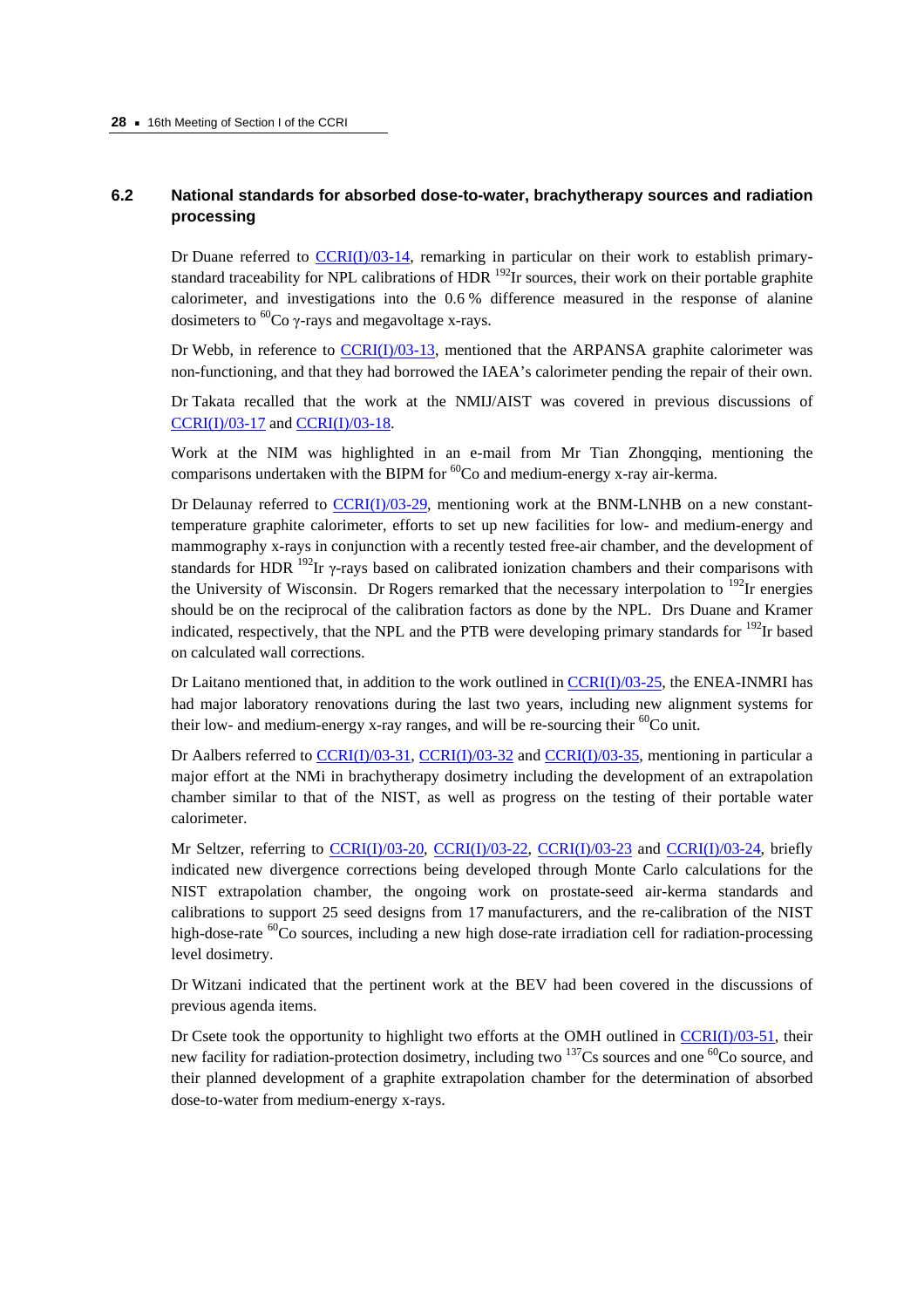### 6.2 National standards for absorbed dose-to-water, brachytherapy sources and radiation processing

Dr Duane referred to CCRI(I)/03-14, remarking in particular on their work to establish primary-standard traceability for NPL calibrations of HDR $^{192}$Ir sources, their work on their portable graphite calorimeter, and investigations into the 0.6 % difference measured in the response of alanine dosimeters to $^{60}$Co γ-rays and megavoltage x-rays.

Dr Webb, in reference to CCRI(I)/03-13, mentioned that the ARPANSA graphite calorimeter was non-functioning, and that they had borrowed the IAEA's calorimeter pending the repair of their own.

Dr Takata recalled that the work at the NMIJ/AIST was covered in previous discussions of CCRI(I)/03-17 and CCRI(I)/03-18.

Work at the NIM was highlighted in an e-mail from Mr Tian Zhongqing, mentioning the comparisons undertaken with the BIPM for $^{60}$Co and medium-energy x-ray air-kerma.

Dr Delaunay referred to CCRI(I)/03-29, mentioning work at the BNM-LNHB on a new constant-temperature graphite calorimeter, efforts to set up new facilities for low- and medium-energy and mammography x-rays in conjunction with a recently tested free-air chamber, and the development of standards for HDR $^{192}$Ir γ-rays based on calibrated ionization chambers and their comparisons with the University of Wisconsin. Dr Rogers remarked that the necessary interpolation to $^{192}$Ir energies should be on the reciprocal of the calibration factors as done by the NPL. Drs Duane and Kramer indicated, respectively, that the NPL and the PTB were developing primary standards for $^{192}$Ir based on calculated wall corrections.

Dr Laitano mentioned that, in addition to the work outlined in CCRI(I)/03-25, the ENEA-INMRI has had major laboratory renovations during the last two years, including new alignment systems for their low- and medium-energy x-ray ranges, and will be re-sourcing their $^{60}$Co unit.

Dr Aalbers referred to CCRI(I)/03-31, CCRI(I)/03-32 and CCRI(I)/03-35, mentioning in particular a major effort at the NMi in brachytherapy dosimetry including the development of an extrapolation chamber similar to that of the NIST, as well as progress on the testing of their portable water calorimeter.

Mr Seltzer, referring to CCRI(I)/03-20, CCRI(I)/03-22, CCRI(I)/03-23 and CCRI(I)/03-24, briefly indicated new divergence corrections being developed through Monte Carlo calculations for the NIST extrapolation chamber, the ongoing work on prostate-seed air-kerma standards and calibrations to support 25 seed designs from 17 manufacturers, and the re-calibration of the NIST high-dose-rate $^{60}$Co sources, including a new high dose-rate irradiation cell for radiation-processing level dosimetry.

Dr Witzani indicated that the pertinent work at the BEV had been covered in the discussions of previous agenda items.

Dr Csete took the opportunity to highlight two efforts at the OMH outlined in CCRI(I)/03-51, their new facility for radiation-protection dosimetry, including two $^{137}$Cs sources and one $^{60}$Co source, and their planned development of a graphite extrapolation chamber for the determination of absorbed dose-to-water from medium-energy x-rays.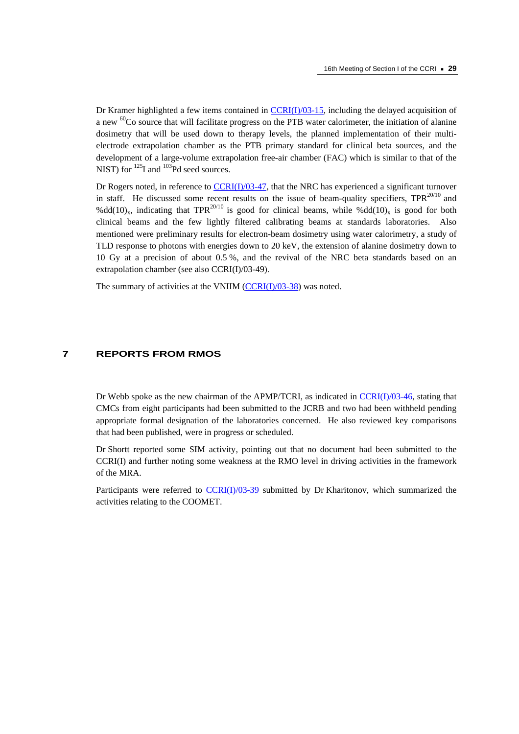Dr Kramer highlighted a few items contained in CCRI(I)/03-15, including the delayed acquisition of a new $^{60}$Co source that will facilitate progress on the PTB water calorimeter, the initiation of alanine dosimetry that will be used down to therapy levels, the planned implementation of their multi-electrode extrapolation chamber as the PTB primary standard for clinical beta sources, and the development of a large-volume extrapolation free-air chamber (FAC) which is similar to that of the NIST) for $^{125}$I and $^{103}$Pd seed sources.

Dr Rogers noted, in reference to CCRI(I)/03-47, that the NRC has experienced a significant turnover in staff. He discussed some recent results on the issue of beam-quality specifiers, $\mathrm{TPR}^{20/10}$ and $\%\mathrm{dd}(10)_x$, indicating that $\mathrm{TPR}^{20/10}$ is good for clinical beams, while $\%\mathrm{dd}(10)_x$ is good for both clinical beams and the few lightly filtered calibrating beams at standards laboratories. Also mentioned were preliminary results for electron-beam dosimetry using water calorimetry, a study of TLD response to photons with energies down to 20 keV, the extension of alanine dosimetry down to 10 Gy at a precision of about 0.5 %, and the revival of the NRC beta standards based on an extrapolation chamber (see also CCRI(I)/03-49).

The summary of activities at the VNIIM (CCRI(I)/03-38) was noted.

## 7 REPORTS FROM RMOS

Dr Webb spoke as the new chairman of the APMP/TCRI, as indicated in CCRI(I)/03-46, stating that CMCs from eight participants had been submitted to the JCRB and two had been withheld pending appropriate formal designation of the laboratories concerned. He also reviewed key comparisons that had been published, were in progress or scheduled.

Dr Shortt reported some SIM activity, pointing out that no document had been submitted to the CCRI(I) and further noting some weakness at the RMO level in driving activities in the framework of the MRA.

Participants were referred to CCRI(I)/03-39 submitted by Dr Kharitonov, which summarized the activities relating to the COOMET.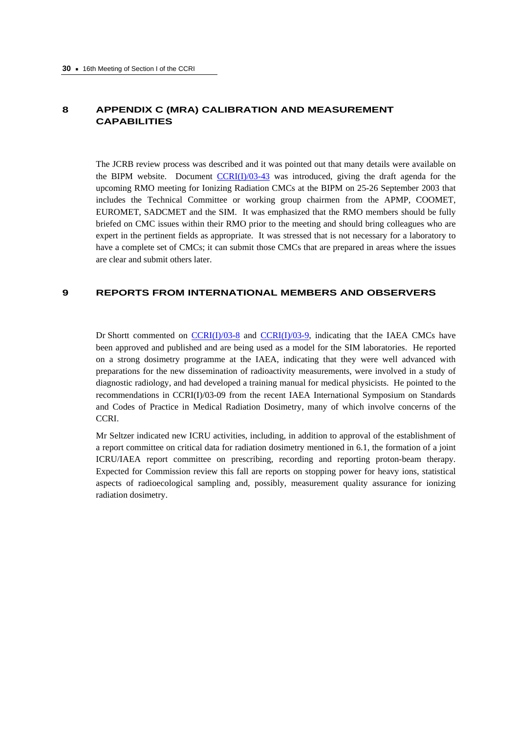## 8 APPENDIX C (MRA) CALIBRATION AND MEASUREMENT CAPABILITIES

The JCRB review process was described and it was pointed out that many details were available on the BIPM website. Document CCRI(I)/03-43 was introduced, giving the draft agenda for the upcoming RMO meeting for Ionizing Radiation CMCs at the BIPM on 25-26 September 2003 that includes the Technical Committee or working group chairmen from the APMP, COOMET, EUROMET, SADCMET and the SIM. It was emphasized that the RMO members should be fully briefed on CMC issues within their RMO prior to the meeting and should bring colleagues who are expert in the pertinent fields as appropriate. It was stressed that it is not necessary for a laboratory to have a complete set of CMCs; it can submit those CMCs that are prepared in areas where the issues are clear and submit others later.

## 9 REPORTS FROM INTERNATIONAL MEMBERS AND OBSERVERS

Dr Shortt commented on CCRI(I)/03-8 and CCRI(I)/03-9, indicating that the IAEA CMCs have been approved and published and are being used as a model for the SIM laboratories. He reported on a strong dosimetry programme at the IAEA, indicating that they were well advanced with preparations for the new dissemination of radioactivity measurements, were involved in a study of diagnostic radiology, and had developed a training manual for medical physicists. He pointed to the recommendations in CCRI(I)/03-09 from the recent IAEA International Symposium on Standards and Codes of Practice in Medical Radiation Dosimetry, many of which involve concerns of the CCRI.

Mr Seltzer indicated new ICRU activities, including, in addition to approval of the establishment of a report committee on critical data for radiation dosimetry mentioned in 6.1, the formation of a joint ICRU/IAEA report committee on prescribing, recording and reporting proton-beam therapy. Expected for Commission review this fall are reports on stopping power for heavy ions, statistical aspects of radioecological sampling and, possibly, measurement quality assurance for ionizing radiation dosimetry.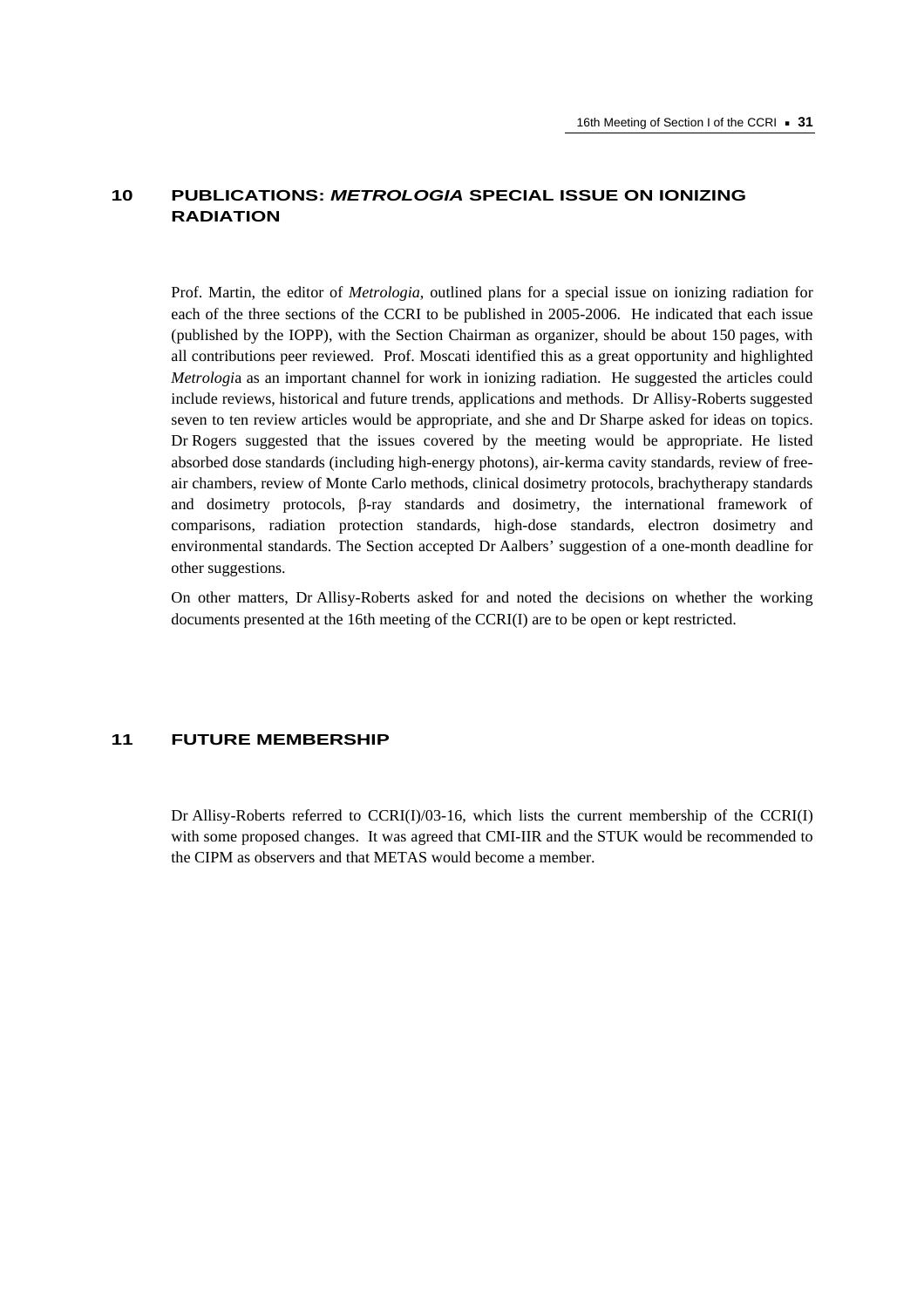## 10 PUBLICATIONS: *METROLOGIA* SPECIAL ISSUE ON IONIZING RADIATION

Prof. Martin, the editor of *Metrologia*, outlined plans for a special issue on ionizing radiation for each of the three sections of the CCRI to be published in 2005-2006. He indicated that each issue (published by the IOPP), with the Section Chairman as organizer, should be about 150 pages, with all contributions peer reviewed. Prof. Moscati identified this as a great opportunity and highlighted *Metrologia* as an important channel for work in ionizing radiation. He suggested the articles could include reviews, historical and future trends, applications and methods. Dr Allisy-Roberts suggested seven to ten review articles would be appropriate, and she and Dr Sharpe asked for ideas on topics. Dr Rogers suggested that the issues covered by the meeting would be appropriate. He listed absorbed dose standards (including high-energy photons), air-kerma cavity standards, review of free-air chambers, review of Monte Carlo methods, clinical dosimetry protocols, brachytherapy standards and dosimetry protocols, β-ray standards and dosimetry, the international framework of comparisons, radiation protection standards, high-dose standards, electron dosimetry and environmental standards. The Section accepted Dr Aalbers' suggestion of a one-month deadline for other suggestions.

On other matters, Dr Allisy-Roberts asked for and noted the decisions on whether the working documents presented at the 16th meeting of the CCRI(I) are to be open or kept restricted.

## 11 FUTURE MEMBERSHIP

Dr Allisy-Roberts referred to CCRI(I)/03-16, which lists the current membership of the CCRI(I) with some proposed changes. It was agreed that CMI-IIR and the STUK would be recommended to the CIPM as observers and that METAS would become a member.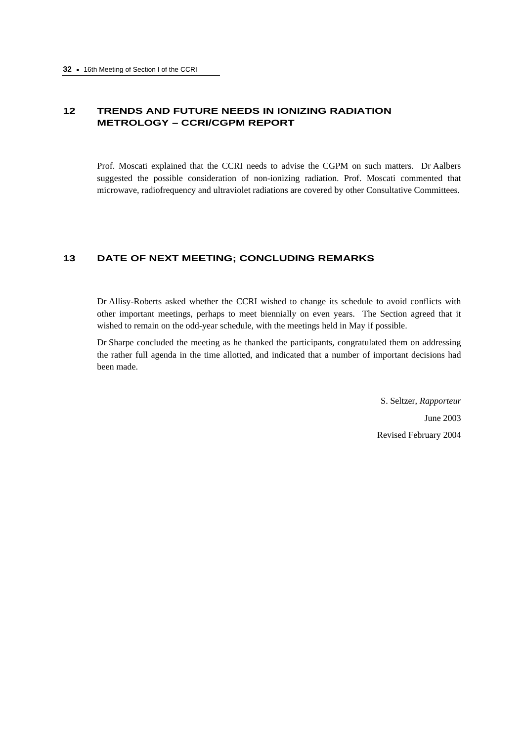## 12 TRENDS AND FUTURE NEEDS IN IONIZING RADIATION METROLOGY – CCRI/CGPM REPORT

Prof. Moscati explained that the CCRI needs to advise the CGPM on such matters. Dr Aalbers suggested the possible consideration of non-ionizing radiation. Prof. Moscati commented that microwave, radiofrequency and ultraviolet radiations are covered by other Consultative Committees.

## 13 DATE OF NEXT MEETING; CONCLUDING REMARKS

Dr Allisy-Roberts asked whether the CCRI wished to change its schedule to avoid conflicts with other important meetings, perhaps to meet biennially on even years. The Section agreed that it wished to remain on the odd-year schedule, with the meetings held in May if possible.

Dr Sharpe concluded the meeting as he thanked the participants, congratulated them on addressing the rather full agenda in the time allotted, and indicated that a number of important decisions had been made.

S. Seltzer, *Rapporteur*

June 2003

Revised February 2004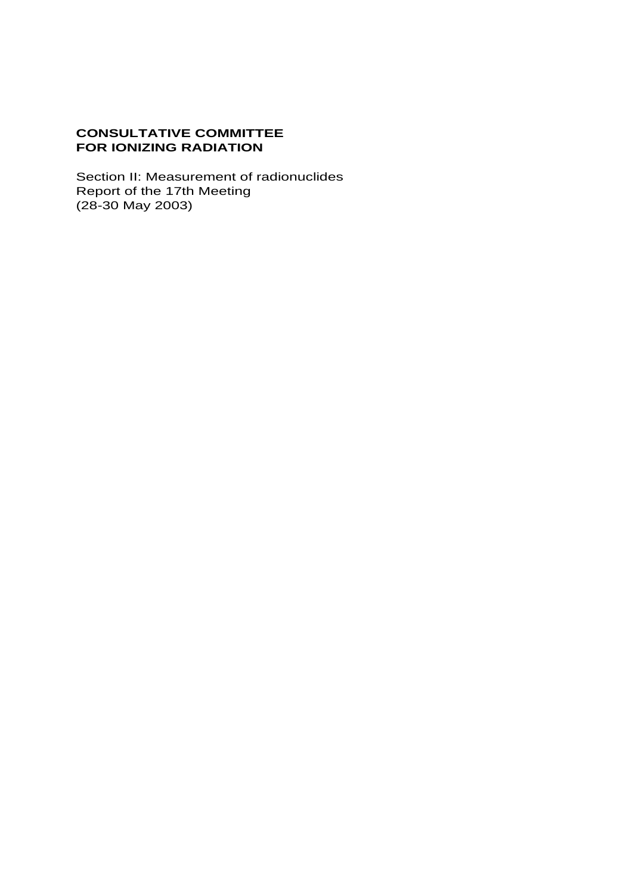**CONSULTATIVE COMMITTEE**
**FOR IONIZING RADIATION**

Section II: Measurement of radionuclides
Report of the 17th Meeting
(28-30 May 2003)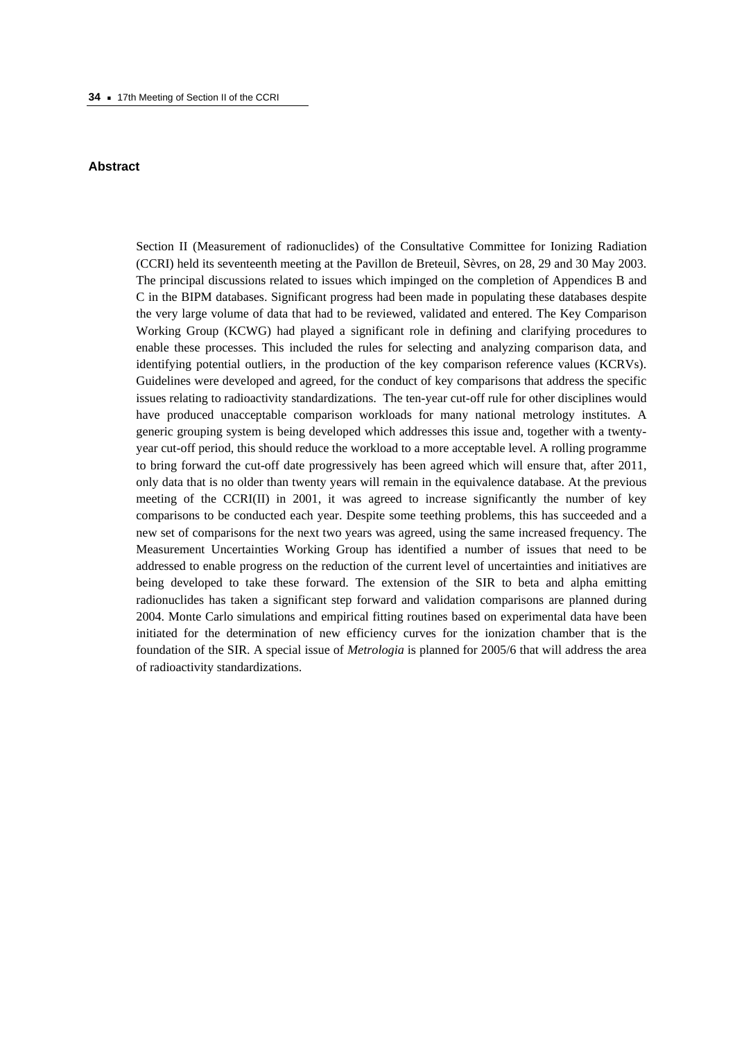## Abstract

Section II (Measurement of radionuclides) of the Consultative Committee for Ionizing Radiation (CCRI) held its seventeenth meeting at the Pavillon de Breteuil, Sèvres, on 28, 29 and 30 May 2003. The principal discussions related to issues which impinged on the completion of Appendices B and C in the BIPM databases. Significant progress had been made in populating these databases despite the very large volume of data that had to be reviewed, validated and entered. The Key Comparison Working Group (KCWG) had played a significant role in defining and clarifying procedures to enable these processes. This included the rules for selecting and analyzing comparison data, and identifying potential outliers, in the production of the key comparison reference values (KCRVs). Guidelines were developed and agreed, for the conduct of key comparisons that address the specific issues relating to radioactivity standardizations. The ten-year cut-off rule for other disciplines would have produced unacceptable comparison workloads for many national metrology institutes. A generic grouping system is being developed which addresses this issue and, together with a twenty-year cut-off period, this should reduce the workload to a more acceptable level. A rolling programme to bring forward the cut-off date progressively has been agreed which will ensure that, after 2011, only data that is no older than twenty years will remain in the equivalence database. At the previous meeting of the CCRI(II) in 2001, it was agreed to increase significantly the number of key comparisons to be conducted each year. Despite some teething problems, this has succeeded and a new set of comparisons for the next two years was agreed, using the same increased frequency. The Measurement Uncertainties Working Group has identified a number of issues that need to be addressed to enable progress on the reduction of the current level of uncertainties and initiatives are being developed to take these forward. The extension of the SIR to beta and alpha emitting radionuclides has taken a significant step forward and validation comparisons are planned during 2004. Monte Carlo simulations and empirical fitting routines based on experimental data have been initiated for the determination of new efficiency curves for the ionization chamber that is the foundation of the SIR. A special issue of *Metrologia* is planned for 2005/6 that will address the area of radioactivity standardizations.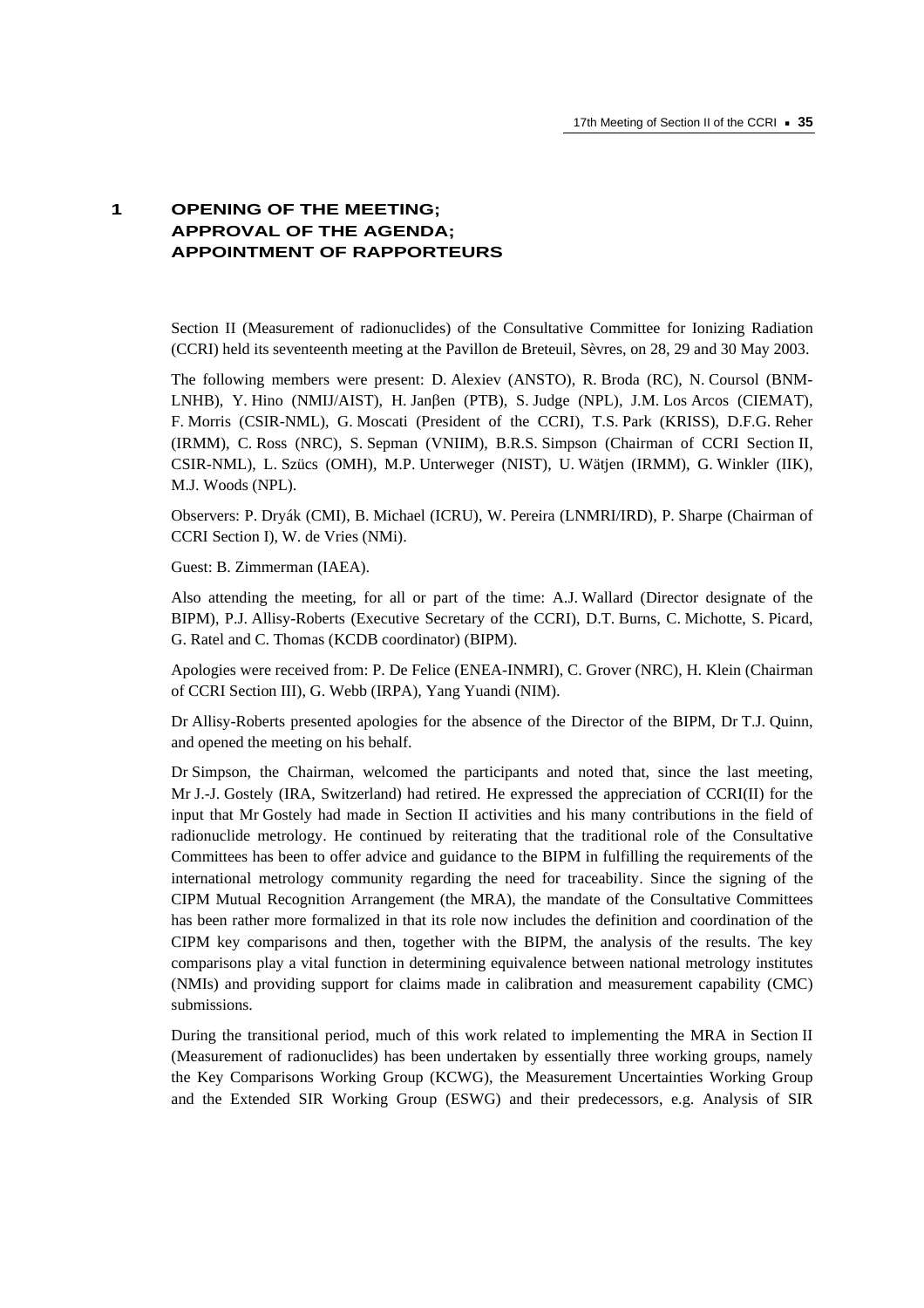# 1 OPENING OF THE MEETING; APPROVAL OF THE AGENDA; APPOINTMENT OF RAPPORTEURS

Section II (Measurement of radionuclides) of the Consultative Committee for Ionizing Radiation (CCRI) held its seventeenth meeting at the Pavillon de Breteuil, Sèvres, on 28, 29 and 30 May 2003.

The following members were present: D. Alexiev (ANSTO), R. Broda (RC), N. Coursol (BNM-LNHB), Y. Hino (NMIJ/AIST), H. Janβen (PTB), S. Judge (NPL), J.M. Los Arcos (CIEMAT), F. Morris (CSIR-NML), G. Moscati (President of the CCRI), T.S. Park (KRISS), D.F.G. Reher (IRMM), C. Ross (NRC), S. Sepman (VNIIM), B.R.S. Simpson (Chairman of CCRI Section II, CSIR-NML), L. Szücs (OMH), M.P. Unterweger (NIST), U. Wätjen (IRMM), G. Winkler (IIK), M.J. Woods (NPL).

Observers: P. Dryák (CMI), B. Michael (ICRU), W. Pereira (LNMRI/IRD), P. Sharpe (Chairman of CCRI Section I), W. de Vries (NMi).

Guest: B. Zimmerman (IAEA).

Also attending the meeting, for all or part of the time: A.J. Wallard (Director designate of the BIPM), P.J. Allisy-Roberts (Executive Secretary of the CCRI), D.T. Burns, C. Michotte, S. Picard, G. Ratel and C. Thomas (KCDB coordinator) (BIPM).

Apologies were received from: P. De Felice (ENEA-INMRI), C. Grover (NRC), H. Klein (Chairman of CCRI Section III), G. Webb (IRPA), Yang Yuandi (NIM).

Dr Allisy-Roberts presented apologies for the absence of the Director of the BIPM, Dr T.J. Quinn, and opened the meeting on his behalf.

Dr Simpson, the Chairman, welcomed the participants and noted that, since the last meeting, Mr J.-J. Gostely (IRA, Switzerland) had retired. He expressed the appreciation of CCRI(II) for the input that Mr Gostely had made in Section II activities and his many contributions in the field of radionuclide metrology. He continued by reiterating that the traditional role of the Consultative Committees has been to offer advice and guidance to the BIPM in fulfilling the requirements of the international metrology community regarding the need for traceability. Since the signing of the CIPM Mutual Recognition Arrangement (the MRA), the mandate of the Consultative Committees has been rather more formalized in that its role now includes the definition and coordination of the CIPM key comparisons and then, together with the BIPM, the analysis of the results. The key comparisons play a vital function in determining equivalence between national metrology institutes (NMIs) and providing support for claims made in calibration and measurement capability (CMC) submissions.

During the transitional period, much of this work related to implementing the MRA in Section II (Measurement of radionuclides) has been undertaken by essentially three working groups, namely the Key Comparisons Working Group (KCWG), the Measurement Uncertainties Working Group and the Extended SIR Working Group (ESWG) and their predecessors, e.g. Analysis of SIR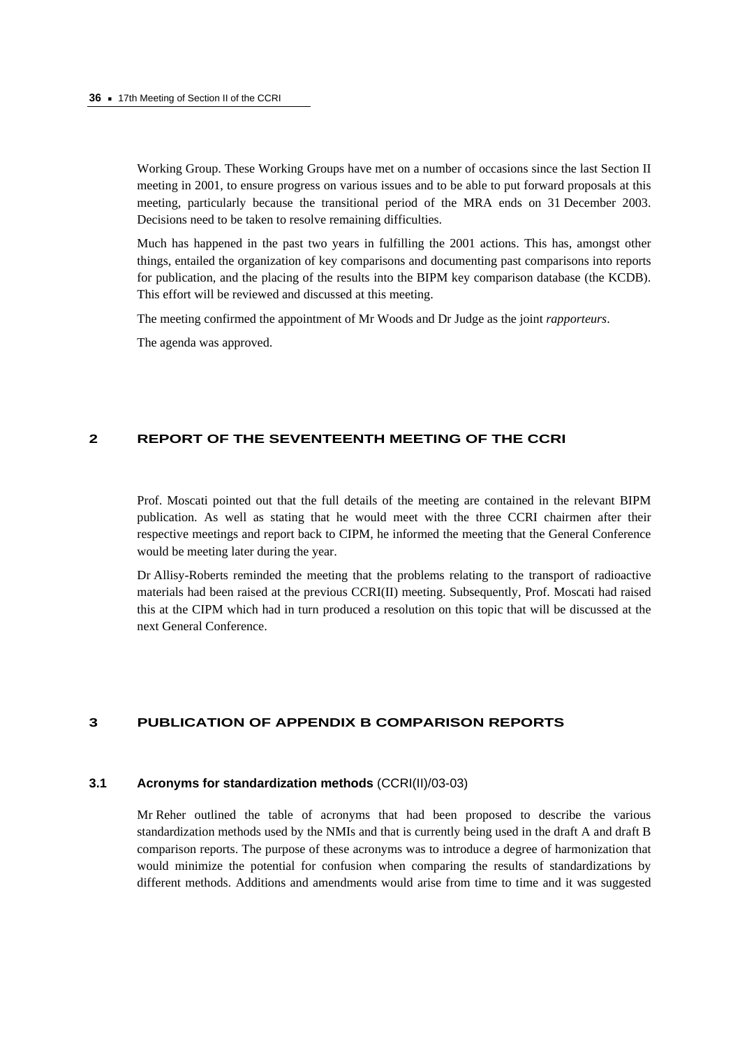Working Group. These Working Groups have met on a number of occasions since the last Section II meeting in 2001, to ensure progress on various issues and to be able to put forward proposals at this meeting, particularly because the transitional period of the MRA ends on 31 December 2003. Decisions need to be taken to resolve remaining difficulties.

Much has happened in the past two years in fulfilling the 2001 actions. This has, amongst other things, entailed the organization of key comparisons and documenting past comparisons into reports for publication, and the placing of the results into the BIPM key comparison database (the KCDB). This effort will be reviewed and discussed at this meeting.

The meeting confirmed the appointment of Mr Woods and Dr Judge as the joint *rapporteurs*.

The agenda was approved.

## 2 REPORT OF THE SEVENTEENTH MEETING OF THE CCRI

Prof. Moscati pointed out that the full details of the meeting are contained in the relevant BIPM publication. As well as stating that he would meet with the three CCRI chairmen after their respective meetings and report back to CIPM, he informed the meeting that the General Conference would be meeting later during the year.

Dr Allisy-Roberts reminded the meeting that the problems relating to the transport of radioactive materials had been raised at the previous CCRI(II) meeting. Subsequently, Prof. Moscati had raised this at the CIPM which had in turn produced a resolution on this topic that will be discussed at the next General Conference.

## 3 PUBLICATION OF APPENDIX B COMPARISON REPORTS

### 3.1 Acronyms for standardization methods (CCRI(II)/03-03)

Mr Reher outlined the table of acronyms that had been proposed to describe the various standardization methods used by the NMIs and that is currently being used in the draft A and draft B comparison reports. The purpose of these acronyms was to introduce a degree of harmonization that would minimize the potential for confusion when comparing the results of standardizations by different methods. Additions and amendments would arise from time to time and it was suggested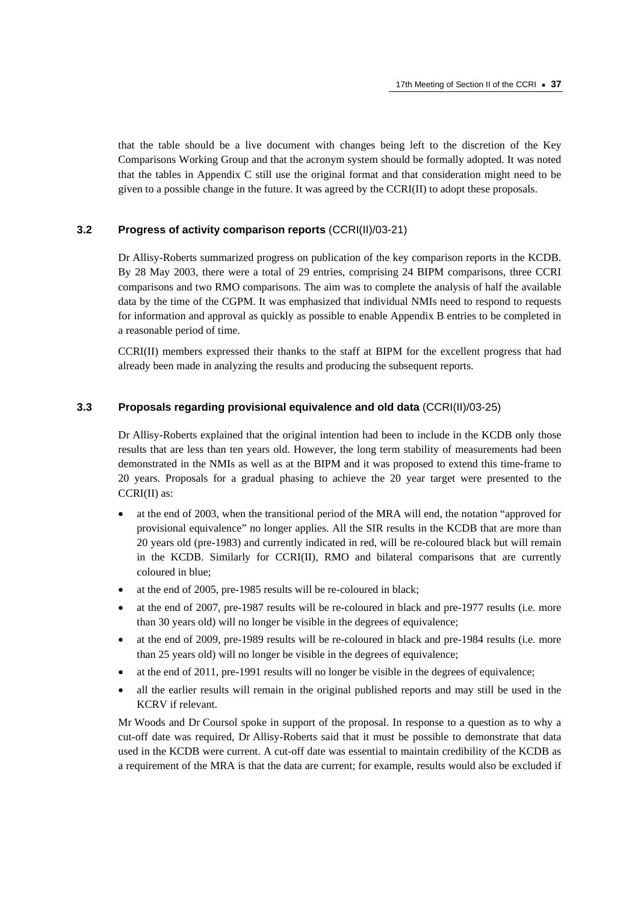that the table should be a live document with changes being left to the discretion of the Key Comparisons Working Group and that the acronym system should be formally adopted. It was noted that the tables in Appendix C still use the original format and that consideration might need to be given to a possible change in the future. It was agreed by the CCRI(II) to adopt these proposals.

### 3.2 Progress of activity comparison reports (CCRI(II)/03-21)

Dr Allisy-Roberts summarized progress on publication of the key comparison reports in the KCDB. By 28 May 2003, there were a total of 29 entries, comprising 24 BIPM comparisons, three CCRI comparisons and two RMO comparisons. The aim was to complete the analysis of half the available data by the time of the CGPM. It was emphasized that individual NMIs need to respond to requests for information and approval as quickly as possible to enable Appendix B entries to be completed in a reasonable period of time.

CCRI(II) members expressed their thanks to the staff at BIPM for the excellent progress that had already been made in analyzing the results and producing the subsequent reports.

### 3.3 Proposals regarding provisional equivalence and old data (CCRI(II)/03-25)

Dr Allisy-Roberts explained that the original intention had been to include in the KCDB only those results that are less than ten years old. However, the long term stability of measurements had been demonstrated in the NMIs as well as at the BIPM and it was proposed to extend this time-frame to 20 years. Proposals for a gradual phasing to achieve the 20 year target were presented to the CCRI(II) as:

- at the end of 2003, when the transitional period of the MRA will end, the notation "approved for provisional equivalence" no longer applies. All the SIR results in the KCDB that are more than 20 years old (pre-1983) and currently indicated in red, will be re-coloured black but will remain in the KCDB. Similarly for CCRI(II), RMO and bilateral comparisons that are currently coloured in blue;
- at the end of 2005, pre-1985 results will be re-coloured in black;
- at the end of 2007, pre-1987 results will be re-coloured in black and pre-1977 results (i.e. more than 30 years old) will no longer be visible in the degrees of equivalence;
- at the end of 2009, pre-1989 results will be re-coloured in black and pre-1984 results (i.e. more than 25 years old) will no longer be visible in the degrees of equivalence;
- at the end of 2011, pre-1991 results will no longer be visible in the degrees of equivalence;
- all the earlier results will remain in the original published reports and may still be used in the KCRV if relevant.

Mr Woods and Dr Coursol spoke in support of the proposal. In response to a question as to why a cut-off date was required, Dr Allisy-Roberts said that it must be possible to demonstrate that data used in the KCDB were current. A cut-off date was essential to maintain credibility of the KCDB as a requirement of the MRA is that the data are current; for example, results would also be excluded if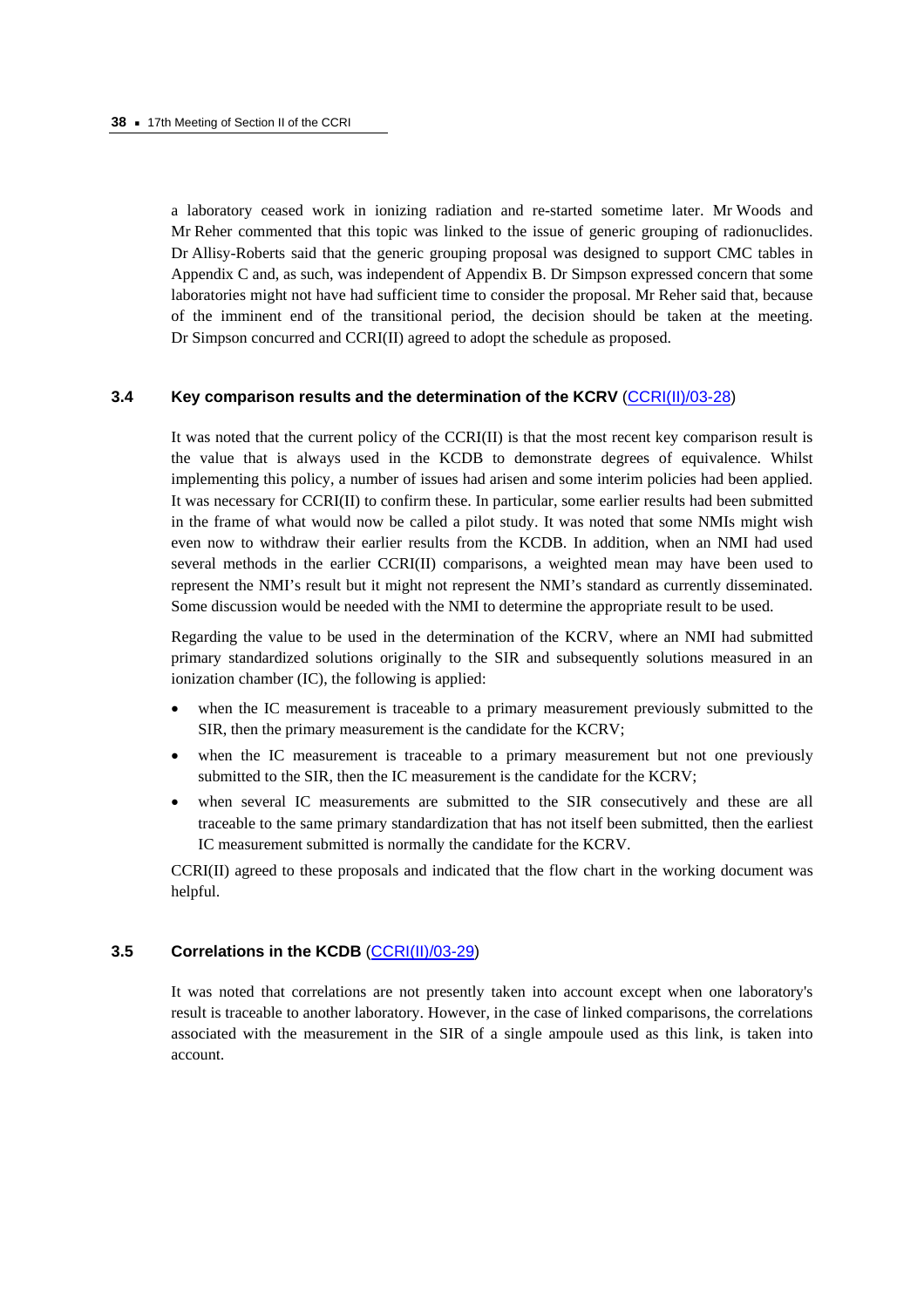a laboratory ceased work in ionizing radiation and re-started sometime later. Mr Woods and Mr Reher commented that this topic was linked to the issue of generic grouping of radionuclides. Dr Allisy-Roberts said that the generic grouping proposal was designed to support CMC tables in Appendix C and, as such, was independent of Appendix B. Dr Simpson expressed concern that some laboratories might not have had sufficient time to consider the proposal. Mr Reher said that, because of the imminent end of the transitional period, the decision should be taken at the meeting. Dr Simpson concurred and CCRI(II) agreed to adopt the schedule as proposed.

### 3.4 Key comparison results and the determination of the KCRV (CCRI(II)/03-28)

It was noted that the current policy of the CCRI(II) is that the most recent key comparison result is the value that is always used in the KCDB to demonstrate degrees of equivalence. Whilst implementing this policy, a number of issues had arisen and some interim policies had been applied. It was necessary for CCRI(II) to confirm these. In particular, some earlier results had been submitted in the frame of what would now be called a pilot study. It was noted that some NMIs might wish even now to withdraw their earlier results from the KCDB. In addition, when an NMI had used several methods in the earlier CCRI(II) comparisons, a weighted mean may have been used to represent the NMI's result but it might not represent the NMI's standard as currently disseminated. Some discussion would be needed with the NMI to determine the appropriate result to be used.

Regarding the value to be used in the determination of the KCRV, where an NMI had submitted primary standardized solutions originally to the SIR and subsequently solutions measured in an ionization chamber (IC), the following is applied:

- when the IC measurement is traceable to a primary measurement previously submitted to the SIR, then the primary measurement is the candidate for the KCRV;
- when the IC measurement is traceable to a primary measurement but not one previously submitted to the SIR, then the IC measurement is the candidate for the KCRV;
- when several IC measurements are submitted to the SIR consecutively and these are all traceable to the same primary standardization that has not itself been submitted, then the earliest IC measurement submitted is normally the candidate for the KCRV.

CCRI(II) agreed to these proposals and indicated that the flow chart in the working document was helpful.

### 3.5 Correlations in the KCDB (CCRI(II)/03-29)

It was noted that correlations are not presently taken into account except when one laboratory's result is traceable to another laboratory. However, in the case of linked comparisons, the correlations associated with the measurement in the SIR of a single ampoule used as this link, is taken into account.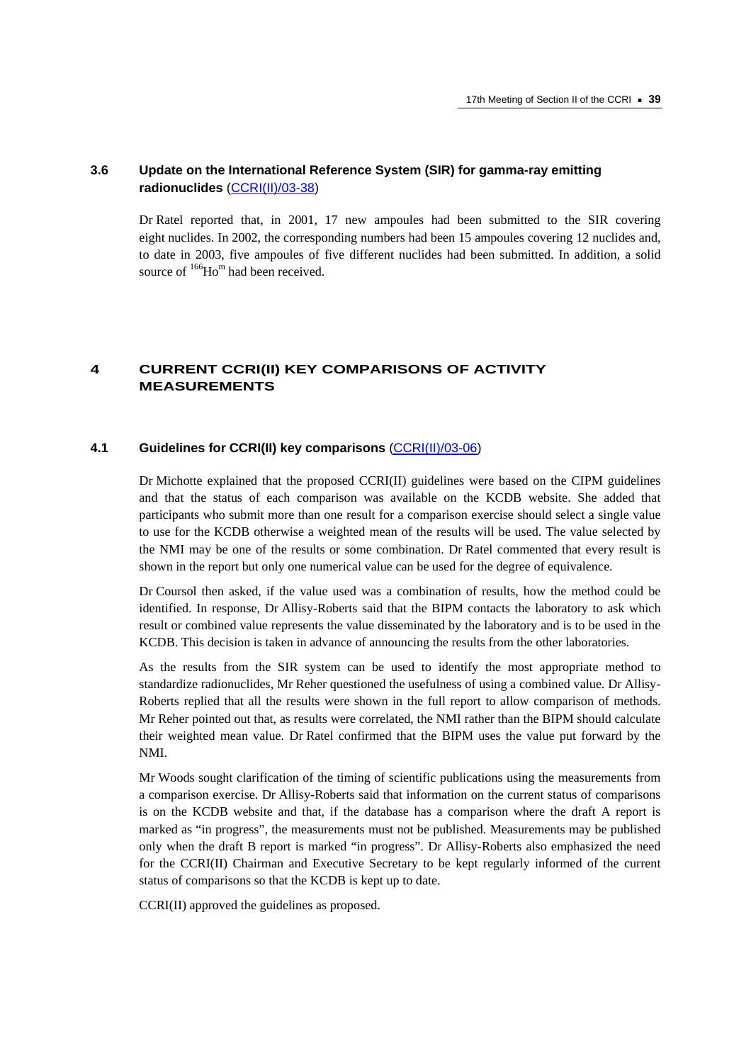### 3.6 Update on the International Reference System (SIR) for gamma-ray emitting radionuclides (CCRI(II)/03-38)

Dr Ratel reported that, in 2001, 17 new ampoules had been submitted to the SIR covering eight nuclides. In 2002, the corresponding numbers had been 15 ampoules covering 12 nuclides and, to date in 2003, five ampoules of five different nuclides had been submitted. In addition, a solid source of $^{166}Ho^{m}$ had been received.

## 4 CURRENT CCRI(II) KEY COMPARISONS OF ACTIVITY MEASUREMENTS

### 4.1 Guidelines for CCRI(II) key comparisons (CCRI(II)/03-06)

Dr Michotte explained that the proposed CCRI(II) guidelines were based on the CIPM guidelines and that the status of each comparison was available on the KCDB website. She added that participants who submit more than one result for a comparison exercise should select a single value to use for the KCDB otherwise a weighted mean of the results will be used. The value selected by the NMI may be one of the results or some combination. Dr Ratel commented that every result is shown in the report but only one numerical value can be used for the degree of equivalence.

Dr Coursol then asked, if the value used was a combination of results, how the method could be identified. In response, Dr Allisy-Roberts said that the BIPM contacts the laboratory to ask which result or combined value represents the value disseminated by the laboratory and is to be used in the KCDB. This decision is taken in advance of announcing the results from the other laboratories.

As the results from the SIR system can be used to identify the most appropriate method to standardize radionuclides, Mr Reher questioned the usefulness of using a combined value. Dr Allisy-Roberts replied that all the results were shown in the full report to allow comparison of methods. Mr Reher pointed out that, as results were correlated, the NMI rather than the BIPM should calculate their weighted mean value. Dr Ratel confirmed that the BIPM uses the value put forward by the NMI.

Mr Woods sought clarification of the timing of scientific publications using the measurements from a comparison exercise. Dr Allisy-Roberts said that information on the current status of comparisons is on the KCDB website and that, if the database has a comparison where the draft A report is marked as "in progress", the measurements must not be published. Measurements may be published only when the draft B report is marked "in progress". Dr Allisy-Roberts also emphasized the need for the CCRI(II) Chairman and Executive Secretary to be kept regularly informed of the current status of comparisons so that the KCDB is kept up to date.

CCRI(II) approved the guidelines as proposed.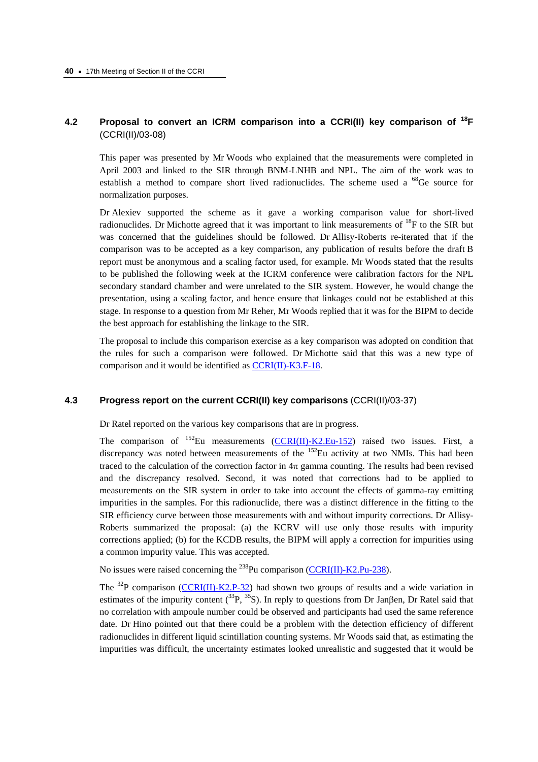### 4.2 Proposal to convert an ICRM comparison into a CCRI(II) key comparison of $^{18}F$ (CCRI(II)/03-08)

This paper was presented by Mr Woods who explained that the measurements were completed in April 2003 and linked to the SIR through BNM-LNHB and NPL. The aim of the work was to establish a method to compare short lived radionuclides. The scheme used a $^{68}Ge$ source for normalization purposes.

Dr Alexiev supported the scheme as it gave a working comparison value for short-lived radionuclides. Dr Michotte agreed that it was important to link measurements of $^{18}F$ to the SIR but was concerned that the guidelines should be followed. Dr Allisy-Roberts re-iterated that if the comparison was to be accepted as a key comparison, any publication of results before the draft B report must be anonymous and a scaling factor used, for example. Mr Woods stated that the results to be published the following week at the ICRM conference were calibration factors for the NPL secondary standard chamber and were unrelated to the SIR system. However, he would change the presentation, using a scaling factor, and hence ensure that linkages could not be established at this stage. In response to a question from Mr Reher, Mr Woods replied that it was for the BIPM to decide the best approach for establishing the linkage to the SIR.

The proposal to include this comparison exercise as a key comparison was adopted on condition that the rules for such a comparison were followed. Dr Michotte said that this was a new type of comparison and it would be identified as CCRI(II)-K3.F-18.

### 4.3 Progress report on the current CCRI(II) key comparisons (CCRI(II)/03-37)

Dr Ratel reported on the various key comparisons that are in progress.

The comparison of $^{152}Eu$ measurements (CCRI(II)-K2.Eu-152) raised two issues. First, a discrepancy was noted between measurements of the $^{152}Eu$ activity at two NMIs. This had been traced to the calculation of the correction factor in $4\pi$ gamma counting. The results had been revised and the discrepancy resolved. Second, it was noted that corrections had to be applied to measurements on the SIR system in order to take into account the effects of gamma-ray emitting impurities in the samples. For this radionuclide, there was a distinct difference in the fitting to the SIR efficiency curve between those measurements with and without impurity corrections. Dr Allisy-Roberts summarized the proposal: (a) the KCRV will use only those results with impurity corrections applied; (b) for the KCDB results, the BIPM will apply a correction for impurities using a common impurity value. This was accepted.

No issues were raised concerning the $^{238}Pu$ comparison (CCRI(II)-K2.Pu-238).

The $^{32}P$ comparison (CCRI(II)-K2.P-32) had shown two groups of results and a wide variation in estimates of the impurity content ($^{33}P$, $^{35}S$). In reply to questions from Dr Janβen, Dr Ratel said that no correlation with ampoule number could be observed and participants had used the same reference date. Dr Hino pointed out that there could be a problem with the detection efficiency of different radionuclides in different liquid scintillation counting systems. Mr Woods said that, as estimating the impurities was difficult, the uncertainty estimates looked unrealistic and suggested that it would be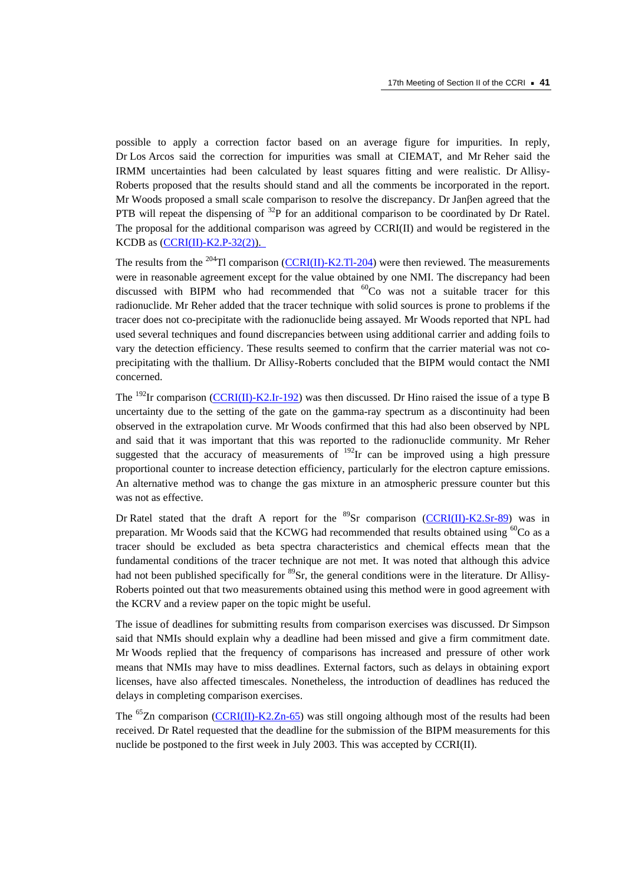possible to apply a correction factor based on an average figure for impurities. In reply, Dr Los Arcos said the correction for impurities was small at CIEMAT, and Mr Reher said the IRMM uncertainties had been calculated by least squares fitting and were realistic. Dr Allisy-Roberts proposed that the results should stand and all the comments be incorporated in the report. Mr Woods proposed a small scale comparison to resolve the discrepancy. Dr Janβen agreed that the PTB will repeat the dispensing of $^{32}$P for an additional comparison to be coordinated by Dr Ratel. The proposal for the additional comparison was agreed by CCRI(II) and would be registered in the KCDB as (CCRI(II)-K2.P-32(2)).

The results from the $^{204}$Tl comparison (CCRI(II)-K2.Tl-204) were then reviewed. The measurements were in reasonable agreement except for the value obtained by one NMI. The discrepancy had been discussed with BIPM who had recommended that $^{60}$Co was not a suitable tracer for this radionuclide. Mr Reher added that the tracer technique with solid sources is prone to problems if the tracer does not co-precipitate with the radionuclide being assayed. Mr Woods reported that NPL had used several techniques and found discrepancies between using additional carrier and adding foils to vary the detection efficiency. These results seemed to confirm that the carrier material was not co-precipitating with the thallium. Dr Allisy-Roberts concluded that the BIPM would contact the NMI concerned.

The $^{192}$Ir comparison (CCRI(II)-K2.Ir-192) was then discussed. Dr Hino raised the issue of a type B uncertainty due to the setting of the gate on the gamma-ray spectrum as a discontinuity had been observed in the extrapolation curve. Mr Woods confirmed that this had also been observed by NPL and said that it was important that this was reported to the radionuclide community. Mr Reher suggested that the accuracy of measurements of $^{192}$Ir can be improved using a high pressure proportional counter to increase detection efficiency, particularly for the electron capture emissions. An alternative method was to change the gas mixture in an atmospheric pressure counter but this was not as effective.

Dr Ratel stated that the draft A report for the $^{89}$Sr comparison (CCRI(II)-K2.Sr-89) was in preparation. Mr Woods said that the KCWG had recommended that results obtained using $^{60}$Co as a tracer should be excluded as beta spectra characteristics and chemical effects mean that the fundamental conditions of the tracer technique are not met. It was noted that although this advice had not been published specifically for $^{89}$Sr, the general conditions were in the literature. Dr Allisy-Roberts pointed out that two measurements obtained using this method were in good agreement with the KCRV and a review paper on the topic might be useful.

The issue of deadlines for submitting results from comparison exercises was discussed. Dr Simpson said that NMIs should explain why a deadline had been missed and give a firm commitment date. Mr Woods replied that the frequency of comparisons has increased and pressure of other work means that NMIs may have to miss deadlines. External factors, such as delays in obtaining export licenses, have also affected timescales. Nonetheless, the introduction of deadlines has reduced the delays in completing comparison exercises.

The $^{65}$Zn comparison (CCRI(II)-K2.Zn-65) was still ongoing although most of the results had been received. Dr Ratel requested that the deadline for the submission of the BIPM measurements for this nuclide be postponed to the first week in July 2003. This was accepted by CCRI(II).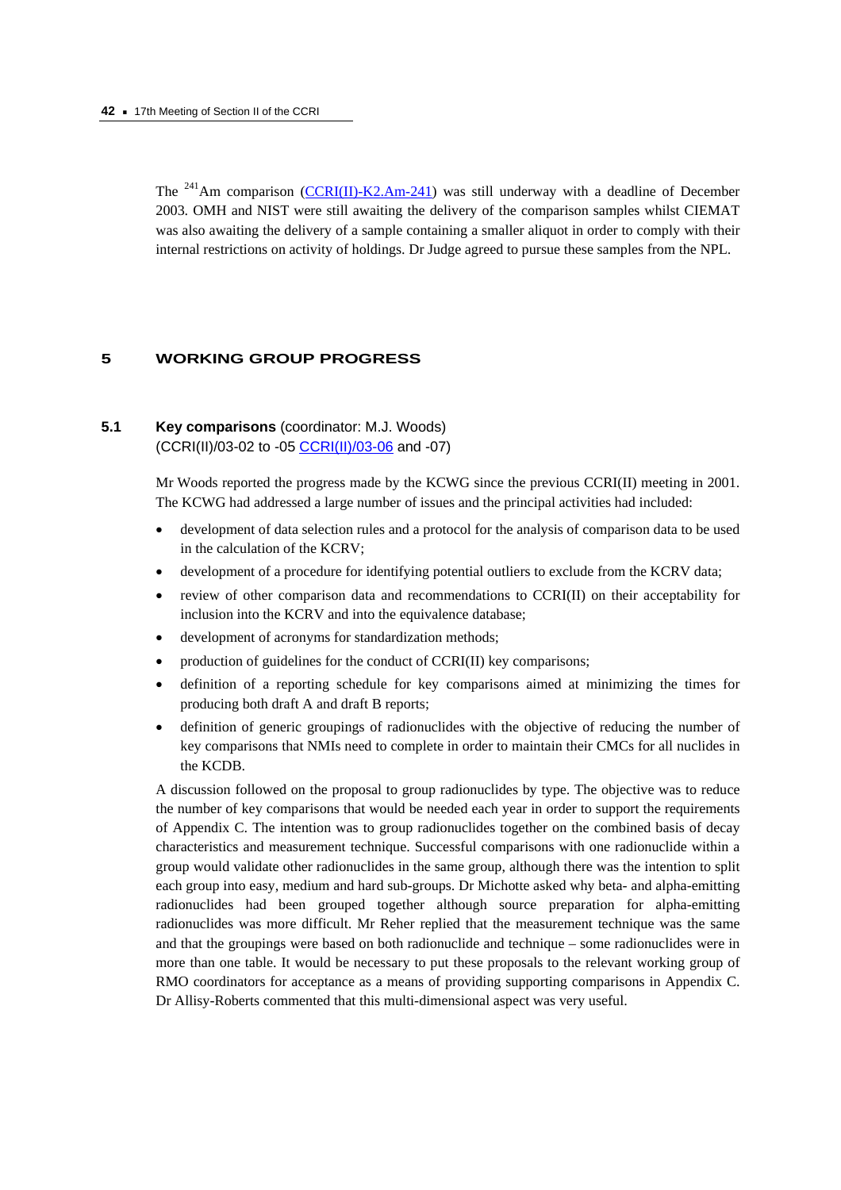The $^{241}$Am comparison (CCRI(II)-K2.Am-241) was still underway with a deadline of December 2003. OMH and NIST were still awaiting the delivery of the comparison samples whilst CIEMAT was also awaiting the delivery of a sample containing a smaller aliquot in order to comply with their internal restrictions on activity of holdings. Dr Judge agreed to pursue these samples from the NPL.

## 5 WORKING GROUP PROGRESS

### 5.1 Key comparisons (coordinator: M.J. Woods)

(CCRI(II)/03-02 to -05 CCRI(II)/03-06 and -07)

Mr Woods reported the progress made by the KCWG since the previous CCRI(II) meeting in 2001. The KCWG had addressed a large number of issues and the principal activities had included:

- development of data selection rules and a protocol for the analysis of comparison data to be used in the calculation of the KCRV;
- development of a procedure for identifying potential outliers to exclude from the KCRV data;
- review of other comparison data and recommendations to CCRI(II) on their acceptability for inclusion into the KCRV and into the equivalence database;
- development of acronyms for standardization methods;
- production of guidelines for the conduct of CCRI(II) key comparisons;
- definition of a reporting schedule for key comparisons aimed at minimizing the times for producing both draft A and draft B reports;
- definition of generic groupings of radionuclides with the objective of reducing the number of key comparisons that NMIs need to complete in order to maintain their CMCs for all nuclides in the KCDB.

A discussion followed on the proposal to group radionuclides by type. The objective was to reduce the number of key comparisons that would be needed each year in order to support the requirements of Appendix C. The intention was to group radionuclides together on the combined basis of decay characteristics and measurement technique. Successful comparisons with one radionuclide within a group would validate other radionuclides in the same group, although there was the intention to split each group into easy, medium and hard sub-groups. Dr Michotte asked why beta- and alpha-emitting radionuclides had been grouped together although source preparation for alpha-emitting radionuclides was more difficult. Mr Reher replied that the measurement technique was the same and that the groupings were based on both radionuclide and technique – some radionuclides were in more than one table. It would be necessary to put these proposals to the relevant working group of RMO coordinators for acceptance as a means of providing supporting comparisons in Appendix C. Dr Allisy-Roberts commented that this multi-dimensional aspect was very useful.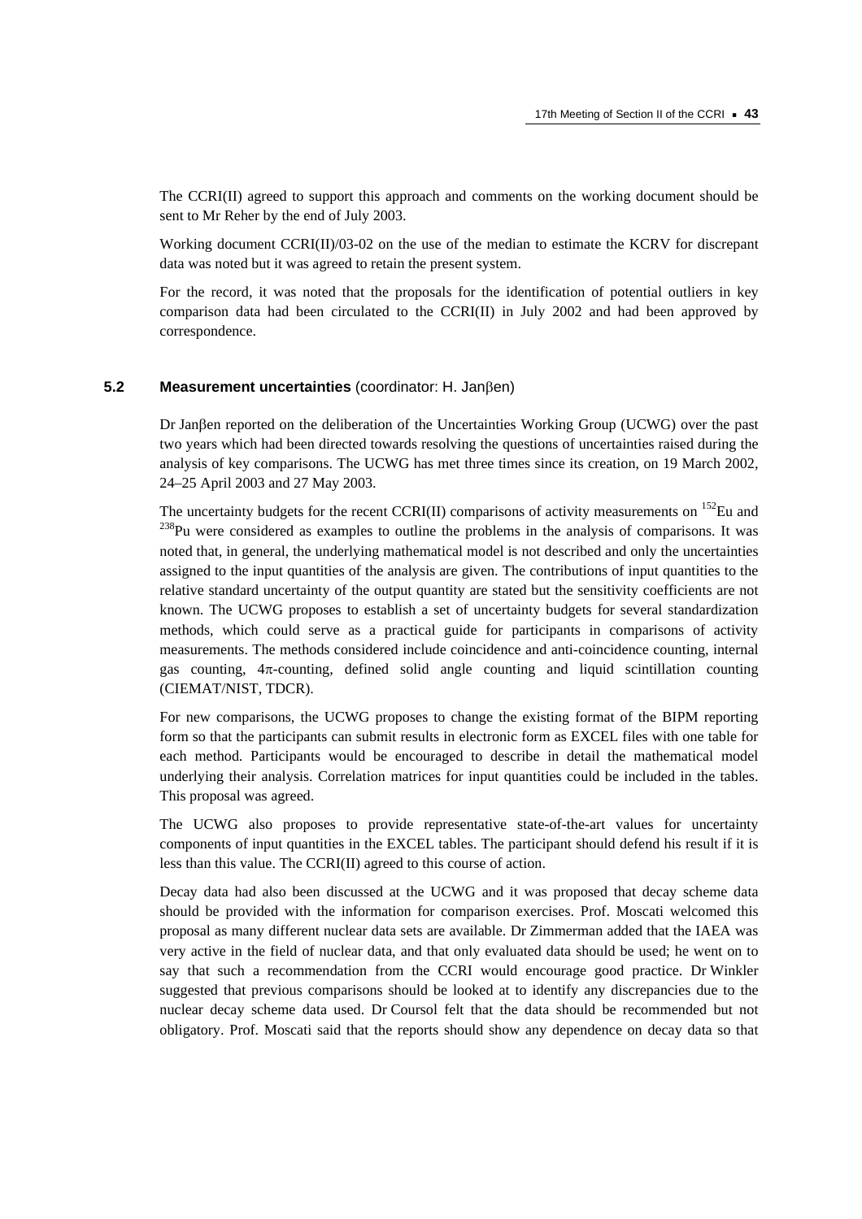The CCRI(II) agreed to support this approach and comments on the working document should be sent to Mr Reher by the end of July 2003.

Working document CCRI(II)/03-02 on the use of the median to estimate the KCRV for discrepant data was noted but it was agreed to retain the present system.

For the record, it was noted that the proposals for the identification of potential outliers in key comparison data had been circulated to the CCRI(II) in July 2002 and had been approved by correspondence.

### 5.2 Measurement uncertainties (coordinator: H. Janβen)

Dr Janβen reported on the deliberation of the Uncertainties Working Group (UCWG) over the past two years which had been directed towards resolving the questions of uncertainties raised during the analysis of key comparisons. The UCWG has met three times since its creation, on 19 March 2002, 24–25 April 2003 and 27 May 2003.

The uncertainty budgets for the recent CCRI(II) comparisons of activity measurements on $^{152}$Eu and $^{238}$Pu were considered as examples to outline the problems in the analysis of comparisons. It was noted that, in general, the underlying mathematical model is not described and only the uncertainties assigned to the input quantities of the analysis are given. The contributions of input quantities to the relative standard uncertainty of the output quantity are stated but the sensitivity coefficients are not known. The UCWG proposes to establish a set of uncertainty budgets for several standardization methods, which could serve as a practical guide for participants in comparisons of activity measurements. The methods considered include coincidence and anti-coincidence counting, internal gas counting, $4\pi$-counting, defined solid angle counting and liquid scintillation counting (CIEMAT/NIST, TDCR).

For new comparisons, the UCWG proposes to change the existing format of the BIPM reporting form so that the participants can submit results in electronic form as EXCEL files with one table for each method. Participants would be encouraged to describe in detail the mathematical model underlying their analysis. Correlation matrices for input quantities could be included in the tables. This proposal was agreed.

The UCWG also proposes to provide representative state-of-the-art values for uncertainty components of input quantities in the EXCEL tables. The participant should defend his result if it is less than this value. The CCRI(II) agreed to this course of action.

Decay data had also been discussed at the UCWG and it was proposed that decay scheme data should be provided with the information for comparison exercises. Prof. Moscati welcomed this proposal as many different nuclear data sets are available. Dr Zimmerman added that the IAEA was very active in the field of nuclear data, and that only evaluated data should be used; he went on to say that such a recommendation from the CCRI would encourage good practice. Dr Winkler suggested that previous comparisons should be looked at to identify any discrepancies due to the nuclear decay scheme data used. Dr Coursol felt that the data should be recommended but not obligatory. Prof. Moscati said that the reports should show any dependence on decay data so that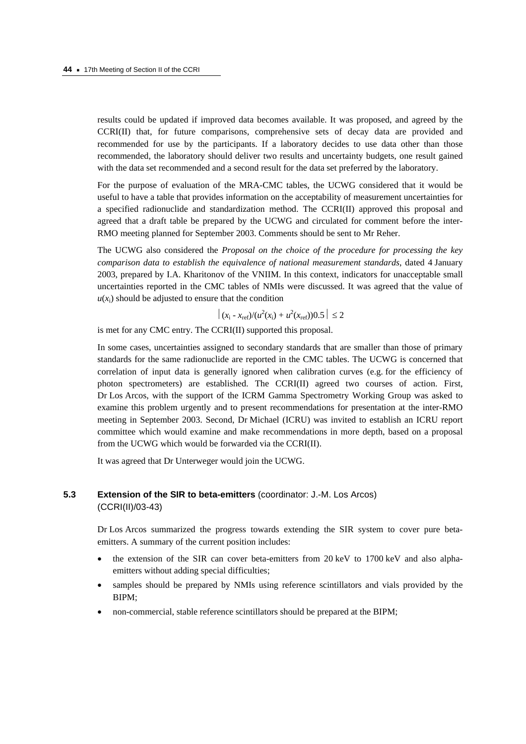results could be updated if improved data becomes available. It was proposed, and agreed by the CCRI(II) that, for future comparisons, comprehensive sets of decay data are provided and recommended for use by the participants. If a laboratory decides to use data other than those recommended, the laboratory should deliver two results and uncertainty budgets, one result gained with the data set recommended and a second result for the data set preferred by the laboratory.

For the purpose of evaluation of the MRA-CMC tables, the UCWG considered that it would be useful to have a table that provides information on the acceptability of measurement uncertainties for a specified radionuclide and standardization method. The CCRI(II) approved this proposal and agreed that a draft table be prepared by the UCWG and circulated for comment before the inter-RMO meeting planned for September 2003. Comments should be sent to Mr Reher.

The UCWG also considered the *Proposal on the choice of the procedure for processing the key comparison data to establish the equivalence of national measurement standards*, dated 4 January 2003, prepared by I.A. Kharitonov of the VNIIM. In this context, indicators for unacceptable small uncertainties reported in the CMC tables of NMIs were discussed. It was agreed that the value of $u(x_i)$ should be adjusted to ensure that the condition

$$\left| (x_i - x_{ref})/(u^2(x_i) + u^2(x_{ref}))0.5 \right| \leq 2$$

is met for any CMC entry. The CCRI(II) supported this proposal.

In some cases, uncertainties assigned to secondary standards that are smaller than those of primary standards for the same radionuclide are reported in the CMC tables. The UCWG is concerned that correlation of input data is generally ignored when calibration curves (e.g. for the efficiency of photon spectrometers) are established. The CCRI(II) agreed two courses of action. First, Dr Los Arcos, with the support of the ICRM Gamma Spectrometry Working Group was asked to examine this problem urgently and to present recommendations for presentation at the inter-RMO meeting in September 2003. Second, Dr Michael (ICRU) was invited to establish an ICRU report committee which would examine and make recommendations in more depth, based on a proposal from the UCWG which would be forwarded via the CCRI(II).

It was agreed that Dr Unterweger would join the UCWG.

### 5.3 **Extension of the SIR to beta-emitters** (coordinator: J.-M. Los Arcos) (CCRI(II)/03-43)

Dr Los Arcos summarized the progress towards extending the SIR system to cover pure beta-emitters. A summary of the current position includes:

- the extension of the SIR can cover beta-emitters from 20 keV to 1700 keV and also alpha-emitters without adding special difficulties;
- samples should be prepared by NMIs using reference scintillators and vials provided by the BIPM;
- non-commercial, stable reference scintillators should be prepared at the BIPM;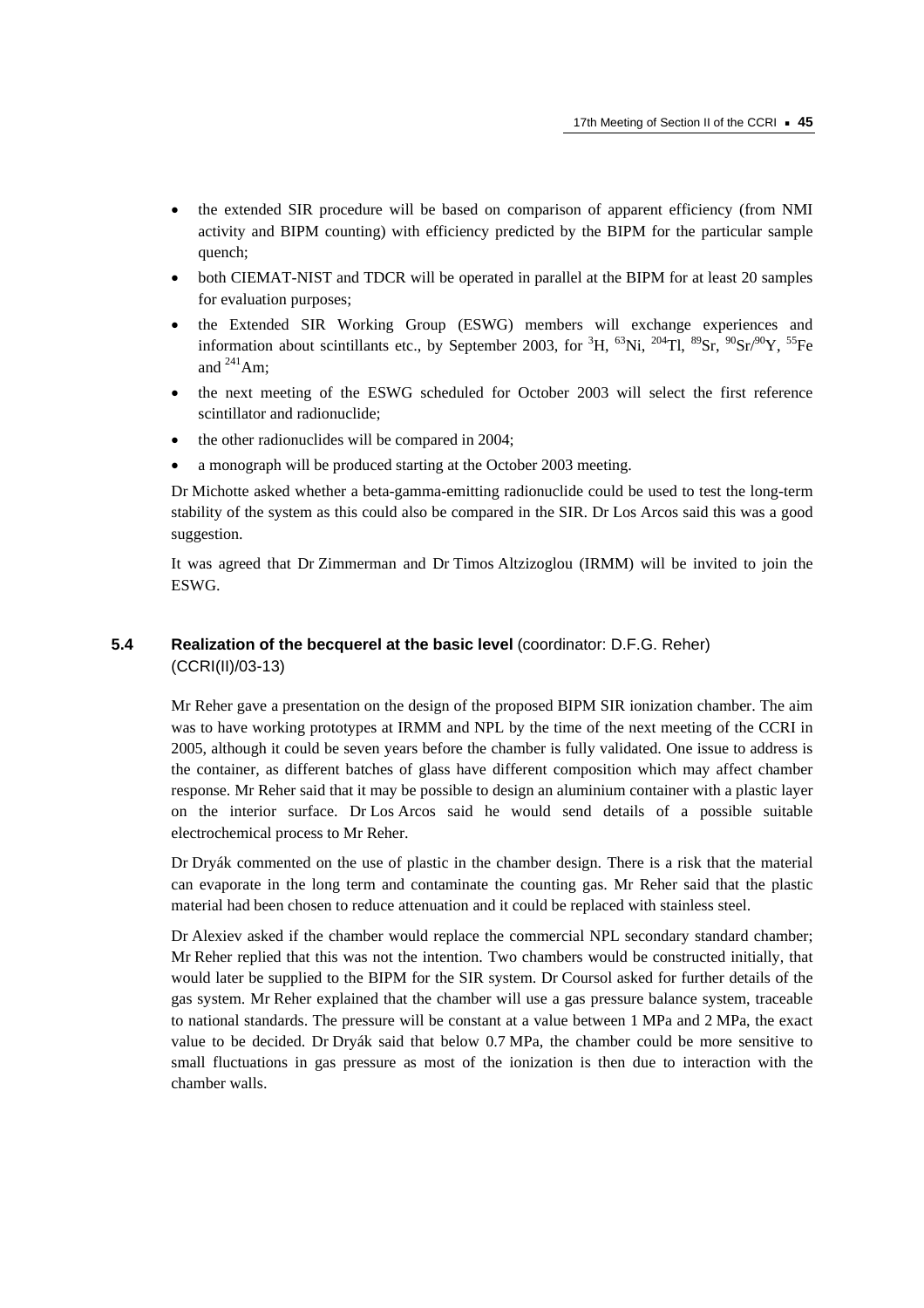- the extended SIR procedure will be based on comparison of apparent efficiency (from NMI activity and BIPM counting) with efficiency predicted by the BIPM for the particular sample quench;
- both CIEMAT-NIST and TDCR will be operated in parallel at the BIPM for at least 20 samples for evaluation purposes;
- the Extended SIR Working Group (ESWG) members will exchange experiences and information about scintillants etc., by September 2003, for $^{3}$H, $^{63}$Ni, $^{204}$Tl, $^{89}$Sr, $^{90}$Sr/$^{90}$Y, $^{55}$Fe and $^{241}$Am;
- the next meeting of the ESWG scheduled for October 2003 will select the first reference scintillator and radionuclide;
- the other radionuclides will be compared in 2004;
- a monograph will be produced starting at the October 2003 meeting.

Dr Michotte asked whether a beta-gamma-emitting radionuclide could be used to test the long-term stability of the system as this could also be compared in the SIR. Dr Los Arcos said this was a good suggestion.

It was agreed that Dr Zimmerman and Dr Timos Altzizoglou (IRMM) will be invited to join the ESWG.

### 5.4 Realization of the becquerel at the basic level (coordinator: D.F.G. Reher) (CCRI(II)/03-13)

Mr Reher gave a presentation on the design of the proposed BIPM SIR ionization chamber. The aim was to have working prototypes at IRMM and NPL by the time of the next meeting of the CCRI in 2005, although it could be seven years before the chamber is fully validated. One issue to address is the container, as different batches of glass have different composition which may affect chamber response. Mr Reher said that it may be possible to design an aluminium container with a plastic layer on the interior surface. Dr Los Arcos said he would send details of a possible suitable electrochemical process to Mr Reher.

Dr Dryák commented on the use of plastic in the chamber design. There is a risk that the material can evaporate in the long term and contaminate the counting gas. Mr Reher said that the plastic material had been chosen to reduce attenuation and it could be replaced with stainless steel.

Dr Alexiev asked if the chamber would replace the commercial NPL secondary standard chamber; Mr Reher replied that this was not the intention. Two chambers would be constructed initially, that would later be supplied to the BIPM for the SIR system. Dr Coursol asked for further details of the gas system. Mr Reher explained that the chamber will use a gas pressure balance system, traceable to national standards. The pressure will be constant at a value between 1 MPa and 2 MPa, the exact value to be decided. Dr Dryák said that below 0.7 MPa, the chamber could be more sensitive to small fluctuations in gas pressure as most of the ionization is then due to interaction with the chamber walls.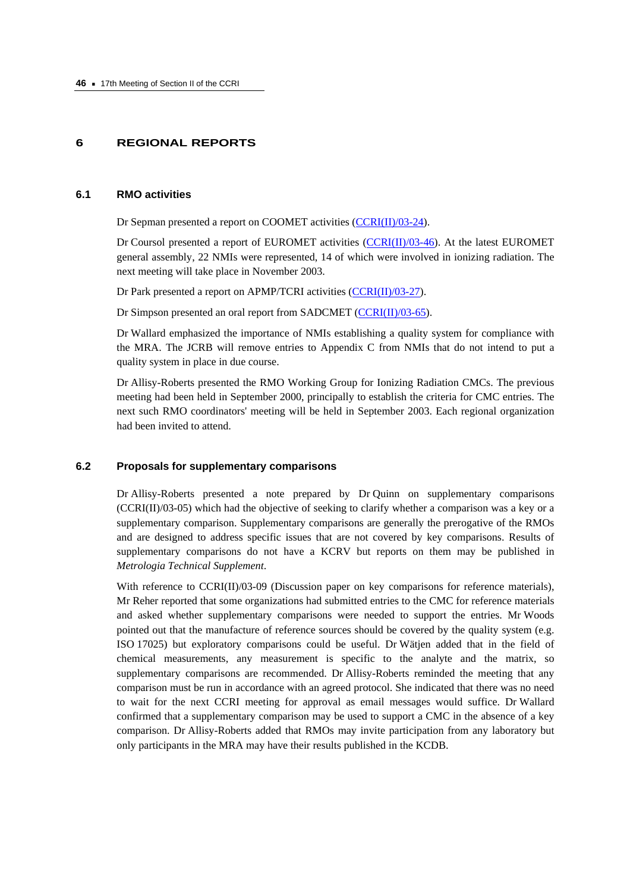## 6 REGIONAL REPORTS

### 6.1 RMO activities

Dr Sepman presented a report on COOMET activities (CCRI(II)/03-24).

Dr Coursol presented a report of EUROMET activities (CCRI(II)/03-46). At the latest EUROMET general assembly, 22 NMIs were represented, 14 of which were involved in ionizing radiation. The next meeting will take place in November 2003.

Dr Park presented a report on APMP/TCRI activities (CCRI(II)/03-27).

Dr Simpson presented an oral report from SADCMET (CCRI(II)/03-65).

Dr Wallard emphasized the importance of NMIs establishing a quality system for compliance with the MRA. The JCRB will remove entries to Appendix C from NMIs that do not intend to put a quality system in place in due course.

Dr Allisy-Roberts presented the RMO Working Group for Ionizing Radiation CMCs. The previous meeting had been held in September 2000, principally to establish the criteria for CMC entries. The next such RMO coordinators' meeting will be held in September 2003. Each regional organization had been invited to attend.

### 6.2 Proposals for supplementary comparisons

Dr Allisy-Roberts presented a note prepared by Dr Quinn on supplementary comparisons (CCRI(II)/03-05) which had the objective of seeking to clarify whether a comparison was a key or a supplementary comparison. Supplementary comparisons are generally the prerogative of the RMOs and are designed to address specific issues that are not covered by key comparisons. Results of supplementary comparisons do not have a KCRV but reports on them may be published in *Metrologia Technical Supplement*.

With reference to CCRI(II)/03-09 (Discussion paper on key comparisons for reference materials), Mr Reher reported that some organizations had submitted entries to the CMC for reference materials and asked whether supplementary comparisons were needed to support the entries. Mr Woods pointed out that the manufacture of reference sources should be covered by the quality system (e.g. ISO 17025) but exploratory comparisons could be useful. Dr Wätjen added that in the field of chemical measurements, any measurement is specific to the analyte and the matrix, so supplementary comparisons are recommended. Dr Allisy-Roberts reminded the meeting that any comparison must be run in accordance with an agreed protocol. She indicated that there was no need to wait for the next CCRI meeting for approval as email messages would suffice. Dr Wallard confirmed that a supplementary comparison may be used to support a CMC in the absence of a key comparison. Dr Allisy-Roberts added that RMOs may invite participation from any laboratory but only participants in the MRA may have their results published in the KCDB.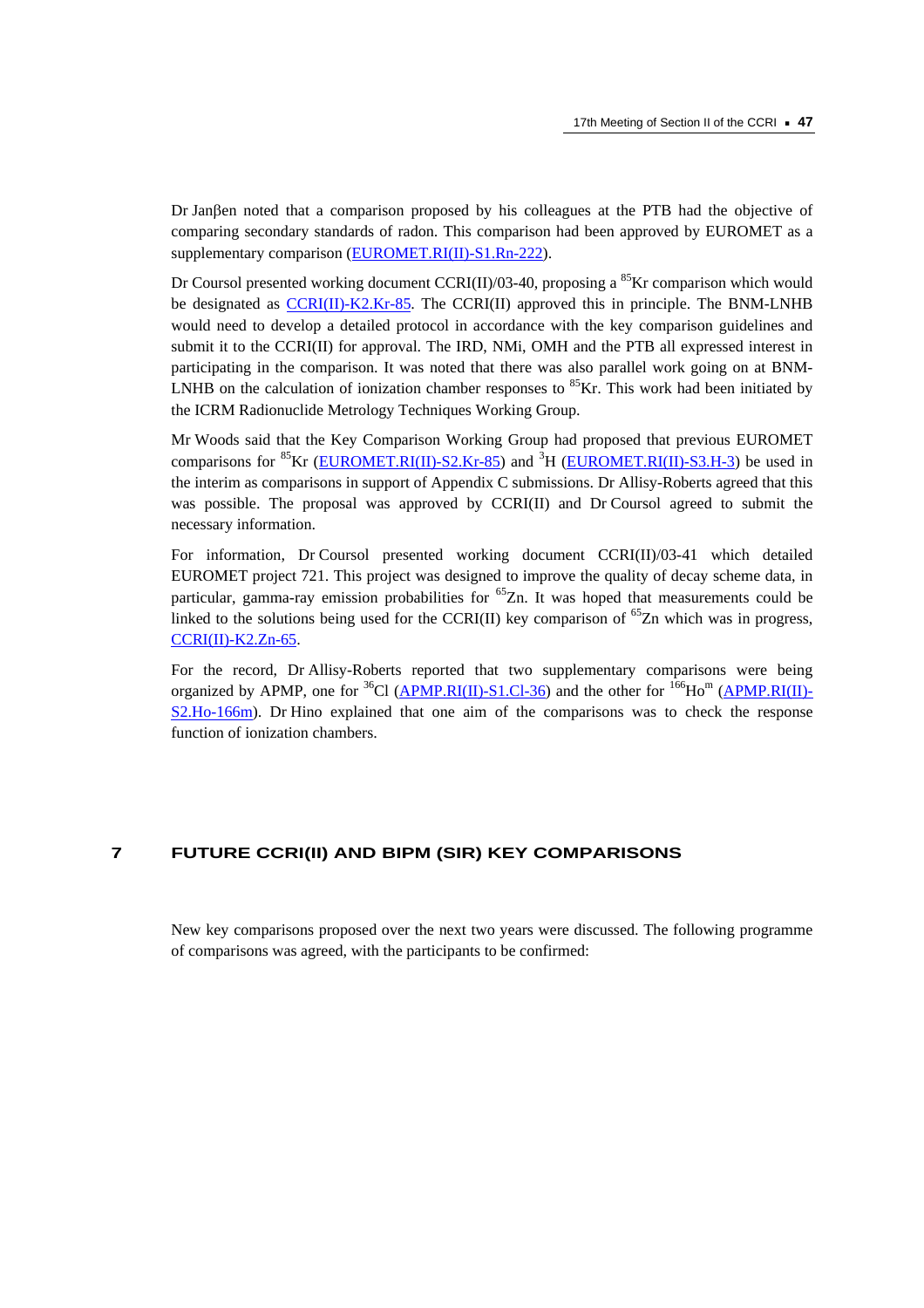Dr Janβen noted that a comparison proposed by his colleagues at the PTB had the objective of comparing secondary standards of radon. This comparison had been approved by EUROMET as a supplementary comparison (EUROMET.RI(II)-S1.Rn-222).

Dr Coursol presented working document CCRI(II)/03-40, proposing a $^{85}$Kr comparison which would be designated as CCRI(II)-K2.Kr-85. The CCRI(II) approved this in principle. The BNM-LNHB would need to develop a detailed protocol in accordance with the key comparison guidelines and submit it to the CCRI(II) for approval. The IRD, NMi, OMH and the PTB all expressed interest in participating in the comparison. It was noted that there was also parallel work going on at BNM-LNHB on the calculation of ionization chamber responses to $^{85}$Kr. This work had been initiated by the ICRM Radionuclide Metrology Techniques Working Group.

Mr Woods said that the Key Comparison Working Group had proposed that previous EUROMET comparisons for $^{85}$Kr (EUROMET.RI(II)-S2.Kr-85) and $^{3}$H (EUROMET.RI(II)-S3.H-3) be used in the interim as comparisons in support of Appendix C submissions. Dr Allisy-Roberts agreed that this was possible. The proposal was approved by CCRI(II) and Dr Coursol agreed to submit the necessary information.

For information, Dr Coursol presented working document CCRI(II)/03-41 which detailed EUROMET project 721. This project was designed to improve the quality of decay scheme data, in particular, gamma-ray emission probabilities for $^{65}$Zn. It was hoped that measurements could be linked to the solutions being used for the CCRI(II) key comparison of $^{65}$Zn which was in progress, CCRI(II)-K2.Zn-65.

For the record, Dr Allisy-Roberts reported that two supplementary comparisons were being organized by APMP, one for $^{36}$Cl (APMP.RI(II)-S1.Cl-36) and the other for $^{166}$Ho$^{m}$ (APMP.RI(II)-S2.Ho-166m). Dr Hino explained that one aim of the comparisons was to check the response function of ionization chambers.

## 7 FUTURE CCRI(II) AND BIPM (SIR) KEY COMPARISONS

New key comparisons proposed over the next two years were discussed. The following programme of comparisons was agreed, with the participants to be confirmed: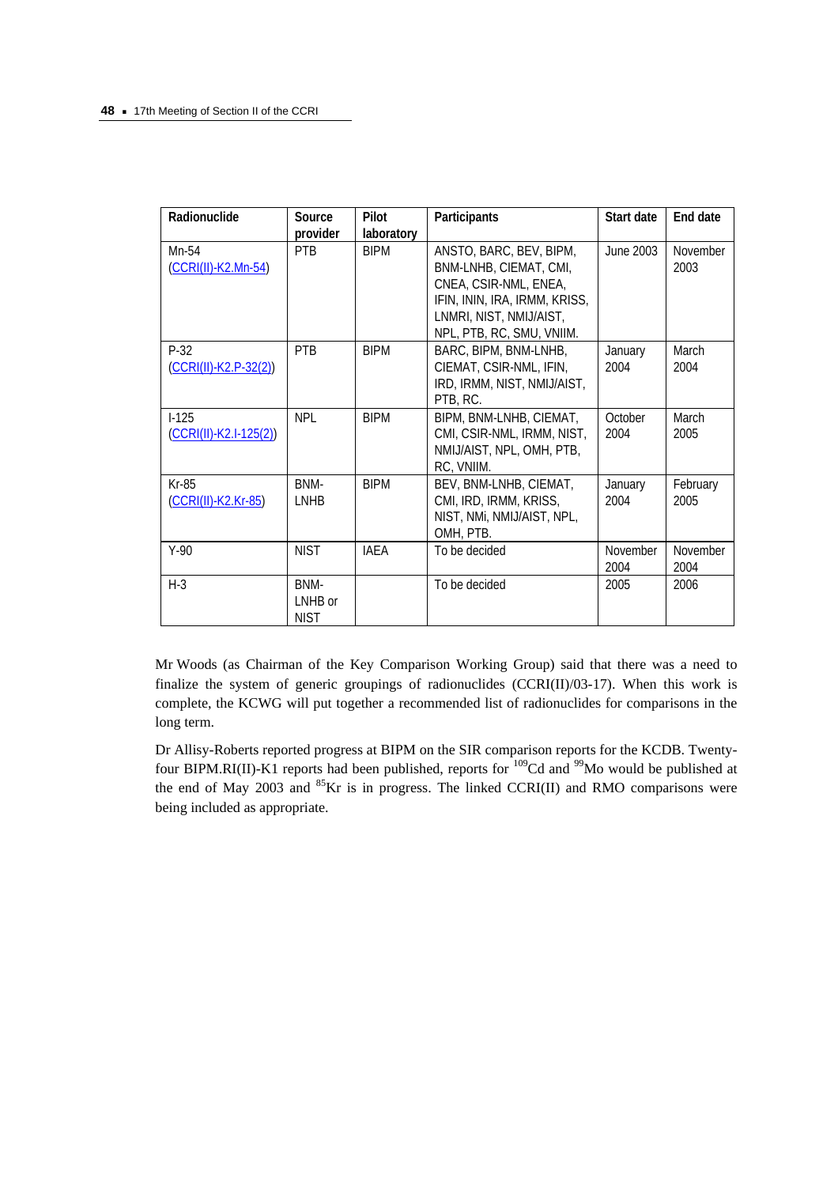| Radionuclide | Source provider | Pilot laboratory | Participants | Start date | End date |
|---|---|---|---|---|---|
| Mn-54 (CCRI(II)-K2.Mn-54) | PTB | BIPM | ANSTO, BARC, BEV, BIPM, BNM-LNHB, CIEMAT, CMI, CNEA, CSIR-NML, ENEA, IFIN, ININ, IRA, IRMM, KRISS, LNMRI, NIST, NMIJ/AIST, NPL, PTB, RC, SMU, VNIIM. | June 2003 | November 2003 |
| P-32 (CCRI(II)-K2.P-32(2)) | PTB | BIPM | BARC, BIPM, BNM-LNHB, CIEMAT, CSIR-NML, IFIN, IRD, IRMM, NIST, NMIJ/AIST, PTB, RC. | January 2004 | March 2004 |
| I-125 (CCRI(II)-K2.I-125(2)) | NPL | BIPM | BIPM, BNM-LNHB, CIEMAT, CMI, CSIR-NML, IRMM, NIST, NMIJ/AIST, NPL, OMH, PTB, RC, VNIIM. | October 2004 | March 2005 |
| Kr-85 (CCRI(II)-K2.Kr-85) | BNM-LNHB | BIPM | BEV, BNM-LNHB, CIEMAT, CMI, IRD, IRMM, KRISS, NIST, NMi, NMIJ/AIST, NPL, OMH, PTB. | January 2004 | February 2005 |
| Y-90 | NIST | IAEA | To be decided | November 2004 | November 2004 |
| H-3 | BNM-LNHB or NIST | | To be decided | 2005 | 2006 |

Mr Woods (as Chairman of the Key Comparison Working Group) said that there was a need to finalize the system of generic groupings of radionuclides (CCRI(II)/03-17). When this work is complete, the KCWG will put together a recommended list of radionuclides for comparisons in the long term.

Dr Allisy-Roberts reported progress at BIPM on the SIR comparison reports for the KCDB. Twenty-four BIPM.RI(II)-K1 reports had been published, reports for $^{109}$Cd and $^{99}$Mo would be published at the end of May 2003 and $^{85}$Kr is in progress. The linked CCRI(II) and RMO comparisons were being included as appropriate.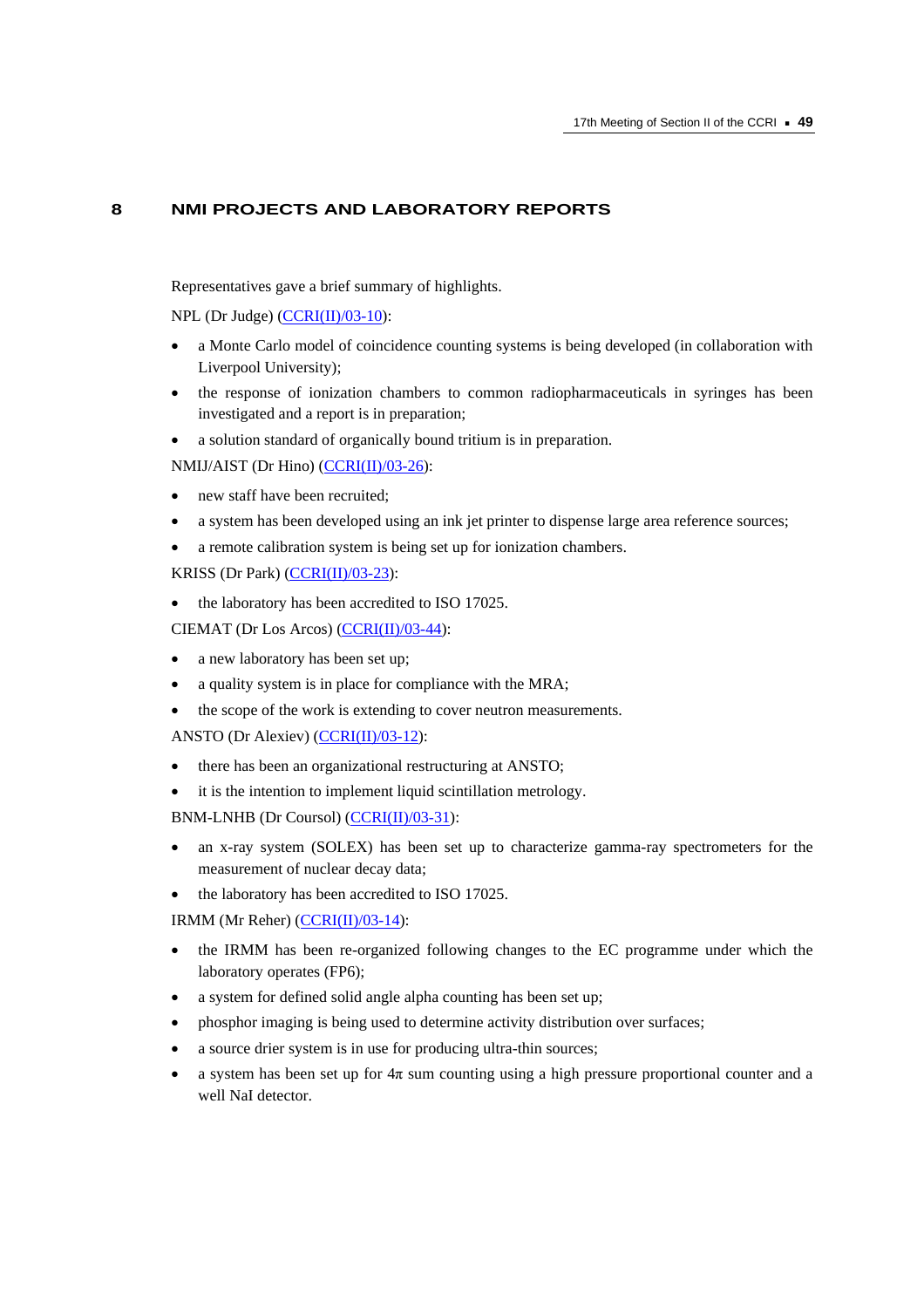# 8 NMI PROJECTS AND LABORATORY REPORTS

Representatives gave a brief summary of highlights.

NPL (Dr Judge) (CCRI(II)/03-10):

- a Monte Carlo model of coincidence counting systems is being developed (in collaboration with Liverpool University);
- the response of ionization chambers to common radiopharmaceuticals in syringes has been investigated and a report is in preparation;
- a solution standard of organically bound tritium is in preparation.

NMIJ/AIST (Dr Hino) (CCRI(II)/03-26):

- new staff have been recruited;
- a system has been developed using an ink jet printer to dispense large area reference sources;
- a remote calibration system is being set up for ionization chambers.

KRISS (Dr Park) (CCRI(II)/03-23):

- the laboratory has been accredited to ISO 17025.

CIEMAT (Dr Los Arcos) (CCRI(II)/03-44):

- a new laboratory has been set up;
- a quality system is in place for compliance with the MRA;
- the scope of the work is extending to cover neutron measurements.

ANSTO (Dr Alexiev) (CCRI(II)/03-12):

- there has been an organizational restructuring at ANSTO;
- it is the intention to implement liquid scintillation metrology.

BNM-LNHB (Dr Coursol) (CCRI(II)/03-31):

- an x-ray system (SOLEX) has been set up to characterize gamma-ray spectrometers for the measurement of nuclear decay data;
- the laboratory has been accredited to ISO 17025.

IRMM (Mr Reher) (CCRI(II)/03-14):

- the IRMM has been re-organized following changes to the EC programme under which the laboratory operates (FP6);
- a system for defined solid angle alpha counting has been set up;
- phosphor imaging is being used to determine activity distribution over surfaces;
- a source drier system is in use for producing ultra-thin sources;
- a system has been set up for $4\pi$ sum counting using a high pressure proportional counter and a well NaI detector.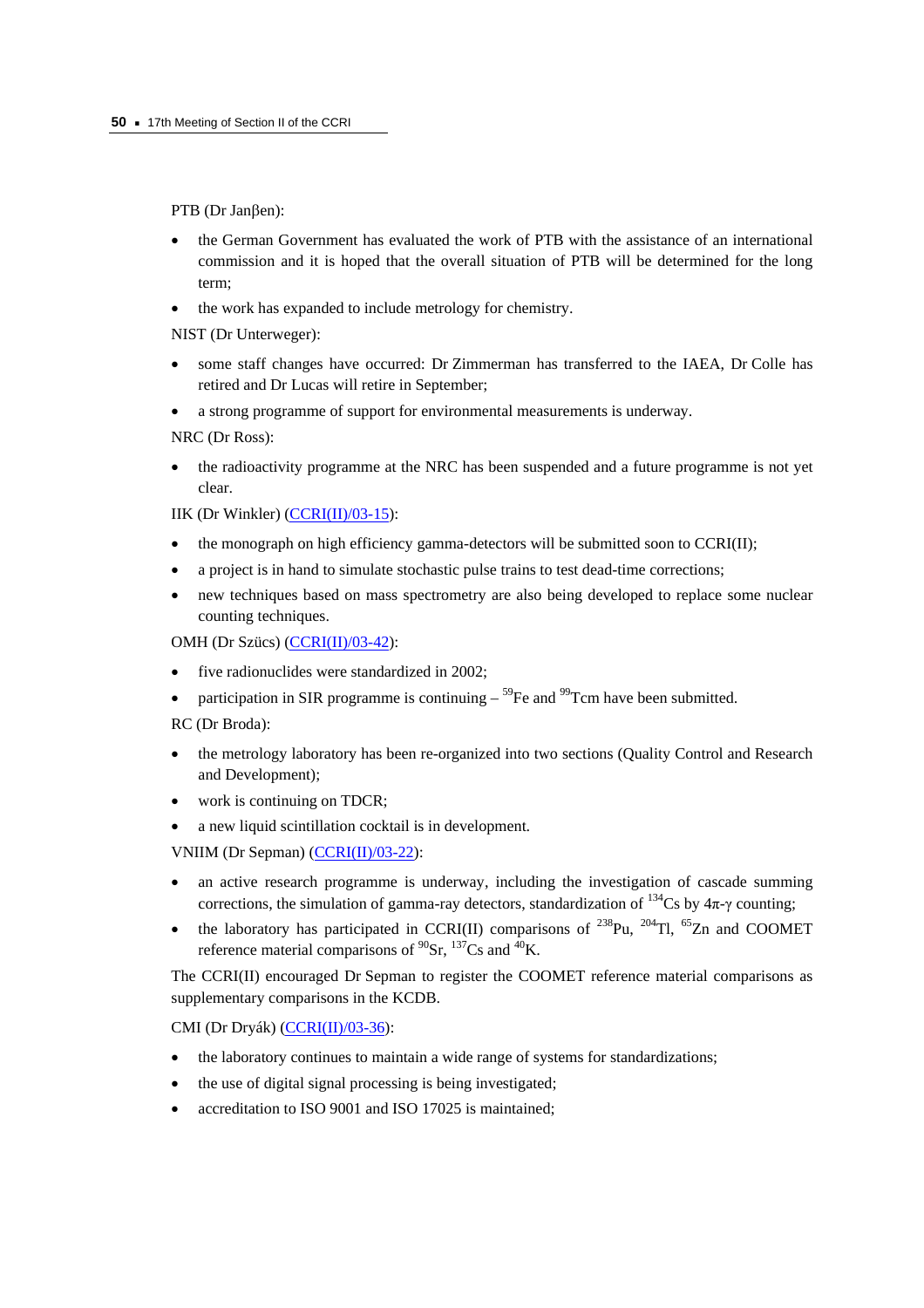PTB (Dr Janβen):

- the German Government has evaluated the work of PTB with the assistance of an international commission and it is hoped that the overall situation of PTB will be determined for the long term;
- the work has expanded to include metrology for chemistry.

NIST (Dr Unterweger):

- some staff changes have occurred: Dr Zimmerman has transferred to the IAEA, Dr Colle has retired and Dr Lucas will retire in September;
- a strong programme of support for environmental measurements is underway.

NRC (Dr Ross):

- the radioactivity programme at the NRC has been suspended and a future programme is not yet clear.

IIK (Dr Winkler) (CCRI(II)/03-15):

- the monograph on high efficiency gamma-detectors will be submitted soon to CCRI(II);
- a project is in hand to simulate stochastic pulse trains to test dead-time corrections;
- new techniques based on mass spectrometry are also being developed to replace some nuclear counting techniques.

OMH (Dr Szücs) (CCRI(II)/03-42):

- five radionuclides were standardized in 2002;
- participation in SIR programme is continuing – $^{59}$Fe and $^{99}$Tcm have been submitted.

RC (Dr Broda):

- the metrology laboratory has been re-organized into two sections (Quality Control and Research and Development);
- work is continuing on TDCR;
- a new liquid scintillation cocktail is in development.

VNIIM (Dr Sepman) (CCRI(II)/03-22):

- an active research programme is underway, including the investigation of cascade summing corrections, the simulation of gamma-ray detectors, standardization of $^{134}$Cs by $4\pi$-$\gamma$ counting;
- the laboratory has participated in CCRI(II) comparisons of $^{238}$Pu, $^{204}$Tl, $^{65}$Zn and COOMET reference material comparisons of $^{90}$Sr, $^{137}$Cs and $^{40}$K.

The CCRI(II) encouraged Dr Sepman to register the COOMET reference material comparisons as supplementary comparisons in the KCDB.

CMI (Dr Dryák) (CCRI(II)/03-36):

- the laboratory continues to maintain a wide range of systems for standardizations;
- the use of digital signal processing is being investigated;
- accreditation to ISO 9001 and ISO 17025 is maintained;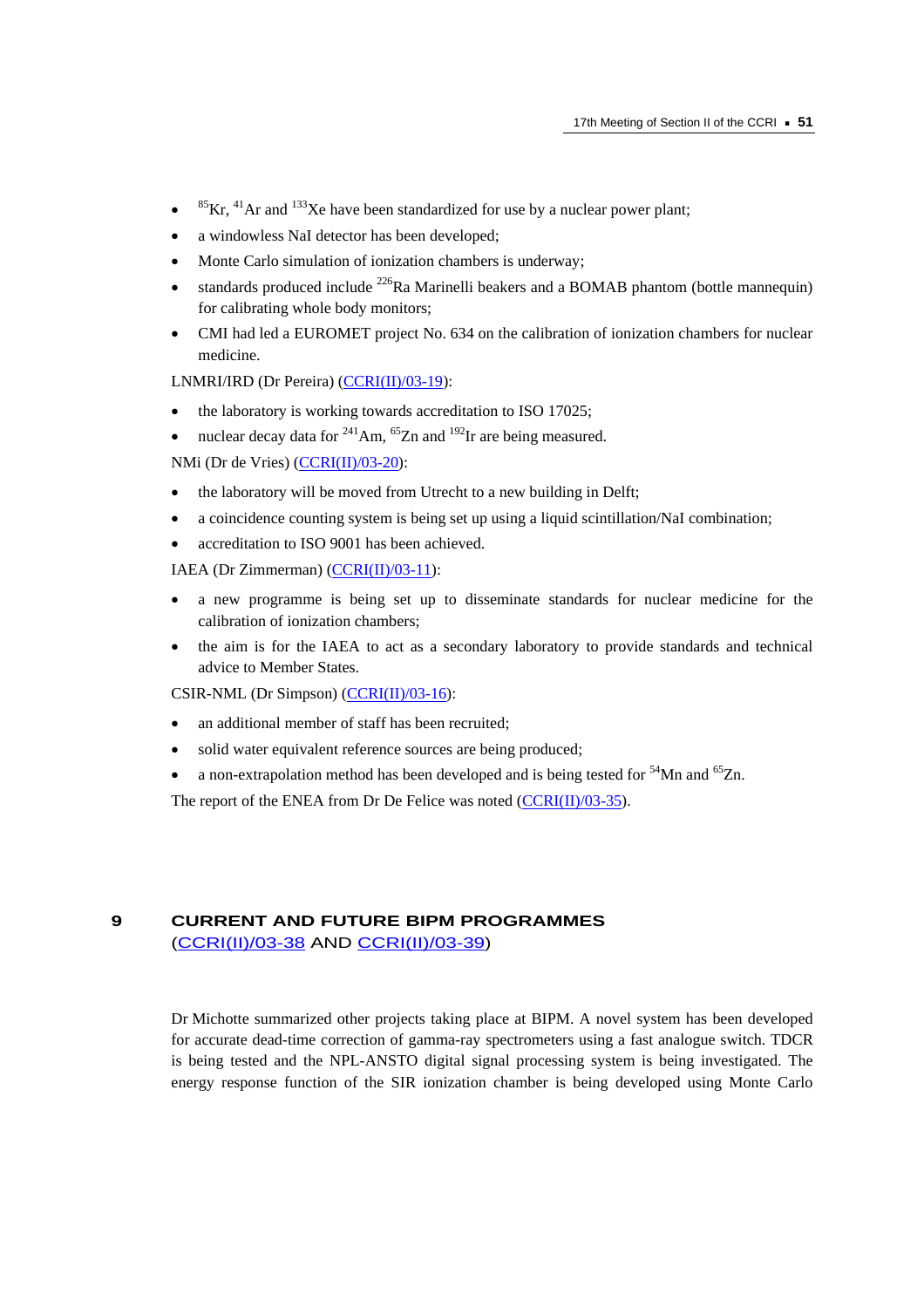- $^{85}$Kr, $^{41}$Ar and $^{133}$Xe have been standardized for use by a nuclear power plant;
- a windowless NaI detector has been developed;
- Monte Carlo simulation of ionization chambers is underway;
- standards produced include $^{226}$Ra Marinelli beakers and a BOMAB phantom (bottle mannequin) for calibrating whole body monitors;
- CMI had led a EUROMET project No. 634 on the calibration of ionization chambers for nuclear medicine.

LNMRI/IRD (Dr Pereira) (CCRI(II)/03-19):

- the laboratory is working towards accreditation to ISO 17025;
- nuclear decay data for $^{241}$Am, $^{65}$Zn and $^{192}$Ir are being measured.

NMi (Dr de Vries) (CCRI(II)/03-20):

- the laboratory will be moved from Utrecht to a new building in Delft;
- a coincidence counting system is being set up using a liquid scintillation/NaI combination;
- accreditation to ISO 9001 has been achieved.

IAEA (Dr Zimmerman) (CCRI(II)/03-11):

- a new programme is being set up to disseminate standards for nuclear medicine for the calibration of ionization chambers;
- the aim is for the IAEA to act as a secondary laboratory to provide standards and technical advice to Member States.

CSIR-NML (Dr Simpson) (CCRI(II)/03-16):

- an additional member of staff has been recruited;
- solid water equivalent reference sources are being produced;
- a non-extrapolation method has been developed and is being tested for $^{54}$Mn and $^{65}$Zn.

The report of the ENEA from Dr De Felice was noted (CCRI(II)/03-35).

# 9 CURRENT AND FUTURE BIPM PROGRAMMES (CCRI(II)/03-38 AND CCRI(II)/03-39)

Dr Michotte summarized other projects taking place at BIPM. A novel system has been developed for accurate dead-time correction of gamma-ray spectrometers using a fast analogue switch. TDCR is being tested and the NPL-ANSTO digital signal processing system is being investigated. The energy response function of the SIR ionization chamber is being developed using Monte Carlo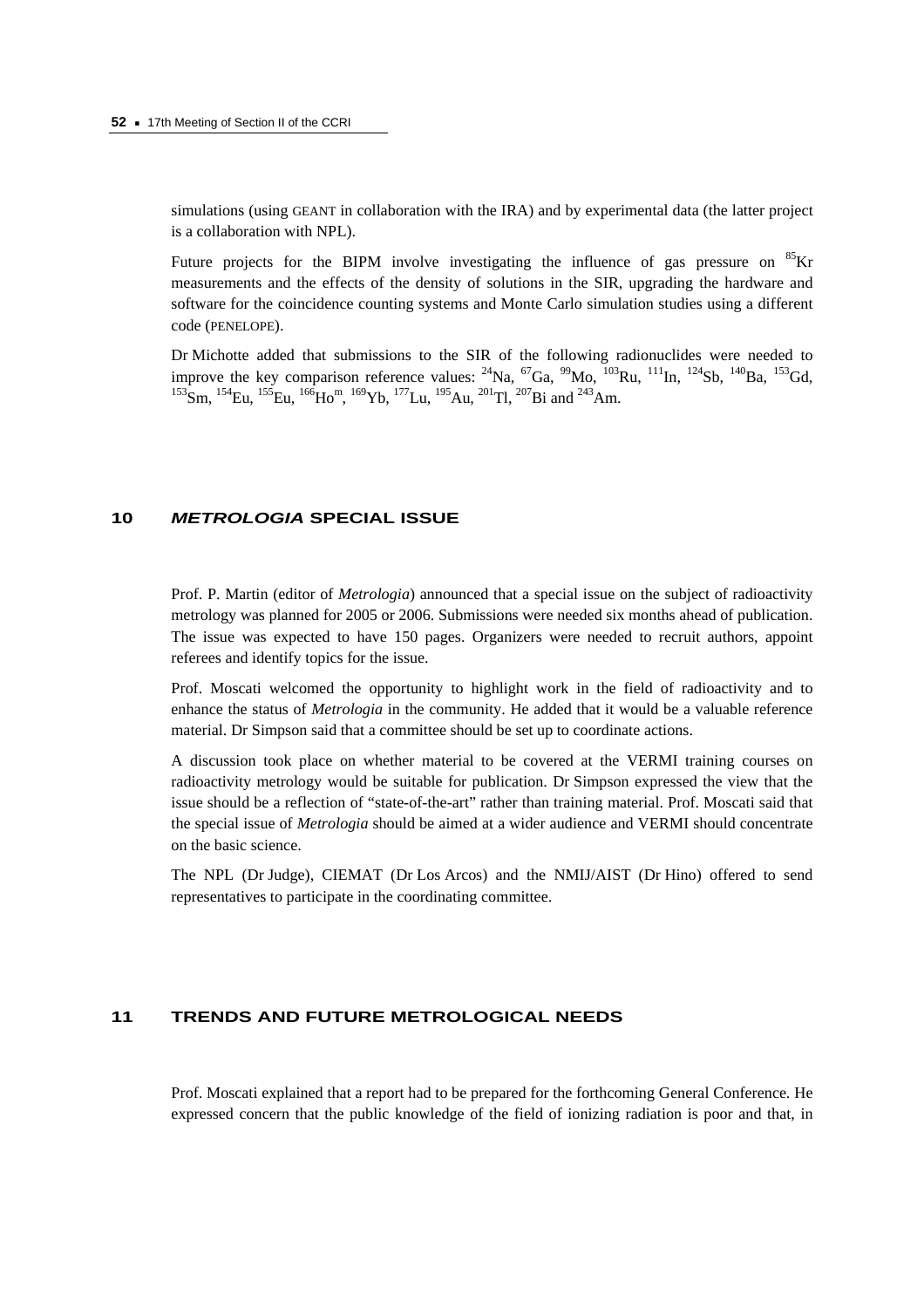simulations (using GEANT in collaboration with the IRA) and by experimental data (the latter project is a collaboration with NPL).

Future projects for the BIPM involve investigating the influence of gas pressure on $^{85}$Kr measurements and the effects of the density of solutions in the SIR, upgrading the hardware and software for the coincidence counting systems and Monte Carlo simulation studies using a different code (PENELOPE).

Dr Michotte added that submissions to the SIR of the following radionuclides were needed to improve the key comparison reference values: $^{24}$Na, $^{67}$Ga, $^{99}$Mo, $^{103}$Ru, $^{111}$In, $^{124}$Sb, $^{140}$Ba, $^{153}$Gd, $^{153}$Sm, $^{154}$Eu, $^{155}$Eu, $^{166}$Ho$^{m}$, $^{169}$Yb, $^{177}$Lu, $^{195}$Au, $^{201}$Tl, $^{207}$Bi and $^{243}$Am.

## 10 *METROLOGIA* SPECIAL ISSUE

Prof. P. Martin (editor of *Metrologia*) announced that a special issue on the subject of radioactivity metrology was planned for 2005 or 2006. Submissions were needed six months ahead of publication. The issue was expected to have 150 pages. Organizers were needed to recruit authors, appoint referees and identify topics for the issue.

Prof. Moscati welcomed the opportunity to highlight work in the field of radioactivity and to enhance the status of *Metrologia* in the community. He added that it would be a valuable reference material. Dr Simpson said that a committee should be set up to coordinate actions.

A discussion took place on whether material to be covered at the VERMI training courses on radioactivity metrology would be suitable for publication. Dr Simpson expressed the view that the issue should be a reflection of "state-of-the-art" rather than training material. Prof. Moscati said that the special issue of *Metrologia* should be aimed at a wider audience and VERMI should concentrate on the basic science.

The NPL (Dr Judge), CIEMAT (Dr Los Arcos) and the NMIJ/AIST (Dr Hino) offered to send representatives to participate in the coordinating committee.

## 11 TRENDS AND FUTURE METROLOGICAL NEEDS

Prof. Moscati explained that a report had to be prepared for the forthcoming General Conference. He expressed concern that the public knowledge of the field of ionizing radiation is poor and that, in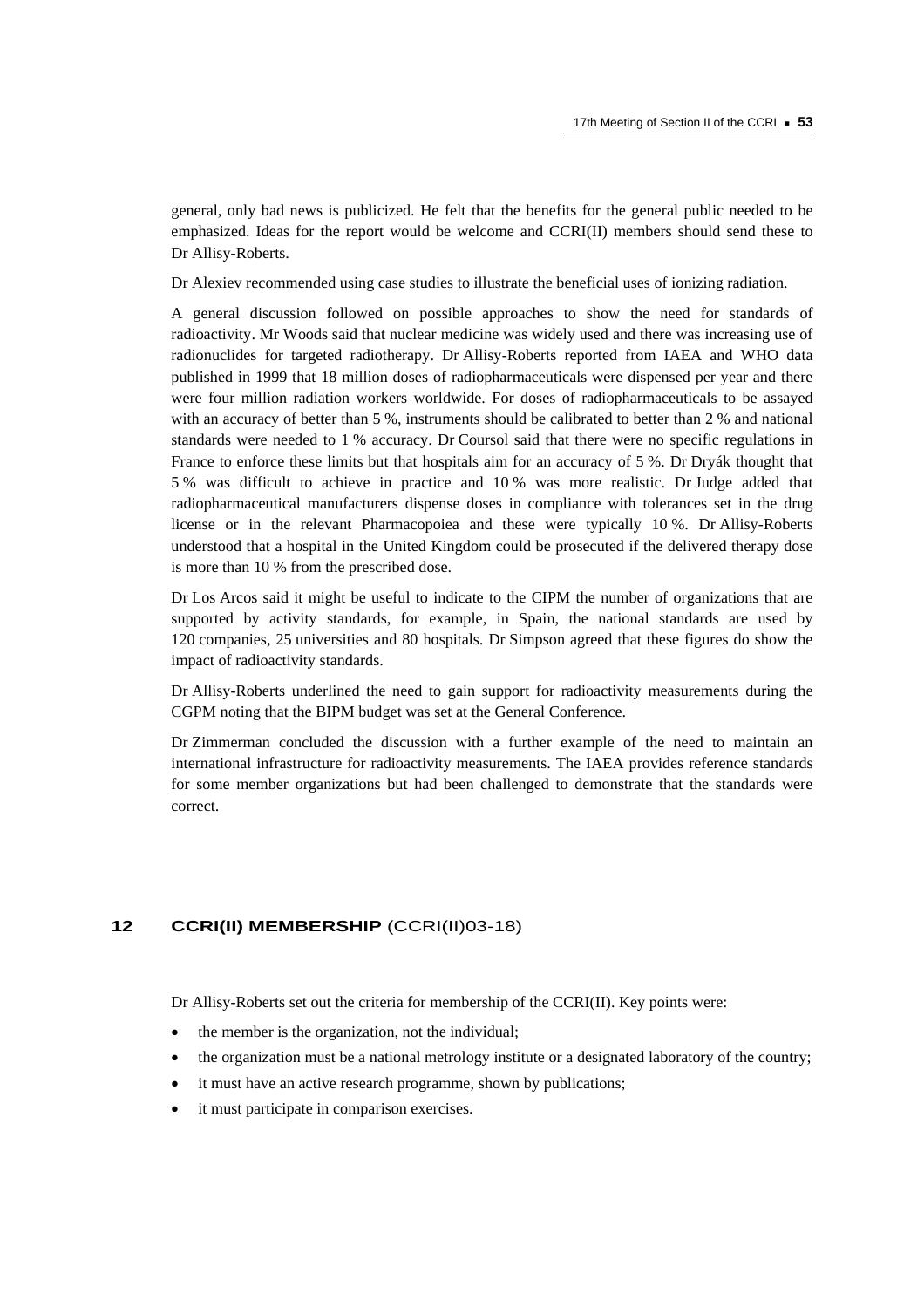general, only bad news is publicized. He felt that the benefits for the general public needed to be emphasized. Ideas for the report would be welcome and CCRI(II) members should send these to Dr Allisy-Roberts.

Dr Alexiev recommended using case studies to illustrate the beneficial uses of ionizing radiation.

A general discussion followed on possible approaches to show the need for standards of radioactivity. Mr Woods said that nuclear medicine was widely used and there was increasing use of radionuclides for targeted radiotherapy. Dr Allisy-Roberts reported from IAEA and WHO data published in 1999 that 18 million doses of radiopharmaceuticals were dispensed per year and there were four million radiation workers worldwide. For doses of radiopharmaceuticals to be assayed with an accuracy of better than 5 %, instruments should be calibrated to better than 2 % and national standards were needed to 1 % accuracy. Dr Coursol said that there were no specific regulations in France to enforce these limits but that hospitals aim for an accuracy of 5 %. Dr Dryák thought that 5 % was difficult to achieve in practice and 10 % was more realistic. Dr Judge added that radiopharmaceutical manufacturers dispense doses in compliance with tolerances set in the drug license or in the relevant Pharmacopoiea and these were typically 10 %. Dr Allisy-Roberts understood that a hospital in the United Kingdom could be prosecuted if the delivered therapy dose is more than 10 % from the prescribed dose.

Dr Los Arcos said it might be useful to indicate to the CIPM the number of organizations that are supported by activity standards, for example, in Spain, the national standards are used by 120 companies, 25 universities and 80 hospitals. Dr Simpson agreed that these figures do show the impact of radioactivity standards.

Dr Allisy-Roberts underlined the need to gain support for radioactivity measurements during the CGPM noting that the BIPM budget was set at the General Conference.

Dr Zimmerman concluded the discussion with a further example of the need to maintain an international infrastructure for radioactivity measurements. The IAEA provides reference standards for some member organizations but had been challenged to demonstrate that the standards were correct.

## 12 CCRI(II) MEMBERSHIP (CCRI(II)03-18)

Dr Allisy-Roberts set out the criteria for membership of the CCRI(II). Key points were:

- the member is the organization, not the individual;
- the organization must be a national metrology institute or a designated laboratory of the country;
- it must have an active research programme, shown by publications;
- it must participate in comparison exercises.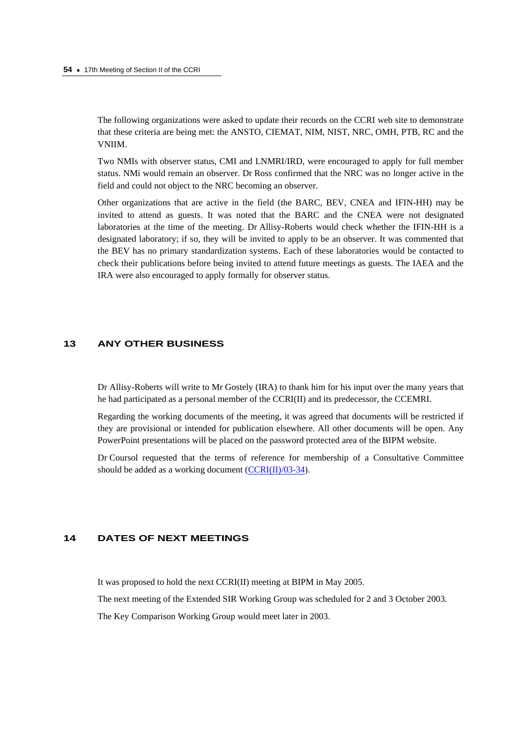The following organizations were asked to update their records on the CCRI web site to demonstrate that these criteria are being met: the ANSTO, CIEMAT, NIM, NIST, NRC, OMH, PTB, RC and the VNIIM.

Two NMIs with observer status, CMI and LNMRI/IRD, were encouraged to apply for full member status. NMi would remain an observer. Dr Ross confirmed that the NRC was no longer active in the field and could not object to the NRC becoming an observer.

Other organizations that are active in the field (the BARC, BEV, CNEA and IFIN-HH) may be invited to attend as guests. It was noted that the BARC and the CNEA were not designated laboratories at the time of the meeting. Dr Allisy-Roberts would check whether the IFIN-HH is a designated laboratory; if so, they will be invited to apply to be an observer. It was commented that the BEV has no primary standardization systems. Each of these laboratories would be contacted to check their publications before being invited to attend future meetings as guests. The IAEA and the IRA were also encouraged to apply formally for observer status.

## 13 ANY OTHER BUSINESS

Dr Allisy-Roberts will write to Mr Gostely (IRA) to thank him for his input over the many years that he had participated as a personal member of the CCRI(II) and its predecessor, the CCEMRI.

Regarding the working documents of the meeting, it was agreed that documents will be restricted if they are provisional or intended for publication elsewhere. All other documents will be open. Any PowerPoint presentations will be placed on the password protected area of the BIPM website.

Dr Coursol requested that the terms of reference for membership of a Consultative Committee should be added as a working document (CCRI(II)/03-34).

## 14 DATES OF NEXT MEETINGS

It was proposed to hold the next CCRI(II) meeting at BIPM in May 2005.

The next meeting of the Extended SIR Working Group was scheduled for 2 and 3 October 2003.

The Key Comparison Working Group would meet later in 2003.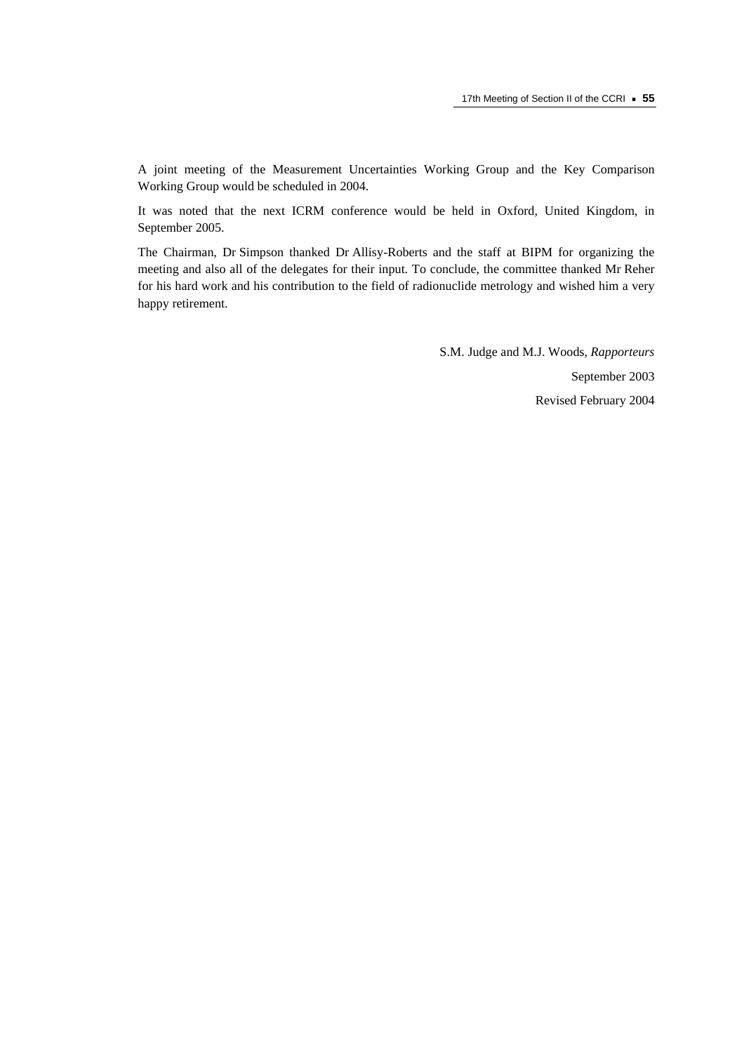A joint meeting of the Measurement Uncertainties Working Group and the Key Comparison Working Group would be scheduled in 2004.

It was noted that the next ICRM conference would be held in Oxford, United Kingdom, in September 2005.

The Chairman, Dr Simpson thanked Dr Allisy-Roberts and the staff at BIPM for organizing the meeting and also all of the delegates for their input. To conclude, the committee thanked Mr Reher for his hard work and his contribution to the field of radionuclide metrology and wished him a very happy retirement.

S.M. Judge and M.J. Woods, *Rapporteurs*

September 2003

Revised February 2004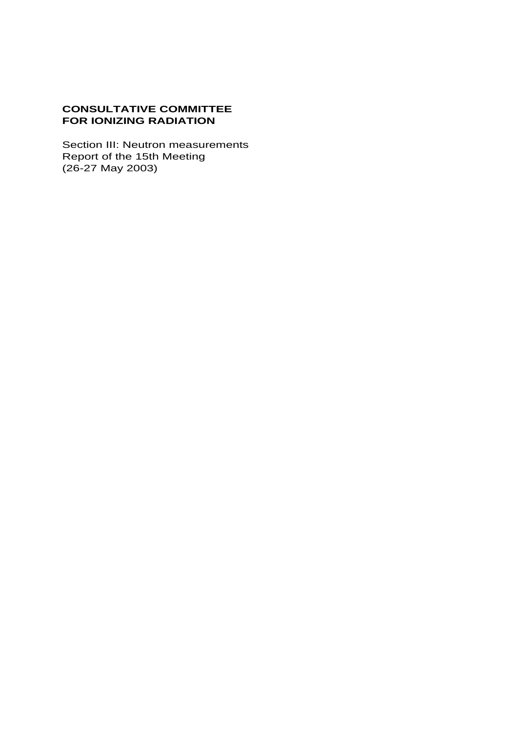**CONSULTATIVE COMMITTEE**
**FOR IONIZING RADIATION**

Section III: Neutron measurements
Report of the 15th Meeting
(26-27 May 2003)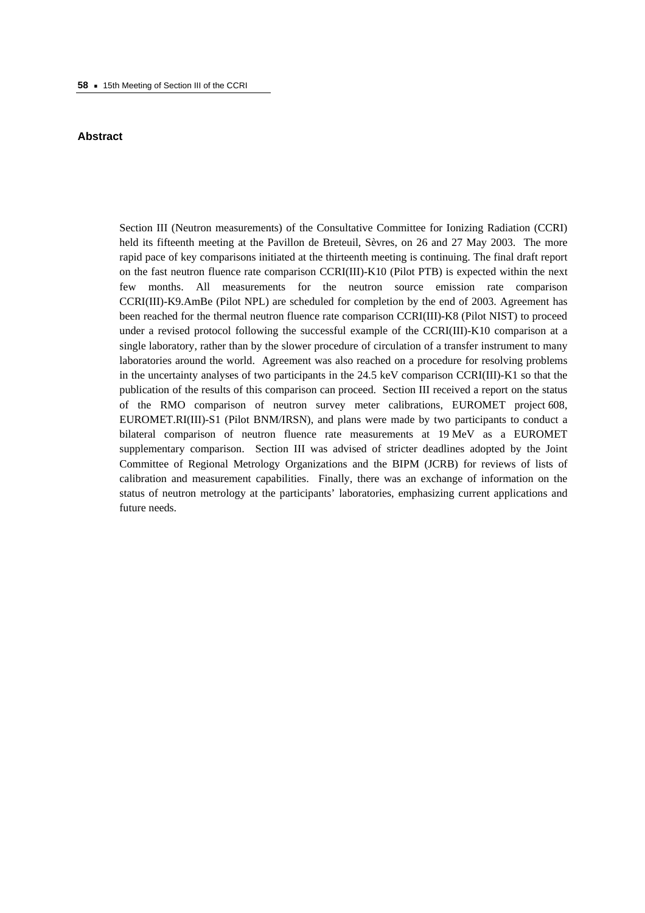## Abstract

Section III (Neutron measurements) of the Consultative Committee for Ionizing Radiation (CCRI) held its fifteenth meeting at the Pavillon de Breteuil, Sèvres, on 26 and 27 May 2003. The more rapid pace of key comparisons initiated at the thirteenth meeting is continuing. The final draft report on the fast neutron fluence rate comparison CCRI(III)-K10 (Pilot PTB) is expected within the next few months. All measurements for the neutron source emission rate comparison CCRI(III)-K9.AmBe (Pilot NPL) are scheduled for completion by the end of 2003. Agreement has been reached for the thermal neutron fluence rate comparison CCRI(III)-K8 (Pilot NIST) to proceed under a revised protocol following the successful example of the CCRI(III)-K10 comparison at a single laboratory, rather than by the slower procedure of circulation of a transfer instrument to many laboratories around the world. Agreement was also reached on a procedure for resolving problems in the uncertainty analyses of two participants in the 24.5 keV comparison CCRI(III)-K1 so that the publication of the results of this comparison can proceed. Section III received a report on the status of the RMO comparison of neutron survey meter calibrations, EUROMET project 608, EUROMET.RI(III)-S1 (Pilot BNM/IRSN), and plans were made by two participants to conduct a bilateral comparison of neutron fluence rate measurements at 19 MeV as a EUROMET supplementary comparison. Section III was advised of stricter deadlines adopted by the Joint Committee of Regional Metrology Organizations and the BIPM (JCRB) for reviews of lists of calibration and measurement capabilities. Finally, there was an exchange of information on the status of neutron metrology at the participants' laboratories, emphasizing current applications and future needs.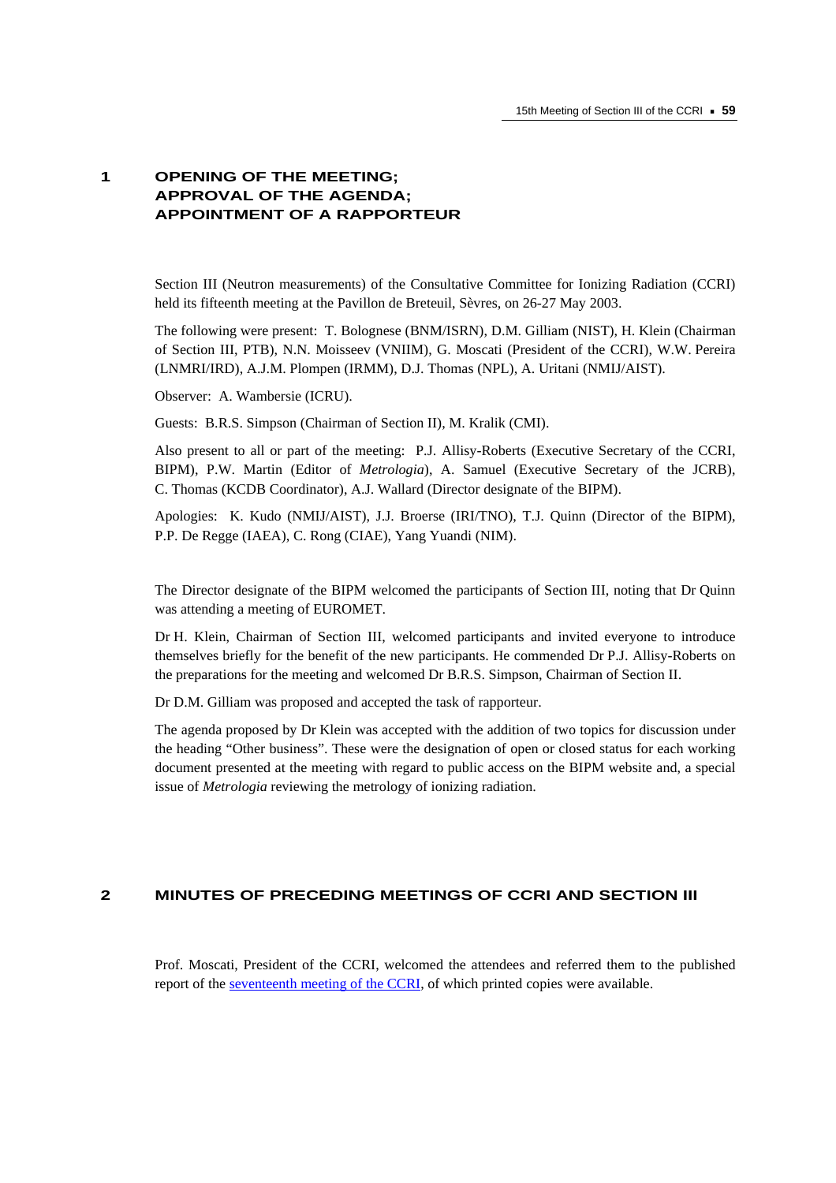## 1 OPENING OF THE MEETING; APPROVAL OF THE AGENDA; APPOINTMENT OF A RAPPORTEUR

Section III (Neutron measurements) of the Consultative Committee for Ionizing Radiation (CCRI) held its fifteenth meeting at the Pavillon de Breteuil, Sèvres, on 26-27 May 2003.

The following were present: T. Bolognese (BNM/ISRN), D.M. Gilliam (NIST), H. Klein (Chairman of Section III, PTB), N.N. Moisseev (VNIIM), G. Moscati (President of the CCRI), W.W. Pereira (LNMRI/IRD), A.J.M. Plompen (IRMM), D.J. Thomas (NPL), A. Uritani (NMIJ/AIST).

Observer: A. Wambersie (ICRU).

Guests: B.R.S. Simpson (Chairman of Section II), M. Kralik (CMI).

Also present to all or part of the meeting: P.J. Allisy-Roberts (Executive Secretary of the CCRI, BIPM), P.W. Martin (Editor of *Metrologia*), A. Samuel (Executive Secretary of the JCRB), C. Thomas (KCDB Coordinator), A.J. Wallard (Director designate of the BIPM).

Apologies: K. Kudo (NMIJ/AIST), J.J. Broerse (IRI/TNO), T.J. Quinn (Director of the BIPM), P.P. De Regge (IAEA), C. Rong (CIAE), Yang Yuandi (NIM).

The Director designate of the BIPM welcomed the participants of Section III, noting that Dr Quinn was attending a meeting of EUROMET.

Dr H. Klein, Chairman of Section III, welcomed participants and invited everyone to introduce themselves briefly for the benefit of the new participants. He commended Dr P.J. Allisy-Roberts on the preparations for the meeting and welcomed Dr B.R.S. Simpson, Chairman of Section II.

Dr D.M. Gilliam was proposed and accepted the task of rapporteur.

The agenda proposed by Dr Klein was accepted with the addition of two topics for discussion under the heading "Other business". These were the designation of open or closed status for each working document presented at the meeting with regard to public access on the BIPM website and, a special issue of *Metrologia* reviewing the metrology of ionizing radiation.

## 2 MINUTES OF PRECEDING MEETINGS OF CCRI AND SECTION III

Prof. Moscati, President of the CCRI, welcomed the attendees and referred them to the published report of the seventeenth meeting of the CCRI, of which printed copies were available.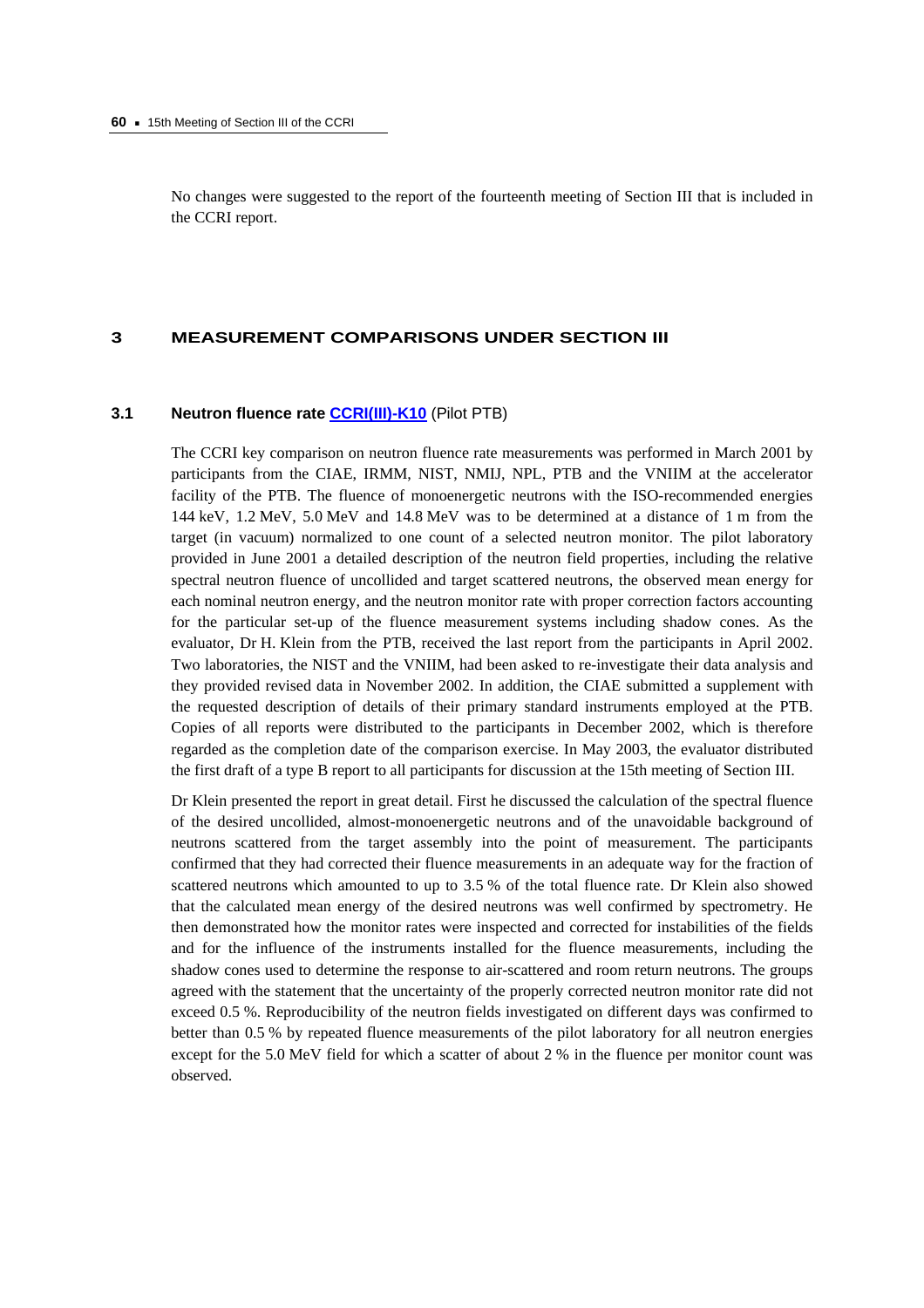No changes were suggested to the report of the fourteenth meeting of Section III that is included in the CCRI report.

## 3 MEASUREMENT COMPARISONS UNDER SECTION III

### 3.1 Neutron fluence rate CCRI(III)-K10 (Pilot PTB)

The CCRI key comparison on neutron fluence rate measurements was performed in March 2001 by participants from the CIAE, IRMM, NIST, NMIJ, NPL, PTB and the VNIIM at the accelerator facility of the PTB. The fluence of monoenergetic neutrons with the ISO-recommended energies 144 keV, 1.2 MeV, 5.0 MeV and 14.8 MeV was to be determined at a distance of 1 m from the target (in vacuum) normalized to one count of a selected neutron monitor. The pilot laboratory provided in June 2001 a detailed description of the neutron field properties, including the relative spectral neutron fluence of uncollided and target scattered neutrons, the observed mean energy for each nominal neutron energy, and the neutron monitor rate with proper correction factors accounting for the particular set-up of the fluence measurement systems including shadow cones. As the evaluator, Dr H. Klein from the PTB, received the last report from the participants in April 2002. Two laboratories, the NIST and the VNIIM, had been asked to re-investigate their data analysis and they provided revised data in November 2002. In addition, the CIAE submitted a supplement with the requested description of details of their primary standard instruments employed at the PTB. Copies of all reports were distributed to the participants in December 2002, which is therefore regarded as the completion date of the comparison exercise. In May 2003, the evaluator distributed the first draft of a type B report to all participants for discussion at the 15th meeting of Section III.

Dr Klein presented the report in great detail. First he discussed the calculation of the spectral fluence of the desired uncollided, almost-monoenergetic neutrons and of the unavoidable background of neutrons scattered from the target assembly into the point of measurement. The participants confirmed that they had corrected their fluence measurements in an adequate way for the fraction of scattered neutrons which amounted to up to 3.5 % of the total fluence rate. Dr Klein also showed that the calculated mean energy of the desired neutrons was well confirmed by spectrometry. He then demonstrated how the monitor rates were inspected and corrected for instabilities of the fields and for the influence of the instruments installed for the fluence measurements, including the shadow cones used to determine the response to air-scattered and room return neutrons. The groups agreed with the statement that the uncertainty of the properly corrected neutron monitor rate did not exceed 0.5 %. Reproducibility of the neutron fields investigated on different days was confirmed to better than 0.5 % by repeated fluence measurements of the pilot laboratory for all neutron energies except for the 5.0 MeV field for which a scatter of about 2 % in the fluence per monitor count was observed.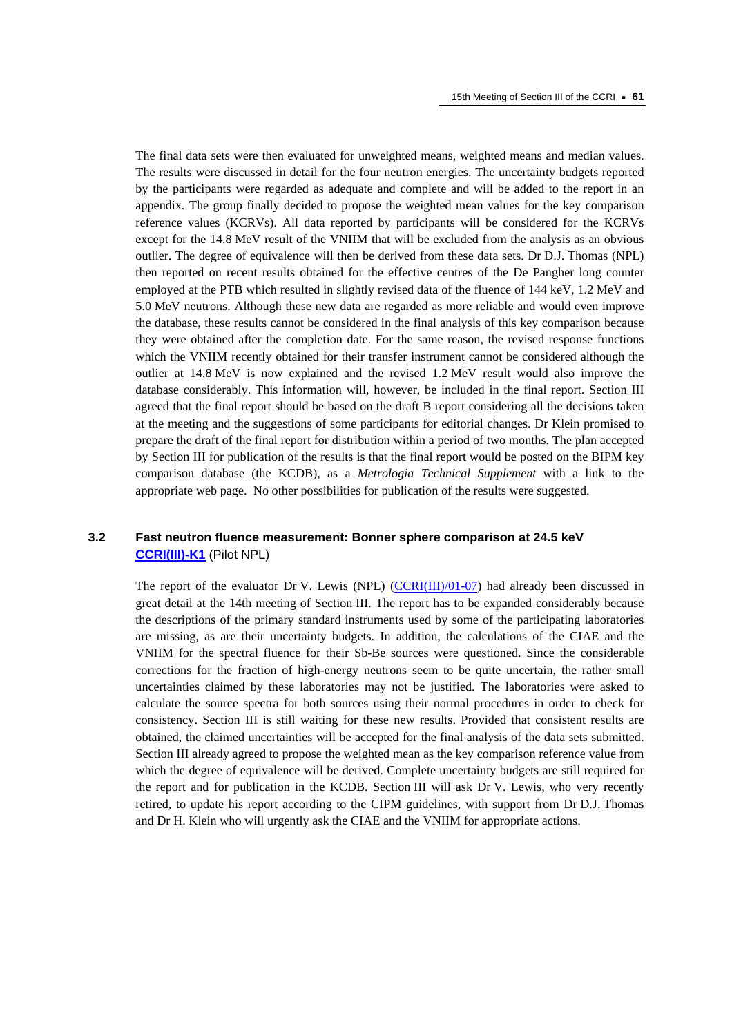The final data sets were then evaluated for unweighted means, weighted means and median values. The results were discussed in detail for the four neutron energies. The uncertainty budgets reported by the participants were regarded as adequate and complete and will be added to the report in an appendix. The group finally decided to propose the weighted mean values for the key comparison reference values (KCRVs). All data reported by participants will be considered for the KCRVs except for the 14.8 MeV result of the VNIIM that will be excluded from the analysis as an obvious outlier. The degree of equivalence will then be derived from these data sets. Dr D.J. Thomas (NPL) then reported on recent results obtained for the effective centres of the De Pangher long counter employed at the PTB which resulted in slightly revised data of the fluence of 144 keV, 1.2 MeV and 5.0 MeV neutrons. Although these new data are regarded as more reliable and would even improve the database, these results cannot be considered in the final analysis of this key comparison because they were obtained after the completion date. For the same reason, the revised response functions which the VNIIM recently obtained for their transfer instrument cannot be considered although the outlier at 14.8 MeV is now explained and the revised 1.2 MeV result would also improve the database considerably. This information will, however, be included in the final report. Section III agreed that the final report should be based on the draft B report considering all the decisions taken at the meeting and the suggestions of some participants for editorial changes. Dr Klein promised to prepare the draft of the final report for distribution within a period of two months. The plan accepted by Section III for publication of the results is that the final report would be posted on the BIPM key comparison database (the KCDB), as a *Metrologia Technical Supplement* with a link to the appropriate web page. No other possibilities for publication of the results were suggested.

### 3.2 Fast neutron fluence measurement: Bonner sphere comparison at 24.5 keV

**CCRI(III)-K1** (Pilot NPL)

The report of the evaluator Dr V. Lewis (NPL) (CCRI(III)/01-07) had already been discussed in great detail at the 14th meeting of Section III. The report has to be expanded considerably because the descriptions of the primary standard instruments used by some of the participating laboratories are missing, as are their uncertainty budgets. In addition, the calculations of the CIAE and the VNIIM for the spectral fluence for their Sb-Be sources were questioned. Since the considerable corrections for the fraction of high-energy neutrons seem to be quite uncertain, the rather small uncertainties claimed by these laboratories may not be justified. The laboratories were asked to calculate the source spectra for both sources using their normal procedures in order to check for consistency. Section III is still waiting for these new results. Provided that consistent results are obtained, the claimed uncertainties will be accepted for the final analysis of the data sets submitted. Section III already agreed to propose the weighted mean as the key comparison reference value from which the degree of equivalence will be derived. Complete uncertainty budgets are still required for the report and for publication in the KCDB. Section III will ask Dr V. Lewis, who very recently retired, to update his report according to the CIPM guidelines, with support from Dr D.J. Thomas and Dr H. Klein who will urgently ask the CIAE and the VNIIM for appropriate actions.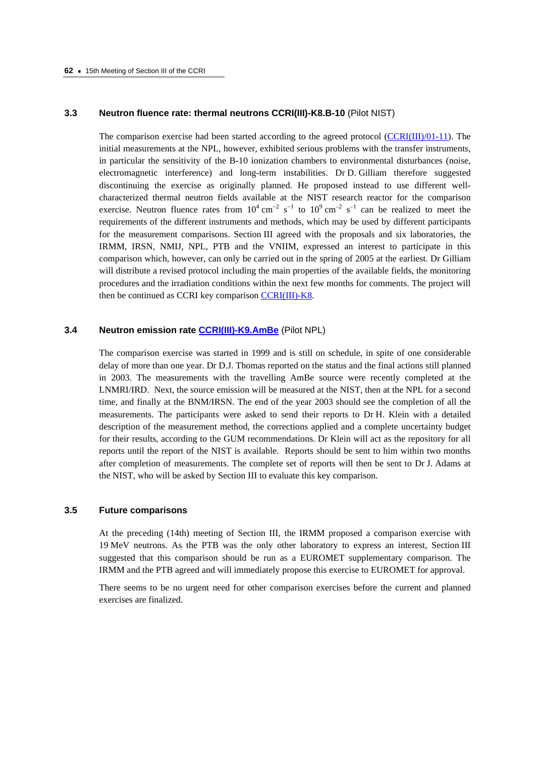### 3.3 Neutron fluence rate: thermal neutrons CCRI(III)-K8.B-10 (Pilot NIST)

The comparison exercise had been started according to the agreed protocol (CCRI(III)/01-11). The initial measurements at the NPL, however, exhibited serious problems with the transfer instruments, in particular the sensitivity of the B-10 ionization chambers to environmental disturbances (noise, electromagnetic interference) and long-term instabilities. Dr D. Gilliam therefore suggested discontinuing the exercise as originally planned. He proposed instead to use different well-characterized thermal neutron fields available at the NIST research reactor for the comparison exercise. Neutron fluence rates from $10^4$ cm$^{-2}$ s$^{-1}$ to $10^9$ cm$^{-2}$ s$^{-1}$ can be realized to meet the requirements of the different instruments and methods, which may be used by different participants for the measurement comparisons. Section III agreed with the proposals and six laboratories, the IRMM, IRSN, NMIJ, NPL, PTB and the VNIIM, expressed an interest to participate in this comparison which, however, can only be carried out in the spring of 2005 at the earliest. Dr Gilliam will distribute a revised protocol including the main properties of the available fields, the monitoring procedures and the irradiation conditions within the next few months for comments. The project will then be continued as CCRI key comparison CCRI(III)-K8.

### 3.4 Neutron emission rate CCRI(III)-K9.AmBe (Pilot NPL)

The comparison exercise was started in 1999 and is still on schedule, in spite of one considerable delay of more than one year. Dr D.J. Thomas reported on the status and the final actions still planned in 2003. The measurements with the travelling AmBe source were recently completed at the LNMRI/IRD. Next, the source emission will be measured at the NIST, then at the NPL for a second time, and finally at the BNM/IRSN. The end of the year 2003 should see the completion of all the measurements. The participants were asked to send their reports to Dr H. Klein with a detailed description of the measurement method, the corrections applied and a complete uncertainty budget for their results, according to the GUM recommendations. Dr Klein will act as the repository for all reports until the report of the NIST is available. Reports should be sent to him within two months after completion of measurements. The complete set of reports will then be sent to Dr J. Adams at the NIST, who will be asked by Section III to evaluate this key comparison.

### 3.5 Future comparisons

At the preceding (14th) meeting of Section III, the IRMM proposed a comparison exercise with 19 MeV neutrons. As the PTB was the only other laboratory to express an interest, Section III suggested that this comparison should be run as a EUROMET supplementary comparison. The IRMM and the PTB agreed and will immediately propose this exercise to EUROMET for approval.

There seems to be no urgent need for other comparison exercises before the current and planned exercises are finalized.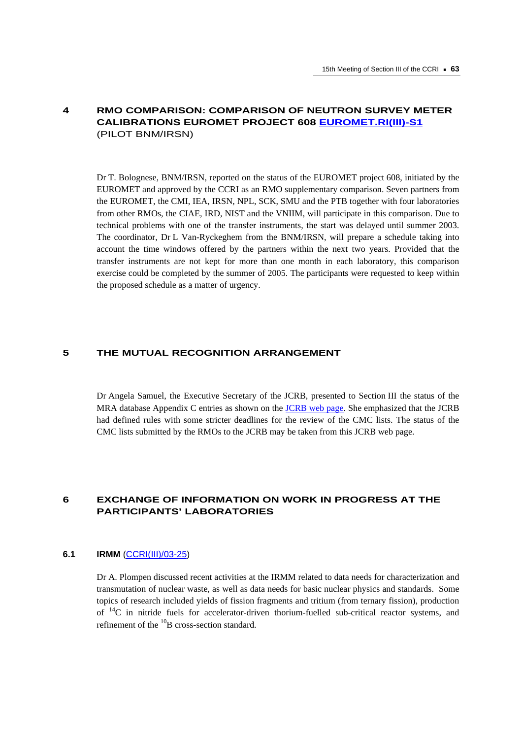## 4 RMO COMPARISON: COMPARISON OF NEUTRON SURVEY METER CALIBRATIONS EUROMET PROJECT 608 EUROMET.RI(III)-S1 (PILOT BNM/IRSN)

Dr T. Bolognese, BNM/IRSN, reported on the status of the EUROMET project 608, initiated by the EUROMET and approved by the CCRI as an RMO supplementary comparison. Seven partners from the EUROMET, the CMI, IEA, IRSN, NPL, SCK, SMU and the PTB together with four laboratories from other RMOs, the CIAE, IRD, NIST and the VNIIM, will participate in this comparison. Due to technical problems with one of the transfer instruments, the start was delayed until summer 2003. The coordinator, Dr L Van-Ryckeghem from the BNM/IRSN, will prepare a schedule taking into account the time windows offered by the partners within the next two years. Provided that the transfer instruments are not kept for more than one month in each laboratory, this comparison exercise could be completed by the summer of 2005. The participants were requested to keep within the proposed schedule as a matter of urgency.

## 5 THE MUTUAL RECOGNITION ARRANGEMENT

Dr Angela Samuel, the Executive Secretary of the JCRB, presented to Section III the status of the MRA database Appendix C entries as shown on the JCRB web page. She emphasized that the JCRB had defined rules with some stricter deadlines for the review of the CMC lists. The status of the CMC lists submitted by the RMOs to the JCRB may be taken from this JCRB web page.

## 6 EXCHANGE OF INFORMATION ON WORK IN PROGRESS AT THE PARTICIPANTS' LABORATORIES

### 6.1 IRMM (CCRI(III)/03-25)

Dr A. Plompen discussed recent activities at the IRMM related to data needs for characterization and transmutation of nuclear waste, as well as data needs for basic nuclear physics and standards. Some topics of research included yields of fission fragments and tritium (from ternary fission), production of $^{14}C$ in nitride fuels for accelerator-driven thorium-fuelled sub-critical reactor systems, and refinement of the $^{10}B$ cross-section standard.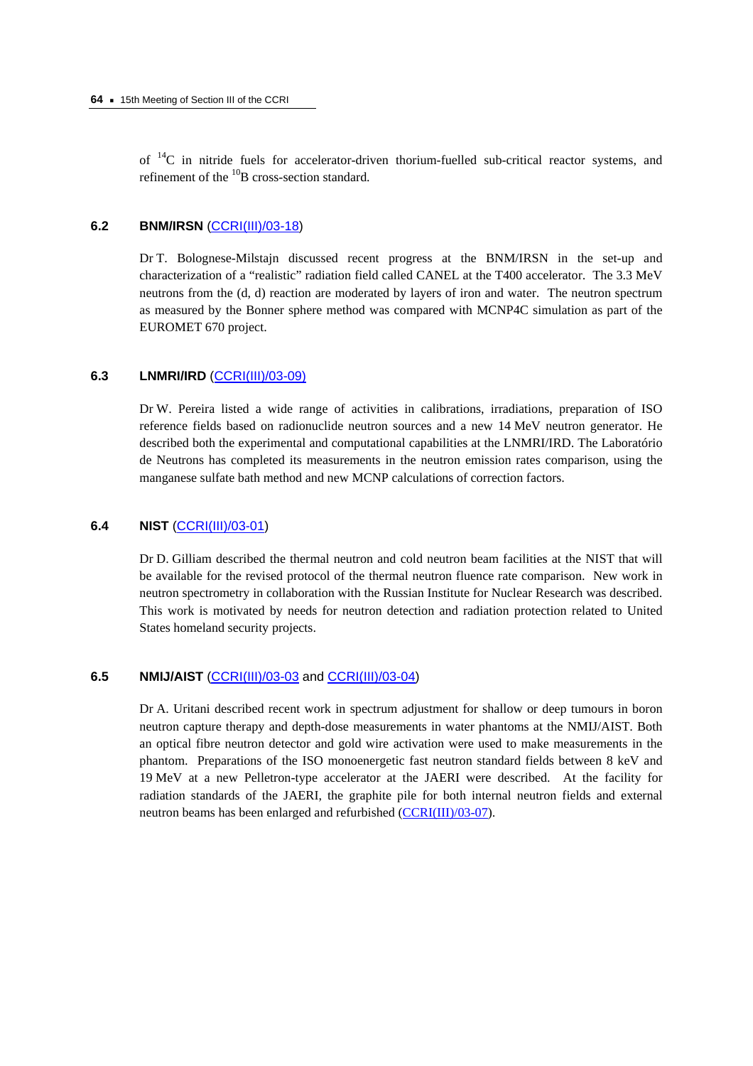of $^{14}C$ in nitride fuels for accelerator-driven thorium-fuelled sub-critical reactor systems, and refinement of the $^{10}B$ cross-section standard.

### 6.2 BNM/IRSN (CCRI(III)/03-18)

Dr T. Bolognese-Milstajn discussed recent progress at the BNM/IRSN in the set-up and characterization of a "realistic" radiation field called CANEL at the T400 accelerator. The 3.3 MeV neutrons from the (d, d) reaction are moderated by layers of iron and water. The neutron spectrum as measured by the Bonner sphere method was compared with MCNP4C simulation as part of the EUROMET 670 project.

### 6.3 LNMRI/IRD (CCRI(III)/03-09)

Dr W. Pereira listed a wide range of activities in calibrations, irradiations, preparation of ISO reference fields based on radionuclide neutron sources and a new 14 MeV neutron generator. He described both the experimental and computational capabilities at the LNMRI/IRD. The Laboratório de Neutrons has completed its measurements in the neutron emission rates comparison, using the manganese sulfate bath method and new MCNP calculations of correction factors.

### 6.4 NIST (CCRI(III)/03-01)

Dr D. Gilliam described the thermal neutron and cold neutron beam facilities at the NIST that will be available for the revised protocol of the thermal neutron fluence rate comparison. New work in neutron spectrometry in collaboration with the Russian Institute for Nuclear Research was described. This work is motivated by needs for neutron detection and radiation protection related to United States homeland security projects.

### 6.5 NMIJ/AIST (CCRI(III)/03-03 and CCRI(III)/03-04)

Dr A. Uritani described recent work in spectrum adjustment for shallow or deep tumours in boron neutron capture therapy and depth-dose measurements in water phantoms at the NMIJ/AIST. Both an optical fibre neutron detector and gold wire activation were used to make measurements in the phantom. Preparations of the ISO monoenergetic fast neutron standard fields between 8 keV and 19 MeV at a new Pelletron-type accelerator at the JAERI were described. At the facility for radiation standards of the JAERI, the graphite pile for both internal neutron fields and external neutron beams has been enlarged and refurbished (CCRI(III)/03-07).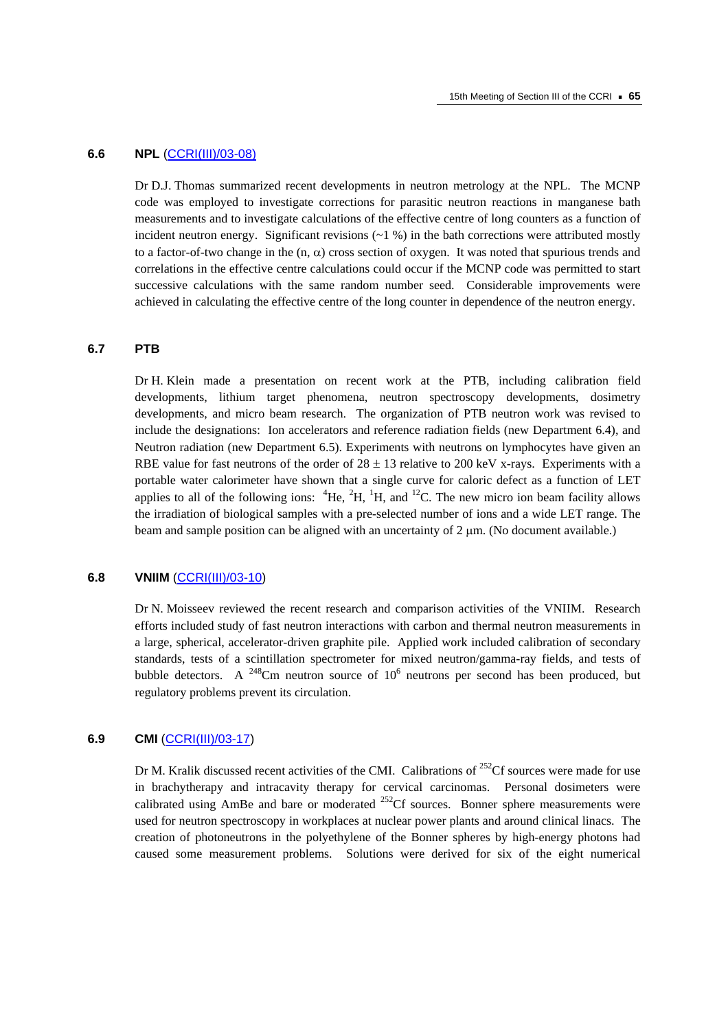### 6.6 NPL (CCRI(III)/03-08)

Dr D.J. Thomas summarized recent developments in neutron metrology at the NPL. The MCNP code was employed to investigate corrections for parasitic neutron reactions in manganese bath measurements and to investigate calculations of the effective centre of long counters as a function of incident neutron energy. Significant revisions (~1 %) in the bath corrections were attributed mostly to a factor-of-two change in the (n, $\alpha$) cross section of oxygen. It was noted that spurious trends and correlations in the effective centre calculations could occur if the MCNP code was permitted to start successive calculations with the same random number seed. Considerable improvements were achieved in calculating the effective centre of the long counter in dependence of the neutron energy.

### 6.7 PTB

Dr H. Klein made a presentation on recent work at the PTB, including calibration field developments, lithium target phenomena, neutron spectroscopy developments, dosimetry developments, and micro beam research. The organization of PTB neutron work was revised to include the designations: Ion accelerators and reference radiation fields (new Department 6.4), and Neutron radiation (new Department 6.5). Experiments with neutrons on lymphocytes have given an RBE value for fast neutrons of the order of $28 \pm 13$ relative to 200 keV x-rays. Experiments with a portable water calorimeter have shown that a single curve for caloric defect as a function of LET applies to all of the following ions: $^{4}$He, $^{2}$H, $^{1}$H, and $^{12}$C. The new micro ion beam facility allows the irradiation of biological samples with a pre-selected number of ions and a wide LET range. The beam and sample position can be aligned with an uncertainty of 2 µm. (No document available.)

### 6.8 VNIIM (CCRI(III)/03-10)

Dr N. Moisseev reviewed the recent research and comparison activities of the VNIIM. Research efforts included study of fast neutron interactions with carbon and thermal neutron measurements in a large, spherical, accelerator-driven graphite pile. Applied work included calibration of secondary standards, tests of a scintillation spectrometer for mixed neutron/gamma-ray fields, and tests of bubble detectors. A $^{248}$Cm neutron source of $10^{6}$ neutrons per second has been produced, but regulatory problems prevent its circulation.

### 6.9 CMI (CCRI(III)/03-17)

Dr M. Kralik discussed recent activities of the CMI. Calibrations of $^{252}$Cf sources were made for use in brachytherapy and intracavity therapy for cervical carcinomas. Personal dosimeters were calibrated using AmBe and bare or moderated $^{252}$Cf sources. Bonner sphere measurements were used for neutron spectroscopy in workplaces at nuclear power plants and around clinical linacs. The creation of photoneutrons in the polyethylene of the Bonner spheres by high-energy photons had caused some measurement problems. Solutions were derived for six of the eight numerical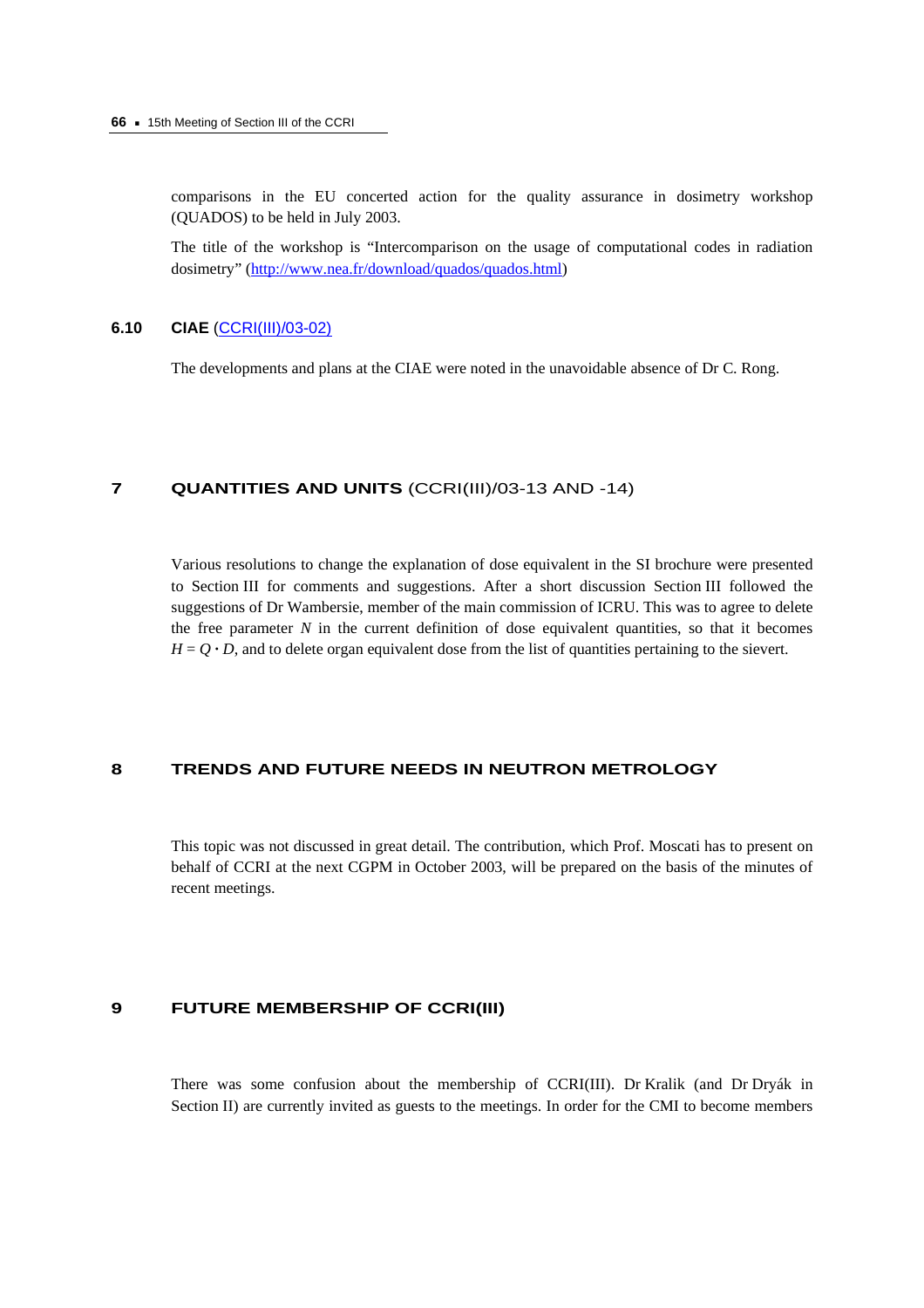comparisons in the EU concerted action for the quality assurance in dosimetry workshop (QUADOS) to be held in July 2003.

The title of the workshop is "Intercomparison on the usage of computational codes in radiation dosimetry" (http://www.nea.fr/download/quados/quados.html)

### 6.10 CIAE (CCRI(III)/03-02)

The developments and plans at the CIAE were noted in the unavoidable absence of Dr C. Rong.

## 7 QUANTITIES AND UNITS (CCRI(III)/03-13 AND -14)

Various resolutions to change the explanation of dose equivalent in the SI brochure were presented to Section III for comments and suggestions. After a short discussion Section III followed the suggestions of Dr Wambersie, member of the main commission of ICRU. This was to agree to delete the free parameter $N$ in the current definition of dose equivalent quantities, so that it becomes $H = Q \cdot D$, and to delete organ equivalent dose from the list of quantities pertaining to the sievert.

## 8 TRENDS AND FUTURE NEEDS IN NEUTRON METROLOGY

This topic was not discussed in great detail. The contribution, which Prof. Moscati has to present on behalf of CCRI at the next CGPM in October 2003, will be prepared on the basis of the minutes of recent meetings.

## 9 FUTURE MEMBERSHIP OF CCRI(III)

There was some confusion about the membership of CCRI(III). Dr Kralik (and Dr Dryák in Section II) are currently invited as guests to the meetings. In order for the CMI to become members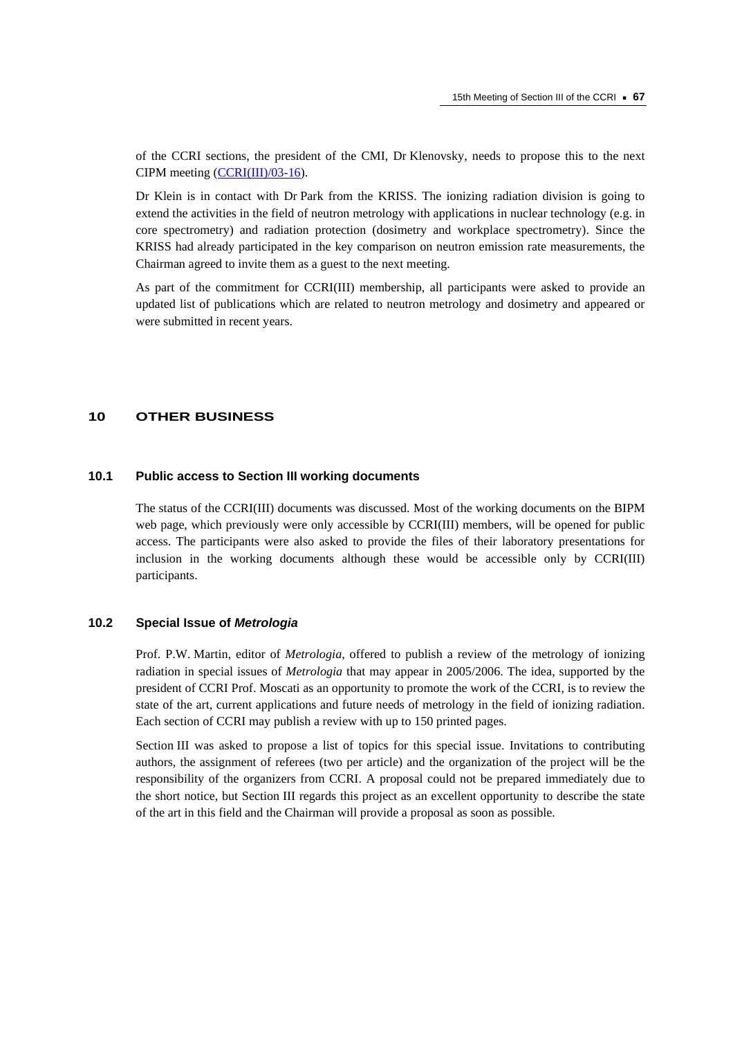of the CCRI sections, the president of the CMI, Dr Klenovsky, needs to propose this to the next CIPM meeting (CCRI(III)/03-16).

Dr Klein is in contact with Dr Park from the KRISS. The ionizing radiation division is going to extend the activities in the field of neutron metrology with applications in nuclear technology (e.g. in core spectrometry) and radiation protection (dosimetry and workplace spectrometry). Since the KRISS had already participated in the key comparison on neutron emission rate measurements, the Chairman agreed to invite them as a guest to the next meeting.

As part of the commitment for CCRI(III) membership, all participants were asked to provide an updated list of publications which are related to neutron metrology and dosimetry and appeared or were submitted in recent years.

## 10 OTHER BUSINESS

### 10.1 Public access to Section III working documents

The status of the CCRI(III) documents was discussed. Most of the working documents on the BIPM web page, which previously were only accessible by CCRI(III) members, will be opened for public access. The participants were also asked to provide the files of their laboratory presentations for inclusion in the working documents although these would be accessible only by CCRI(III) participants.

### 10.2 Special Issue of *Metrologia*

Prof. P.W. Martin, editor of *Metrologia*, offered to publish a review of the metrology of ionizing radiation in special issues of *Metrologia* that may appear in 2005/2006. The idea, supported by the president of CCRI Prof. Moscati as an opportunity to promote the work of the CCRI, is to review the state of the art, current applications and future needs of metrology in the field of ionizing radiation. Each section of CCRI may publish a review with up to 150 printed pages.

Section III was asked to propose a list of topics for this special issue. Invitations to contributing authors, the assignment of referees (two per article) and the organization of the project will be the responsibility of the organizers from CCRI. A proposal could not be prepared immediately due to the short notice, but Section III regards this project as an excellent opportunity to describe the state of the art in this field and the Chairman will provide a proposal as soon as possible.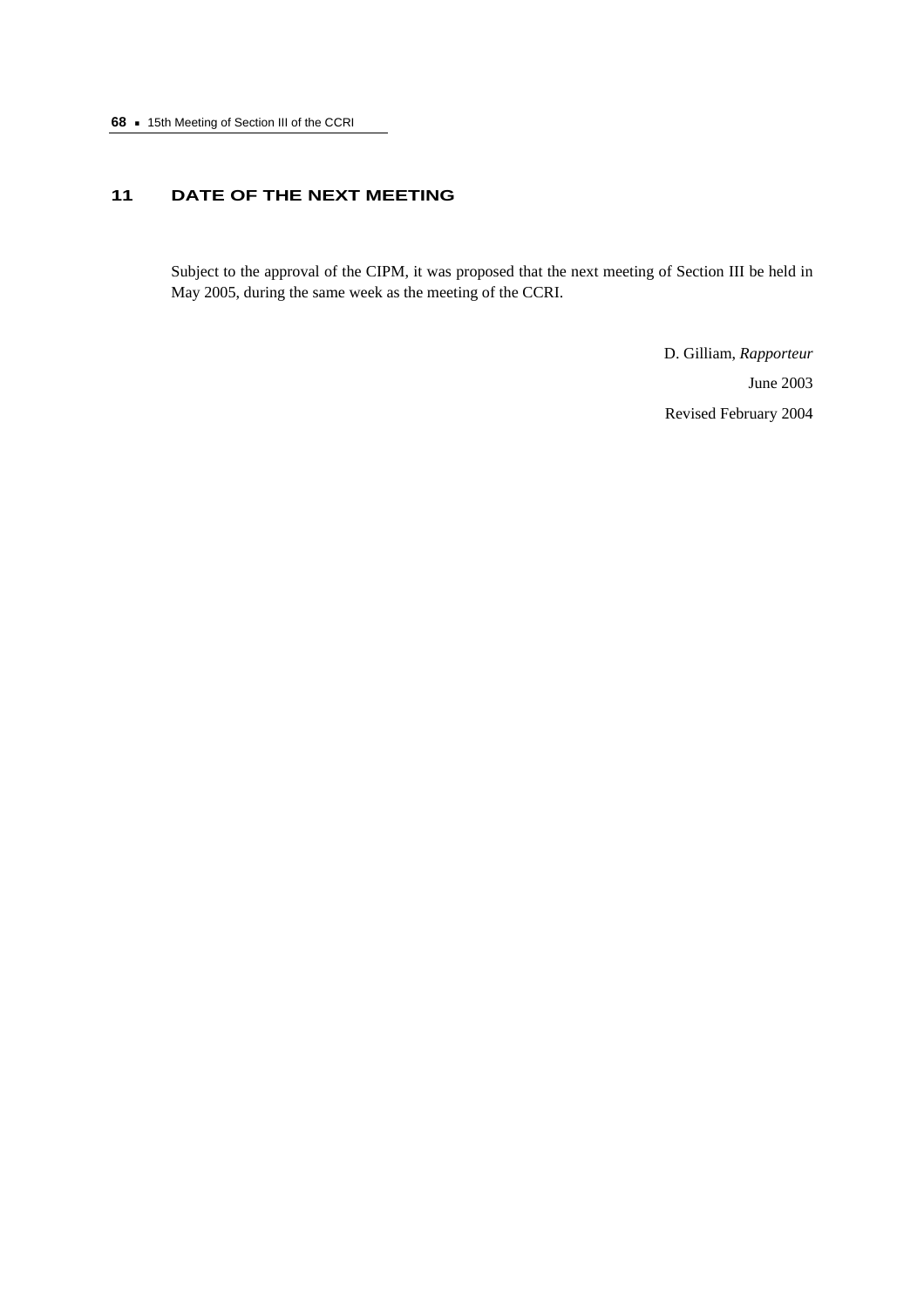## 11 DATE OF THE NEXT MEETING

Subject to the approval of the CIPM, it was proposed that the next meeting of Section III be held in May 2005, during the same week as the meeting of the CCRI.

D. Gilliam, *Rapporteur*

June 2003

Revised February 2004